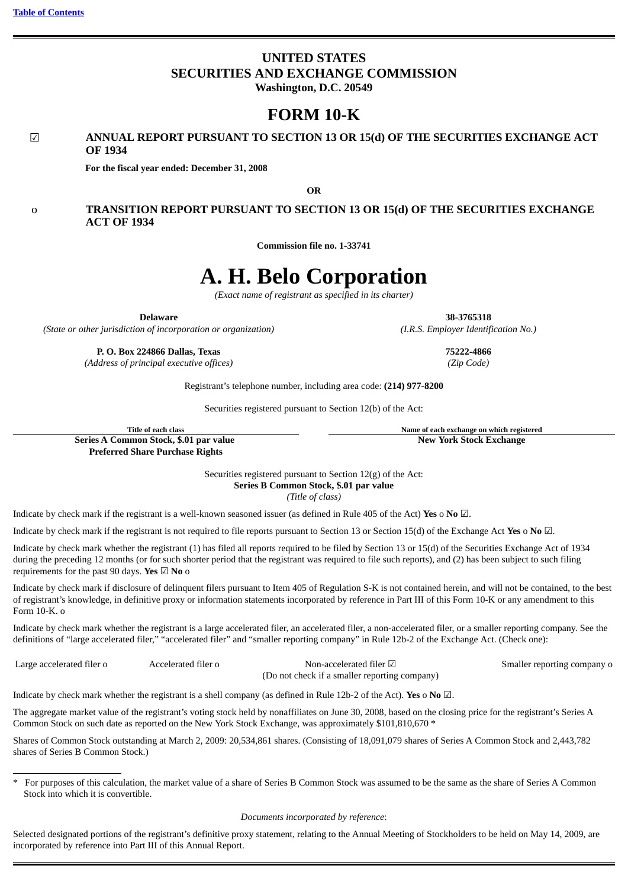[Table of Contents]

# UNITED STATES
# SECURITIES AND EXCHANGE COMMISSION
**Washington, D.C. 20549**

# FORM 10-K

☑ **ANNUAL REPORT PURSUANT TO SECTION 13 OR 15(d) OF THE SECURITIES EXCHANGE ACT OF 1934**

**For the fiscal year ended: December 31, 2008**

**OR**

o **TRANSITION REPORT PURSUANT TO SECTION 13 OR 15(d) OF THE SECURITIES EXCHANGE ACT OF 1934**

**Commission file no. 1-33741**

# A. H. Belo Corporation

*(Exact name of registrant as specified in its charter)*

| **Delaware** | **38-3765318** |
|---|---|
| *(State or other jurisdiction of incorporation or organization)* | *(I.R.S. Employer Identification No.)* |
| **P. O. Box 224866 Dallas, Texas** | **75222-4866** |
| *(Address of principal executive offices)* | *(Zip Code)* |

Registrant's telephone number, including area code: **(214) 977-8200**

Securities registered pursuant to Section 12(b) of the Act:

| Title of each class | Name of each exchange on which registered |
|---|---|
| **Series A Common Stock, $.01 par value** | **New York Stock Exchange** |
| **Preferred Share Purchase Rights** | |

Securities registered pursuant to Section 12(g) of the Act:
**Series B Common Stock, $.01 par value**
*(Title of class)*

Indicate by check mark if the registrant is a well-known seasoned issuer (as defined in Rule 405 of the Act) **Yes** o **No** ☑.

Indicate by check mark if the registrant is not required to file reports pursuant to Section 13 or Section 15(d) of the Exchange Act **Yes** o **No** ☑.

Indicate by check mark whether the registrant (1) has filed all reports required to be filed by Section 13 or 15(d) of the Securities Exchange Act of 1934 during the preceding 12 months (or for such shorter period that the registrant was required to file such reports), and (2) has been subject to such filing requirements for the past 90 days. **Yes** ☑ **No** o

Indicate by check mark if disclosure of delinquent filers pursuant to Item 405 of Regulation S-K is not contained herein, and will not be contained, to the best of registrant's knowledge, in definitive proxy or information statements incorporated by reference in Part III of this Form 10-K or any amendment to this Form 10-K. o

Indicate by check mark whether the registrant is a large accelerated filer, an accelerated filer, a non-accelerated filer, or a smaller reporting company. See the definitions of "large accelerated filer," "accelerated filer" and "smaller reporting company" in Rule 12b-2 of the Exchange Act. (Check one):

| Large accelerated filer o | Accelerated filer o | Non-accelerated filer ☑ (Do not check if a smaller reporting company) | Smaller reporting company o |
|---|---|---|---|

Indicate by check mark whether the registrant is a shell company (as defined in Rule 12b-2 of the Act). **Yes** o **No** ☑.

The aggregate market value of the registrant's voting stock held by nonaffiliates on June 30, 2008, based on the closing price for the registrant's Series A Common Stock on such date as reported on the New York Stock Exchange, was approximately $101,810,670 *

Shares of Common Stock outstanding at March 2, 2009: 20,534,861 shares. (Consisting of 18,091,079 shares of Series A Common Stock and 2,443,782 shares of Series B Common Stock.)

---

* For purposes of this calculation, the market value of a share of Series B Common Stock was assumed to be the same as the share of Series A Common Stock into which it is convertible.

*Documents incorporated by reference*:

Selected designated portions of the registrant's definitive proxy statement, relating to the Annual Meeting of Stockholders to be held on May 14, 2009, are incorporated by reference into Part III of this Annual Report.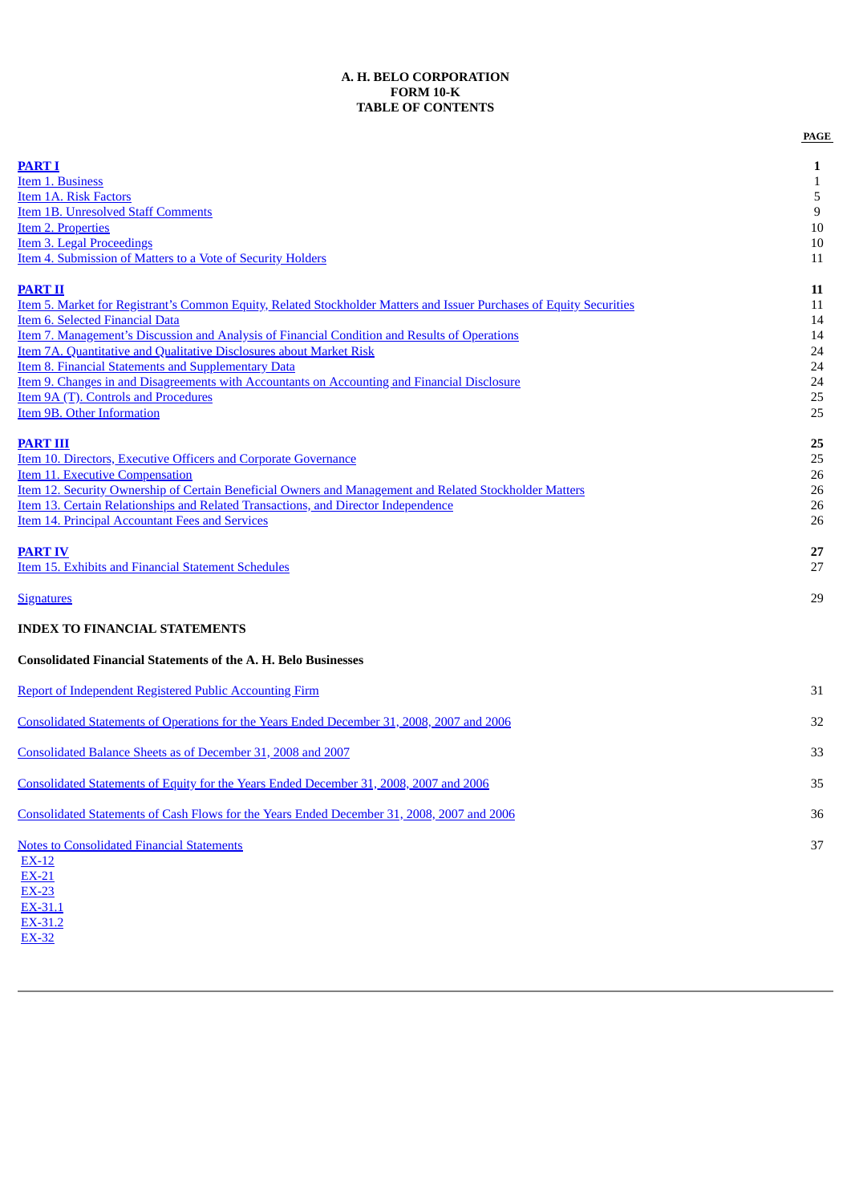**A. H. BELO CORPORATION**
**FORM 10-K**
**TABLE OF CONTENTS**

| | PAGE |
|---|---|
| **PART I** | **1** |
| Item 1. Business | 1 |
| Item 1A. Risk Factors | 5 |
| Item 1B. Unresolved Staff Comments | 9 |
| Item 2. Properties | 10 |
| Item 3. Legal Proceedings | 10 |
| Item 4. Submission of Matters to a Vote of Security Holders | 11 |
| **PART II** | **11** |
| Item 5. Market for Registrant's Common Equity, Related Stockholder Matters and Issuer Purchases of Equity Securities | 11 |
| Item 6. Selected Financial Data | 14 |
| Item 7. Management's Discussion and Analysis of Financial Condition and Results of Operations | 14 |
| Item 7A. Quantitative and Qualitative Disclosures about Market Risk | 24 |
| Item 8. Financial Statements and Supplementary Data | 24 |
| Item 9. Changes in and Disagreements with Accountants on Accounting and Financial Disclosure | 24 |
| Item 9A (T). Controls and Procedures | 25 |
| Item 9B. Other Information | 25 |
| **PART III** | **25** |
| Item 10. Directors, Executive Officers and Corporate Governance | 25 |
| Item 11. Executive Compensation | 26 |
| Item 12. Security Ownership of Certain Beneficial Owners and Management and Related Stockholder Matters | 26 |
| Item 13. Certain Relationships and Related Transactions, and Director Independence | 26 |
| Item 14. Principal Accountant Fees and Services | 26 |
| **PART IV** | **27** |
| Item 15. Exhibits and Financial Statement Schedules | 27 |
| Signatures | 29 |

**INDEX TO FINANCIAL STATEMENTS**

**Consolidated Financial Statements of the A. H. Belo Businesses**

| | |
|---|---|
| Report of Independent Registered Public Accounting Firm | 31 |
| Consolidated Statements of Operations for the Years Ended December 31, 2008, 2007 and 2006 | 32 |
| Consolidated Balance Sheets as of December 31, 2008 and 2007 | 33 |
| Consolidated Statements of Equity for the Years Ended December 31, 2008, 2007 and 2006 | 35 |
| Consolidated Statements of Cash Flows for the Years Ended December 31, 2008, 2007 and 2006 | 36 |
| Notes to Consolidated Financial Statements | 37 |

EX-12
EX-21
EX-23
EX-31.1
EX-31.2
EX-32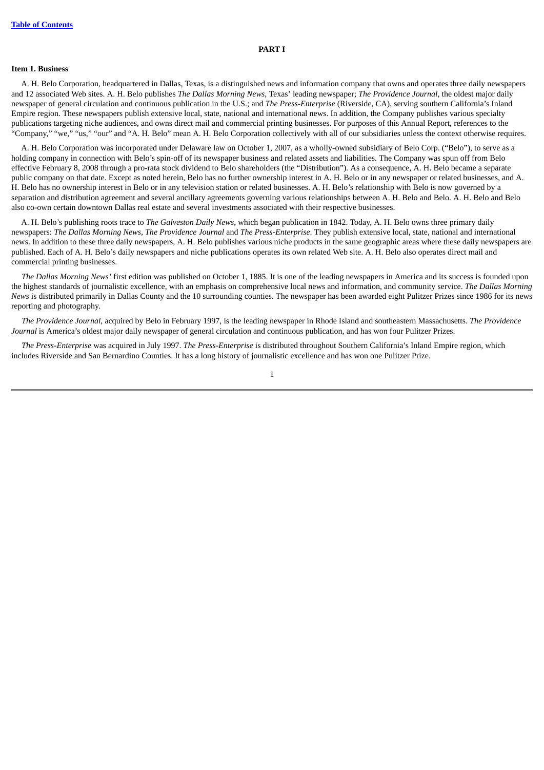# PART I

## Item 1. Business

A. H. Belo Corporation, headquartered in Dallas, Texas, is a distinguished news and information company that owns and operates three daily newspapers and 12 associated Web sites. A. H. Belo publishes *The Dallas Morning News*, Texas' leading newspaper; *The Providence Journal*, the oldest major daily newspaper of general circulation and continuous publication in the U.S.; and *The Press-Enterprise* (Riverside, CA), serving southern California's Inland Empire region. These newspapers publish extensive local, state, national and international news. In addition, the Company publishes various specialty publications targeting niche audiences, and owns direct mail and commercial printing businesses. For purposes of this Annual Report, references to the "Company," "we," "us," "our" and "A. H. Belo" mean A. H. Belo Corporation collectively with all of our subsidiaries unless the context otherwise requires.

A. H. Belo Corporation was incorporated under Delaware law on October 1, 2007, as a wholly-owned subsidiary of Belo Corp. ("Belo"), to serve as a holding company in connection with Belo's spin-off of its newspaper business and related assets and liabilities. The Company was spun off from Belo effective February 8, 2008 through a pro-rata stock dividend to Belo shareholders (the "Distribution"). As a consequence, A. H. Belo became a separate public company on that date. Except as noted herein, Belo has no further ownership interest in A. H. Belo or in any newspaper or related businesses, and A. H. Belo has no ownership interest in Belo or in any television station or related businesses. A. H. Belo's relationship with Belo is now governed by a separation and distribution agreement and several ancillary agreements governing various relationships between A. H. Belo and Belo. A. H. Belo and Belo also co-own certain downtown Dallas real estate and several investments associated with their respective businesses.

A. H. Belo's publishing roots trace to *The Galveston Daily News*, which began publication in 1842. Today, A. H. Belo owns three primary daily newspapers: *The Dallas Morning News*, *The Providence Journal* and *The Press-Enterprise*. They publish extensive local, state, national and international news. In addition to these three daily newspapers, A. H. Belo publishes various niche products in the same geographic areas where these daily newspapers are published. Each of A. H. Belo's daily newspapers and niche publications operates its own related Web site. A. H. Belo also operates direct mail and commercial printing businesses.

*The Dallas Morning News'* first edition was published on October 1, 1885. It is one of the leading newspapers in America and its success is founded upon the highest standards of journalistic excellence, with an emphasis on comprehensive local news and information, and community service. *The Dallas Morning News* is distributed primarily in Dallas County and the 10 surrounding counties. The newspaper has been awarded eight Pulitzer Prizes since 1986 for its news reporting and photography.

*The Providence Journal*, acquired by Belo in February 1997, is the leading newspaper in Rhode Island and southeastern Massachusetts. *The Providence Journal* is America's oldest major daily newspaper of general circulation and continuous publication, and has won four Pulitzer Prizes.

*The Press-Enterprise* was acquired in July 1997. *The Press-Enterprise* is distributed throughout Southern California's Inland Empire region, which includes Riverside and San Bernardino Counties. It has a long history of journalistic excellence and has won one Pulitzer Prize.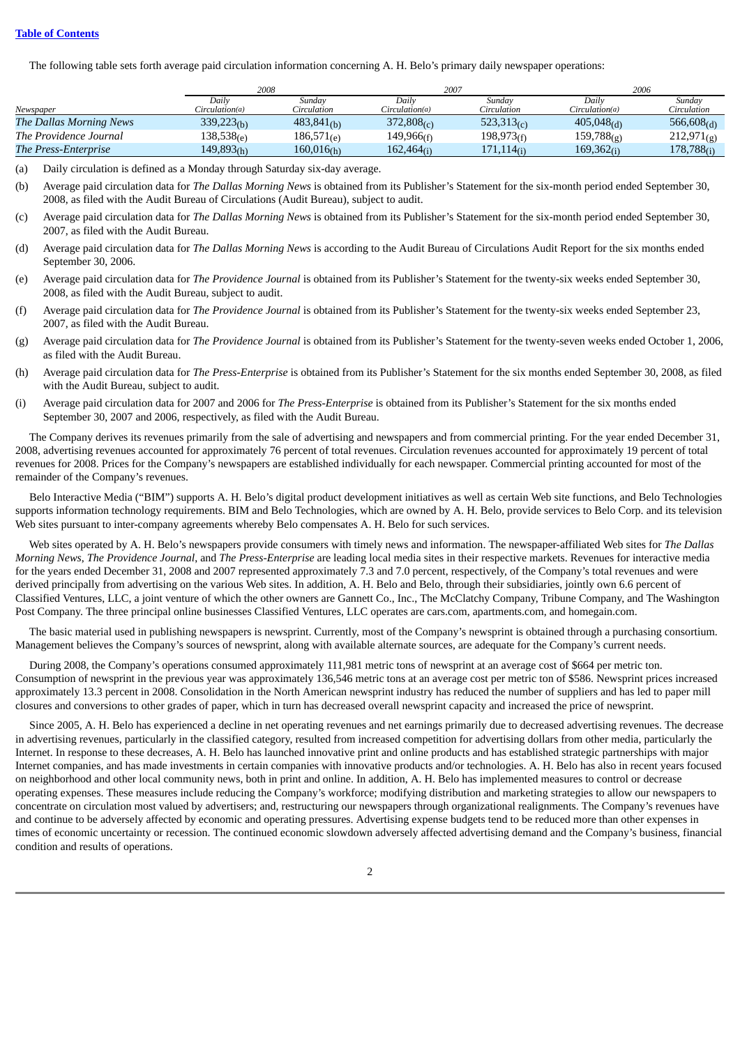The following table sets forth average paid circulation information concerning A. H. Belo's primary daily newspaper operations:

| | 2008 | | 2007 | | 2006 | |
|---|---|---|---|---|---|---|
| *Newspaper* | *Daily Circulation(a)* | *Sunday Circulation* | *Daily Circulation(a)* | *Sunday Circulation* | *Daily Circulation(a)* | *Sunday Circulation* |
| *The Dallas Morning News* | 339,223(b) | 483,841(b) | 372,808(c) | 523,313(c) | 405,048(d) | 566,608(d) |
| *The Providence Journal* | 138,538(e) | 186,571(e) | 149,966(f) | 198,973(f) | 159,788(g) | 212,971(g) |
| *The Press-Enterprise* | 149,893(h) | 160,016(h) | 162,464(i) | 171,114(i) | 169,362(i) | 178,788(i) |

(a) Daily circulation is defined as a Monday through Saturday six-day average.

(b) Average paid circulation data for *The Dallas Morning News* is obtained from its Publisher's Statement for the six-month period ended September 30, 2008, as filed with the Audit Bureau of Circulations (Audit Bureau), subject to audit.

(c) Average paid circulation data for *The Dallas Morning News* is obtained from its Publisher's Statement for the six-month period ended September 30, 2007, as filed with the Audit Bureau.

(d) Average paid circulation data for *The Dallas Morning News* is according to the Audit Bureau of Circulations Audit Report for the six months ended September 30, 2006.

(e) Average paid circulation data for *The Providence Journal* is obtained from its Publisher's Statement for the twenty-six weeks ended September 30, 2008, as filed with the Audit Bureau, subject to audit.

(f) Average paid circulation data for *The Providence Journal* is obtained from its Publisher's Statement for the twenty-six weeks ended September 23, 2007, as filed with the Audit Bureau.

(g) Average paid circulation data for *The Providence Journal* is obtained from its Publisher's Statement for the twenty-seven weeks ended October 1, 2006, as filed with the Audit Bureau.

(h) Average paid circulation data for *The Press-Enterprise* is obtained from its Publisher's Statement for the six months ended September 30, 2008, as filed with the Audit Bureau, subject to audit.

(i) Average paid circulation data for 2007 and 2006 for *The Press-Enterprise* is obtained from its Publisher's Statement for the six months ended September 30, 2007 and 2006, respectively, as filed with the Audit Bureau.

The Company derives its revenues primarily from the sale of advertising and newspapers and from commercial printing. For the year ended December 31, 2008, advertising revenues accounted for approximately 76 percent of total revenues. Circulation revenues accounted for approximately 19 percent of total revenues for 2008. Prices for the Company's newspapers are established individually for each newspaper. Commercial printing accounted for most of the remainder of the Company's revenues.

Belo Interactive Media ("BIM") supports A. H. Belo's digital product development initiatives as well as certain Web site functions, and Belo Technologies supports information technology requirements. BIM and Belo Technologies, which are owned by A. H. Belo, provide services to Belo Corp. and its television Web sites pursuant to inter-company agreements whereby Belo compensates A. H. Belo for such services.

Web sites operated by A. H. Belo's newspapers provide consumers with timely news and information. The newspaper-affiliated Web sites for *The Dallas Morning News*, *The Providence Journal*, and *The Press-Enterprise* are leading local media sites in their respective markets. Revenues for interactive media for the years ended December 31, 2008 and 2007 represented approximately 7.3 and 7.0 percent, respectively, of the Company's total revenues and were derived principally from advertising on the various Web sites. In addition, A. H. Belo and Belo, through their subsidiaries, jointly own 6.6 percent of Classified Ventures, LLC, a joint venture of which the other owners are Gannett Co., Inc., The McClatchy Company, Tribune Company, and The Washington Post Company. The three principal online businesses Classified Ventures, LLC operates are cars.com, apartments.com, and homegain.com.

The basic material used in publishing newspapers is newsprint. Currently, most of the Company's newsprint is obtained through a purchasing consortium. Management believes the Company's sources of newsprint, along with available alternate sources, are adequate for the Company's current needs.

During 2008, the Company's operations consumed approximately 111,981 metric tons of newsprint at an average cost of $664 per metric ton. Consumption of newsprint in the previous year was approximately 136,546 metric tons at an average cost per metric ton of $586. Newsprint prices increased approximately 13.3 percent in 2008. Consolidation in the North American newsprint industry has reduced the number of suppliers and has led to paper mill closures and conversions to other grades of paper, which in turn has decreased overall newsprint capacity and increased the price of newsprint.

Since 2005, A. H. Belo has experienced a decline in net operating revenues and net earnings primarily due to decreased advertising revenues. The decrease in advertising revenues, particularly in the classified category, resulted from increased competition for advertising dollars from other media, particularly the Internet. In response to these decreases, A. H. Belo has launched innovative print and online products and has established strategic partnerships with major Internet companies, and has made investments in certain companies with innovative products and/or technologies. A. H. Belo has also in recent years focused on neighborhood and other local community news, both in print and online. In addition, A. H. Belo has implemented measures to control or decrease operating expenses. These measures include reducing the Company's workforce; modifying distribution and marketing strategies to allow our newspapers to concentrate on circulation most valued by advertisers; and, restructuring our newspapers through organizational realignments. The Company's revenues have and continue to be adversely affected by economic and operating pressures. Advertising expense budgets tend to be reduced more than other expenses in times of economic uncertainty or recession. The continued economic slowdown adversely affected advertising demand and the Company's business, financial condition and results of operations.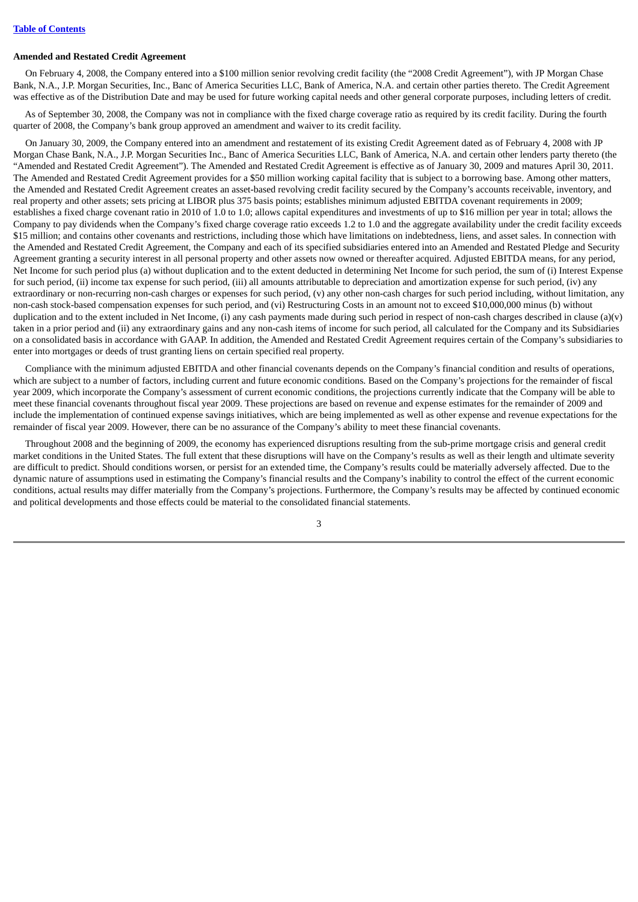**Amended and Restated Credit Agreement**

On February 4, 2008, the Company entered into a $100 million senior revolving credit facility (the "2008 Credit Agreement"), with JP Morgan Chase Bank, N.A., J.P. Morgan Securities, Inc., Banc of America Securities LLC, Bank of America, N.A. and certain other parties thereto. The Credit Agreement was effective as of the Distribution Date and may be used for future working capital needs and other general corporate purposes, including letters of credit.

As of September 30, 2008, the Company was not in compliance with the fixed charge coverage ratio as required by its credit facility. During the fourth quarter of 2008, the Company's bank group approved an amendment and waiver to its credit facility.

On January 30, 2009, the Company entered into an amendment and restatement of its existing Credit Agreement dated as of February 4, 2008 with JP Morgan Chase Bank, N.A., J.P. Morgan Securities Inc., Banc of America Securities LLC, Bank of America, N.A. and certain other lenders party thereto (the "Amended and Restated Credit Agreement"). The Amended and Restated Credit Agreement is effective as of January 30, 2009 and matures April 30, 2011. The Amended and Restated Credit Agreement provides for a $50 million working capital facility that is subject to a borrowing base. Among other matters, the Amended and Restated Credit Agreement creates an asset-based revolving credit facility secured by the Company's accounts receivable, inventory, and real property and other assets; sets pricing at LIBOR plus 375 basis points; establishes minimum adjusted EBITDA covenant requirements in 2009; establishes a fixed charge covenant ratio in 2010 of 1.0 to 1.0; allows capital expenditures and investments of up to $16 million per year in total; allows the Company to pay dividends when the Company's fixed charge coverage ratio exceeds 1.2 to 1.0 and the aggregate availability under the credit facility exceeds $15 million; and contains other covenants and restrictions, including those which have limitations on indebtedness, liens, and asset sales. In connection with the Amended and Restated Credit Agreement, the Company and each of its specified subsidiaries entered into an Amended and Restated Pledge and Security Agreement granting a security interest in all personal property and other assets now owned or thereafter acquired. Adjusted EBITDA means, for any period, Net Income for such period plus (a) without duplication and to the extent deducted in determining Net Income for such period, the sum of (i) Interest Expense for such period, (ii) income tax expense for such period, (iii) all amounts attributable to depreciation and amortization expense for such period, (iv) any extraordinary or non-recurring non-cash charges or expenses for such period, (v) any other non-cash charges for such period including, without limitation, any non-cash stock-based compensation expenses for such period, and (vi) Restructuring Costs in an amount not to exceed $10,000,000 minus (b) without duplication and to the extent included in Net Income, (i) any cash payments made during such period in respect of non-cash charges described in clause (a)(v) taken in a prior period and (ii) any extraordinary gains and any non-cash items of income for such period, all calculated for the Company and its Subsidiaries on a consolidated basis in accordance with GAAP. In addition, the Amended and Restated Credit Agreement requires certain of the Company's subsidiaries to enter into mortgages or deeds of trust granting liens on certain specified real property.

Compliance with the minimum adjusted EBITDA and other financial covenants depends on the Company's financial condition and results of operations, which are subject to a number of factors, including current and future economic conditions. Based on the Company's projections for the remainder of fiscal year 2009, which incorporate the Company's assessment of current economic conditions, the projections currently indicate that the Company will be able to meet these financial covenants throughout fiscal year 2009. These projections are based on revenue and expense estimates for the remainder of 2009 and include the implementation of continued expense savings initiatives, which are being implemented as well as other expense and revenue expectations for the remainder of fiscal year 2009. However, there can be no assurance of the Company's ability to meet these financial covenants.

Throughout 2008 and the beginning of 2009, the economy has experienced disruptions resulting from the sub-prime mortgage crisis and general credit market conditions in the United States. The full extent that these disruptions will have on the Company's results as well as their length and ultimate severity are difficult to predict. Should conditions worsen, or persist for an extended time, the Company's results could be materially adversely affected. Due to the dynamic nature of assumptions used in estimating the Company's financial results and the Company's inability to control the effect of the current economic conditions, actual results may differ materially from the Company's projections. Furthermore, the Company's results may be affected by continued economic and political developments and those effects could be material to the consolidated financial statements.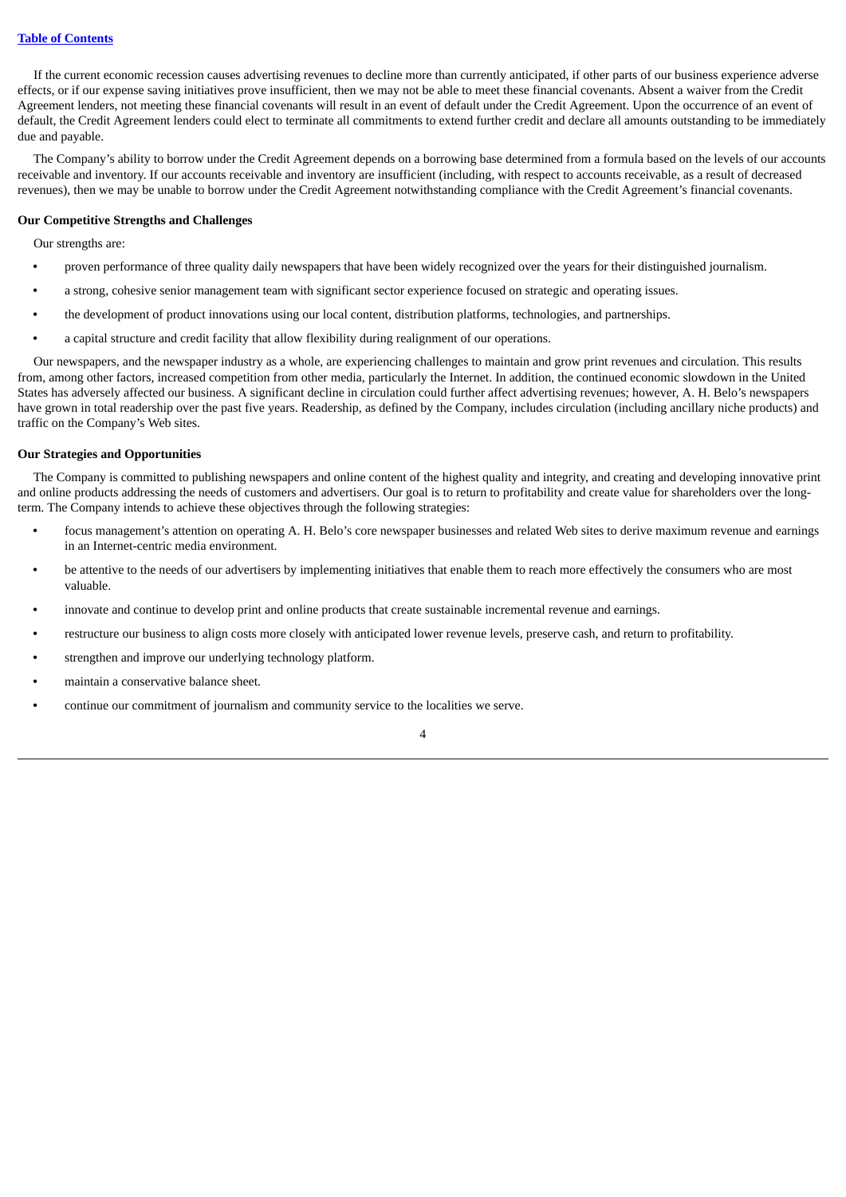If the current economic recession causes advertising revenues to decline more than currently anticipated, if other parts of our business experience adverse effects, or if our expense saving initiatives prove insufficient, then we may not be able to meet these financial covenants. Absent a waiver from the Credit Agreement lenders, not meeting these financial covenants will result in an event of default under the Credit Agreement. Upon the occurrence of an event of default, the Credit Agreement lenders could elect to terminate all commitments to extend further credit and declare all amounts outstanding to be immediately due and payable.

The Company's ability to borrow under the Credit Agreement depends on a borrowing base determined from a formula based on the levels of our accounts receivable and inventory. If our accounts receivable and inventory are insufficient (including, with respect to accounts receivable, as a result of decreased revenues), then we may be unable to borrow under the Credit Agreement notwithstanding compliance with the Credit Agreement's financial covenants.

**Our Competitive Strengths and Challenges**

Our strengths are:

- proven performance of three quality daily newspapers that have been widely recognized over the years for their distinguished journalism.
- a strong, cohesive senior management team with significant sector experience focused on strategic and operating issues.
- the development of product innovations using our local content, distribution platforms, technologies, and partnerships.
- a capital structure and credit facility that allow flexibility during realignment of our operations.

Our newspapers, and the newspaper industry as a whole, are experiencing challenges to maintain and grow print revenues and circulation. This results from, among other factors, increased competition from other media, particularly the Internet. In addition, the continued economic slowdown in the United States has adversely affected our business. A significant decline in circulation could further affect advertising revenues; however, A. H. Belo's newspapers have grown in total readership over the past five years. Readership, as defined by the Company, includes circulation (including ancillary niche products) and traffic on the Company's Web sites.

**Our Strategies and Opportunities**

The Company is committed to publishing newspapers and online content of the highest quality and integrity, and creating and developing innovative print and online products addressing the needs of customers and advertisers. Our goal is to return to profitability and create value for shareholders over the long-term. The Company intends to achieve these objectives through the following strategies:

- focus management's attention on operating A. H. Belo's core newspaper businesses and related Web sites to derive maximum revenue and earnings in an Internet-centric media environment.
- be attentive to the needs of our advertisers by implementing initiatives that enable them to reach more effectively the consumers who are most valuable.
- innovate and continue to develop print and online products that create sustainable incremental revenue and earnings.
- restructure our business to align costs more closely with anticipated lower revenue levels, preserve cash, and return to profitability.
- strengthen and improve our underlying technology platform.
- maintain a conservative balance sheet.
- continue our commitment of journalism and community service to the localities we serve.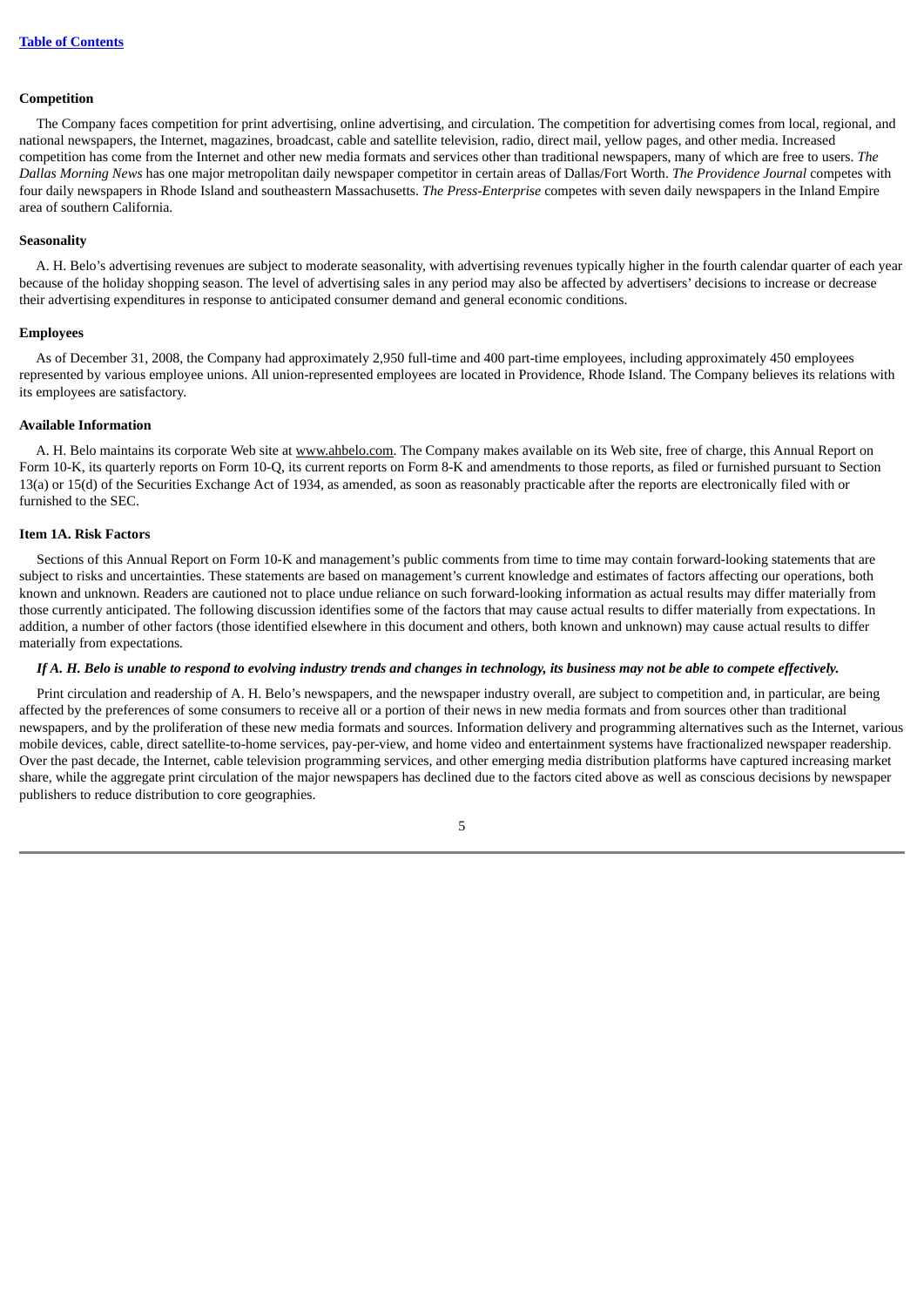**Competition**

The Company faces competition for print advertising, online advertising, and circulation. The competition for advertising comes from local, regional, and national newspapers, the Internet, magazines, broadcast, cable and satellite television, radio, direct mail, yellow pages, and other media. Increased competition has come from the Internet and other new media formats and services other than traditional newspapers, many of which are free to users. *The Dallas Morning News* has one major metropolitan daily newspaper competitor in certain areas of Dallas/Fort Worth. *The Providence Journal* competes with four daily newspapers in Rhode Island and southeastern Massachusetts. *The Press-Enterprise* competes with seven daily newspapers in the Inland Empire area of southern California.

**Seasonality**

A. H. Belo's advertising revenues are subject to moderate seasonality, with advertising revenues typically higher in the fourth calendar quarter of each year because of the holiday shopping season. The level of advertising sales in any period may also be affected by advertisers' decisions to increase or decrease their advertising expenditures in response to anticipated consumer demand and general economic conditions.

**Employees**

As of December 31, 2008, the Company had approximately 2,950 full-time and 400 part-time employees, including approximately 450 employees represented by various employee unions. All union-represented employees are located in Providence, Rhode Island. The Company believes its relations with its employees are satisfactory.

**Available Information**

A. H. Belo maintains its corporate Web site at www.ahbelo.com. The Company makes available on its Web site, free of charge, this Annual Report on Form 10-K, its quarterly reports on Form 10-Q, its current reports on Form 8-K and amendments to those reports, as filed or furnished pursuant to Section 13(a) or 15(d) of the Securities Exchange Act of 1934, as amended, as soon as reasonably practicable after the reports are electronically filed with or furnished to the SEC.

**Item 1A. Risk Factors**

Sections of this Annual Report on Form 10-K and management's public comments from time to time may contain forward-looking statements that are subject to risks and uncertainties. These statements are based on management's current knowledge and estimates of factors affecting our operations, both known and unknown. Readers are cautioned not to place undue reliance on such forward-looking information as actual results may differ materially from those currently anticipated. The following discussion identifies some of the factors that may cause actual results to differ materially from expectations. In addition, a number of other factors (those identified elsewhere in this document and others, both known and unknown) may cause actual results to differ materially from expectations.

***If A. H. Belo is unable to respond to evolving industry trends and changes in technology, its business may not be able to compete effectively.***

Print circulation and readership of A. H. Belo's newspapers, and the newspaper industry overall, are subject to competition and, in particular, are being affected by the preferences of some consumers to receive all or a portion of their news in new media formats and from sources other than traditional newspapers, and by the proliferation of these new media formats and sources. Information delivery and programming alternatives such as the Internet, various mobile devices, cable, direct satellite-to-home services, pay-per-view, and home video and entertainment systems have fractionalized newspaper readership. Over the past decade, the Internet, cable television programming services, and other emerging media distribution platforms have captured increasing market share, while the aggregate print circulation of the major newspapers has declined due to the factors cited above as well as conscious decisions by newspaper publishers to reduce distribution to core geographies.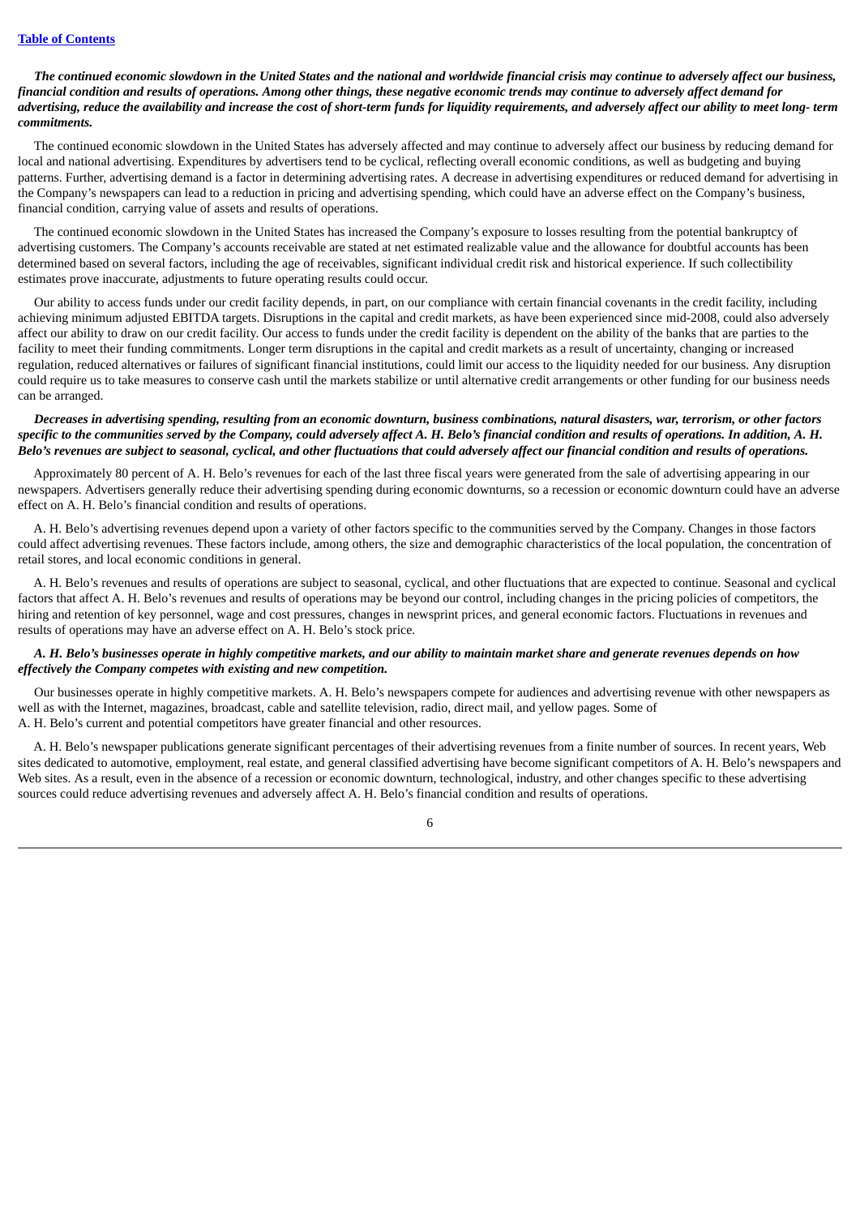***The continued economic slowdown in the United States and the national and worldwide financial crisis may continue to adversely affect our business, financial condition and results of operations. Among other things, these negative economic trends may continue to adversely affect demand for advertising, reduce the availability and increase the cost of short-term funds for liquidity requirements, and adversely affect our ability to meet long- term commitments.***

The continued economic slowdown in the United States has adversely affected and may continue to adversely affect our business by reducing demand for local and national advertising. Expenditures by advertisers tend to be cyclical, reflecting overall economic conditions, as well as budgeting and buying patterns. Further, advertising demand is a factor in determining advertising rates. A decrease in advertising expenditures or reduced demand for advertising in the Company's newspapers can lead to a reduction in pricing and advertising spending, which could have an adverse effect on the Company's business, financial condition, carrying value of assets and results of operations.

The continued economic slowdown in the United States has increased the Company's exposure to losses resulting from the potential bankruptcy of advertising customers. The Company's accounts receivable are stated at net estimated realizable value and the allowance for doubtful accounts has been determined based on several factors, including the age of receivables, significant individual credit risk and historical experience. If such collectibility estimates prove inaccurate, adjustments to future operating results could occur.

Our ability to access funds under our credit facility depends, in part, on our compliance with certain financial covenants in the credit facility, including achieving minimum adjusted EBITDA targets. Disruptions in the capital and credit markets, as have been experienced since mid-2008, could also adversely affect our ability to draw on our credit facility. Our access to funds under the credit facility is dependent on the ability of the banks that are parties to the facility to meet their funding commitments. Longer term disruptions in the capital and credit markets as a result of uncertainty, changing or increased regulation, reduced alternatives or failures of significant financial institutions, could limit our access to the liquidity needed for our business. Any disruption could require us to take measures to conserve cash until the markets stabilize or until alternative credit arrangements or other funding for our business needs can be arranged.

***Decreases in advertising spending, resulting from an economic downturn, business combinations, natural disasters, war, terrorism, or other factors specific to the communities served by the Company, could adversely affect A. H. Belo's financial condition and results of operations. In addition, A. H. Belo's revenues are subject to seasonal, cyclical, and other fluctuations that could adversely affect our financial condition and results of operations.***

Approximately 80 percent of A. H. Belo's revenues for each of the last three fiscal years were generated from the sale of advertising appearing in our newspapers. Advertisers generally reduce their advertising spending during economic downturns, so a recession or economic downturn could have an adverse effect on A. H. Belo's financial condition and results of operations.

A. H. Belo's advertising revenues depend upon a variety of other factors specific to the communities served by the Company. Changes in those factors could affect advertising revenues. These factors include, among others, the size and demographic characteristics of the local population, the concentration of retail stores, and local economic conditions in general.

A. H. Belo's revenues and results of operations are subject to seasonal, cyclical, and other fluctuations that are expected to continue. Seasonal and cyclical factors that affect A. H. Belo's revenues and results of operations may be beyond our control, including changes in the pricing policies of competitors, the hiring and retention of key personnel, wage and cost pressures, changes in newsprint prices, and general economic factors. Fluctuations in revenues and results of operations may have an adverse effect on A. H. Belo's stock price.

***A. H. Belo's businesses operate in highly competitive markets, and our ability to maintain market share and generate revenues depends on how effectively the Company competes with existing and new competition.***

Our businesses operate in highly competitive markets. A. H. Belo's newspapers compete for audiences and advertising revenue with other newspapers as well as with the Internet, magazines, broadcast, cable and satellite television, radio, direct mail, and yellow pages. Some of A. H. Belo's current and potential competitors have greater financial and other resources.

A. H. Belo's newspaper publications generate significant percentages of their advertising revenues from a finite number of sources. In recent years, Web sites dedicated to automotive, employment, real estate, and general classified advertising have become significant competitors of A. H. Belo's newspapers and Web sites. As a result, even in the absence of a recession or economic downturn, technological, industry, and other changes specific to these advertising sources could reduce advertising revenues and adversely affect A. H. Belo's financial condition and results of operations.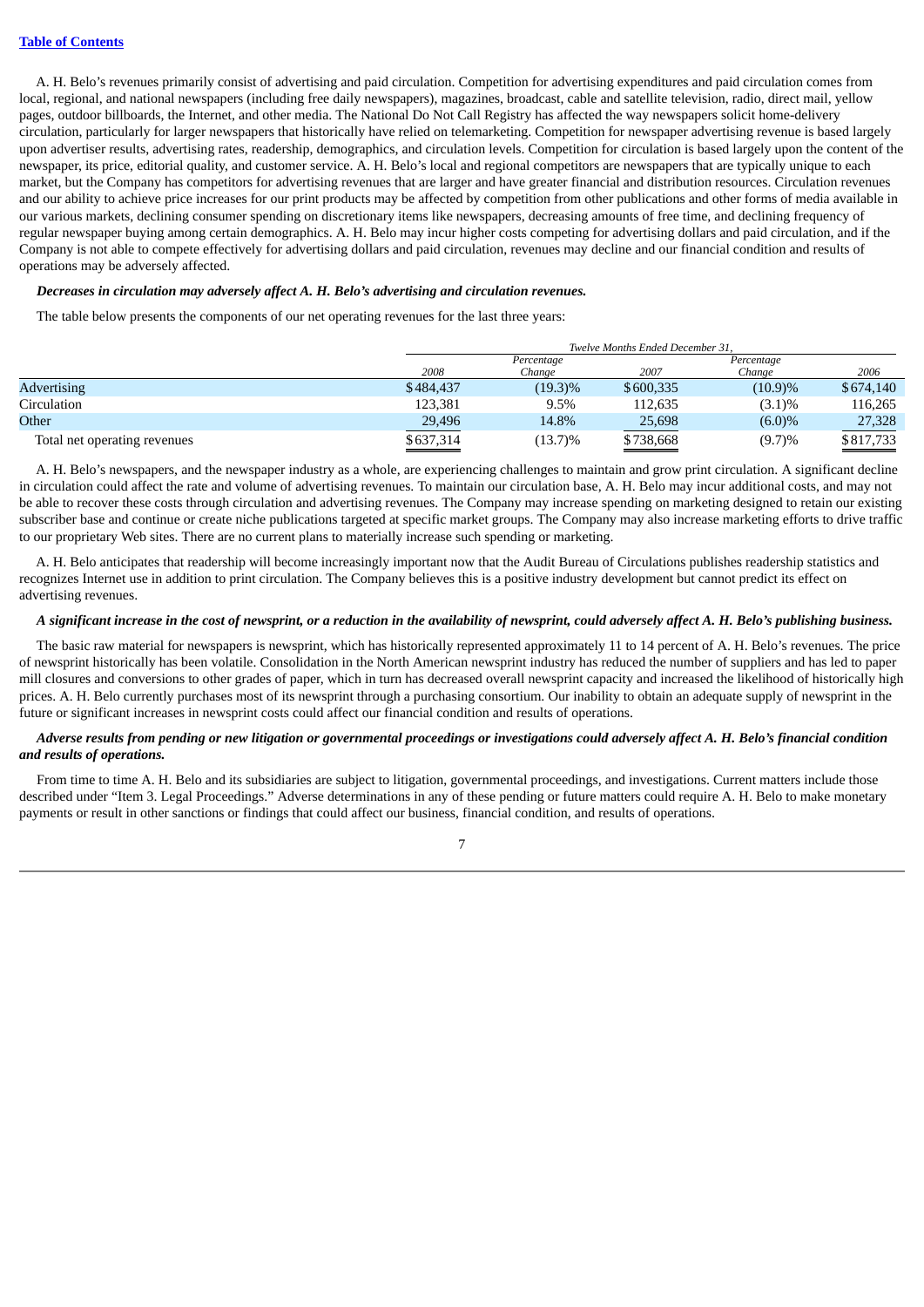A. H. Belo's revenues primarily consist of advertising and paid circulation. Competition for advertising expenditures and paid circulation comes from local, regional, and national newspapers (including free daily newspapers), magazines, broadcast, cable and satellite television, radio, direct mail, yellow pages, outdoor billboards, the Internet, and other media. The National Do Not Call Registry has affected the way newspapers solicit home-delivery circulation, particularly for larger newspapers that historically have relied on telemarketing. Competition for newspaper advertising revenue is based largely upon advertiser results, advertising rates, readership, demographics, and circulation levels. Competition for circulation is based largely upon the content of the newspaper, its price, editorial quality, and customer service. A. H. Belo's local and regional competitors are newspapers that are typically unique to each market, but the Company has competitors for advertising revenues that are larger and have greater financial and distribution resources. Circulation revenues and our ability to achieve price increases for our print products may be affected by competition from other publications and other forms of media available in our various markets, declining consumer spending on discretionary items like newspapers, decreasing amounts of free time, and declining frequency of regular newspaper buying among certain demographics. A. H. Belo may incur higher costs competing for advertising dollars and paid circulation, and if the Company is not able to compete effectively for advertising dollars and paid circulation, revenues may decline and our financial condition and results of operations may be adversely affected.

***Decreases in circulation may adversely affect A. H. Belo's advertising and circulation revenues.***

The table below presents the components of our net operating revenues for the last three years:

| | *Twelve Months Ended December 31,* | | | | |
|---|---|---|---|---|---|
| | *2008* | *Percentage Change* | *2007* | *Percentage Change* | *2006* |
| Advertising | $484,437 | (19.3)% | $600,335 | (10.9)% | $674,140 |
| Circulation | 123,381 | 9.5% | 112,635 | (3.1)% | 116,265 |
| Other | 29,496 | 14.8% | 25,698 | (6.0)% | 27,328 |
| Total net operating revenues | $637,314 | (13.7)% | $738,668 | (9.7)% | $817,733 |

A. H. Belo's newspapers, and the newspaper industry as a whole, are experiencing challenges to maintain and grow print circulation. A significant decline in circulation could affect the rate and volume of advertising revenues. To maintain our circulation base, A. H. Belo may incur additional costs, and may not be able to recover these costs through circulation and advertising revenues. The Company may increase spending on marketing designed to retain our existing subscriber base and continue or create niche publications targeted at specific market groups. The Company may also increase marketing efforts to drive traffic to our proprietary Web sites. There are no current plans to materially increase such spending or marketing.

A. H. Belo anticipates that readership will become increasingly important now that the Audit Bureau of Circulations publishes readership statistics and recognizes Internet use in addition to print circulation. The Company believes this is a positive industry development but cannot predict its effect on advertising revenues.

***A significant increase in the cost of newsprint, or a reduction in the availability of newsprint, could adversely affect A. H. Belo's publishing business.***

The basic raw material for newspapers is newsprint, which has historically represented approximately 11 to 14 percent of A. H. Belo's revenues. The price of newsprint historically has been volatile. Consolidation in the North American newsprint industry has reduced the number of suppliers and has led to paper mill closures and conversions to other grades of paper, which in turn has decreased overall newsprint capacity and increased the likelihood of historically high prices. A. H. Belo currently purchases most of its newsprint through a purchasing consortium. Our inability to obtain an adequate supply of newsprint in the future or significant increases in newsprint costs could affect our financial condition and results of operations.

***Adverse results from pending or new litigation or governmental proceedings or investigations could adversely affect A. H. Belo's financial condition and results of operations.***

From time to time A. H. Belo and its subsidiaries are subject to litigation, governmental proceedings, and investigations. Current matters include those described under "Item 3. Legal Proceedings." Adverse determinations in any of these pending or future matters could require A. H. Belo to make monetary payments or result in other sanctions or findings that could affect our business, financial condition, and results of operations.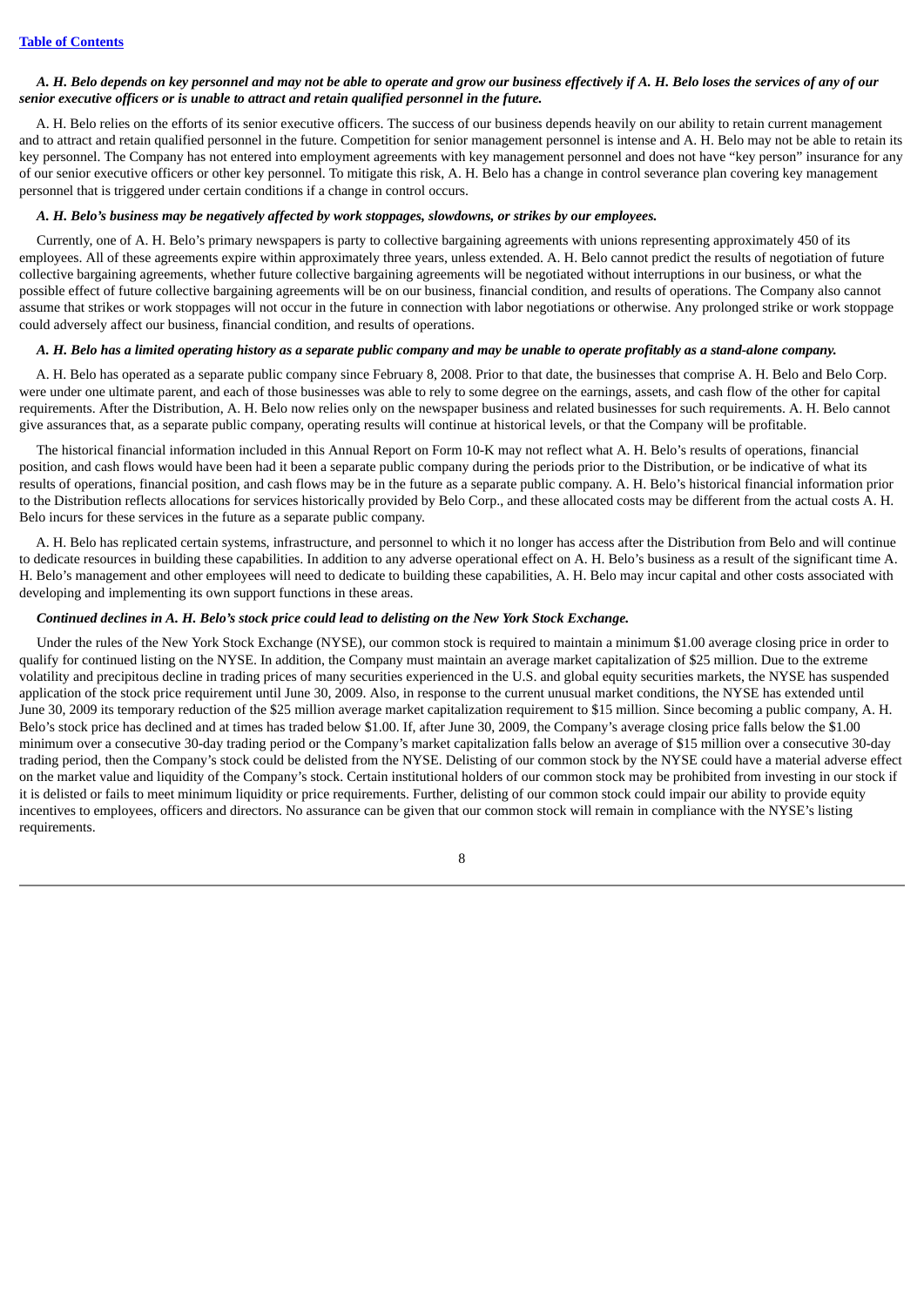***A. H. Belo depends on key personnel and may not be able to operate and grow our business effectively if A. H. Belo loses the services of any of our senior executive officers or is unable to attract and retain qualified personnel in the future.***

A. H. Belo relies on the efforts of its senior executive officers. The success of our business depends heavily on our ability to retain current management and to attract and retain qualified personnel in the future. Competition for senior management personnel is intense and A. H. Belo may not be able to retain its key personnel. The Company has not entered into employment agreements with key management personnel and does not have "key person" insurance for any of our senior executive officers or other key personnel. To mitigate this risk, A. H. Belo has a change in control severance plan covering key management personnel that is triggered under certain conditions if a change in control occurs.

***A. H. Belo's business may be negatively affected by work stoppages, slowdowns, or strikes by our employees.***

Currently, one of A. H. Belo's primary newspapers is party to collective bargaining agreements with unions representing approximately 450 of its employees. All of these agreements expire within approximately three years, unless extended. A. H. Belo cannot predict the results of negotiation of future collective bargaining agreements, whether future collective bargaining agreements will be negotiated without interruptions in our business, or what the possible effect of future collective bargaining agreements will be on our business, financial condition, and results of operations. The Company also cannot assume that strikes or work stoppages will not occur in the future in connection with labor negotiations or otherwise. Any prolonged strike or work stoppage could adversely affect our business, financial condition, and results of operations.

***A. H. Belo has a limited operating history as a separate public company and may be unable to operate profitably as a stand-alone company.***

A. H. Belo has operated as a separate public company since February 8, 2008. Prior to that date, the businesses that comprise A. H. Belo and Belo Corp. were under one ultimate parent, and each of those businesses was able to rely to some degree on the earnings, assets, and cash flow of the other for capital requirements. After the Distribution, A. H. Belo now relies only on the newspaper business and related businesses for such requirements. A. H. Belo cannot give assurances that, as a separate public company, operating results will continue at historical levels, or that the Company will be profitable.

The historical financial information included in this Annual Report on Form 10-K may not reflect what A. H. Belo's results of operations, financial position, and cash flows would have been had it been a separate public company during the periods prior to the Distribution, or be indicative of what its results of operations, financial position, and cash flows may be in the future as a separate public company. A. H. Belo's historical financial information prior to the Distribution reflects allocations for services historically provided by Belo Corp., and these allocated costs may be different from the actual costs A. H. Belo incurs for these services in the future as a separate public company.

A. H. Belo has replicated certain systems, infrastructure, and personnel to which it no longer has access after the Distribution from Belo and will continue to dedicate resources in building these capabilities. In addition to any adverse operational effect on A. H. Belo's business as a result of the significant time A. H. Belo's management and other employees will need to dedicate to building these capabilities, A. H. Belo may incur capital and other costs associated with developing and implementing its own support functions in these areas.

***Continued declines in A. H. Belo's stock price could lead to delisting on the New York Stock Exchange.***

Under the rules of the New York Stock Exchange (NYSE), our common stock is required to maintain a minimum $1.00 average closing price in order to qualify for continued listing on the NYSE. In addition, the Company must maintain an average market capitalization of $25 million. Due to the extreme volatility and precipitous decline in trading prices of many securities experienced in the U.S. and global equity securities markets, the NYSE has suspended application of the stock price requirement until June 30, 2009. Also, in response to the current unusual market conditions, the NYSE has extended until June 30, 2009 its temporary reduction of the $25 million average market capitalization requirement to $15 million. Since becoming a public company, A. H. Belo's stock price has declined and at times has traded below $1.00. If, after June 30, 2009, the Company's average closing price falls below the $1.00 minimum over a consecutive 30-day trading period or the Company's market capitalization falls below an average of $15 million over a consecutive 30-day trading period, then the Company's stock could be delisted from the NYSE. Delisting of our common stock by the NYSE could have a material adverse effect on the market value and liquidity of the Company's stock. Certain institutional holders of our common stock may be prohibited from investing in our stock if it is delisted or fails to meet minimum liquidity or price requirements. Further, delisting of our common stock could impair our ability to provide equity incentives to employees, officers and directors. No assurance can be given that our common stock will remain in compliance with the NYSE's listing requirements.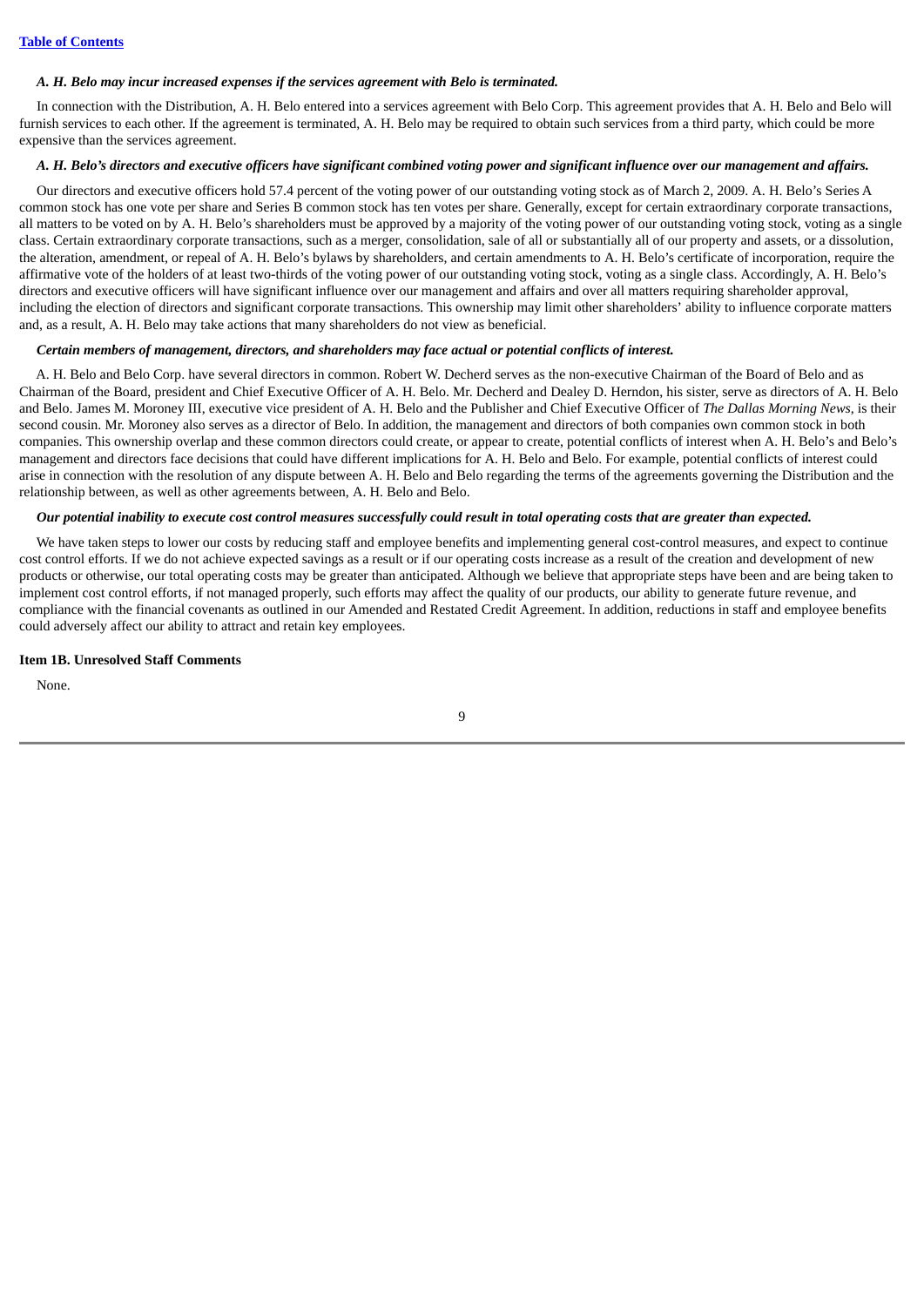*A. H. Belo may incur increased expenses if the services agreement with Belo is terminated.*

In connection with the Distribution, A. H. Belo entered into a services agreement with Belo Corp. This agreement provides that A. H. Belo and Belo will furnish services to each other. If the agreement is terminated, A. H. Belo may be required to obtain such services from a third party, which could be more expensive than the services agreement.

*A. H. Belo's directors and executive officers have significant combined voting power and significant influence over our management and affairs.*

Our directors and executive officers hold 57.4 percent of the voting power of our outstanding voting stock as of March 2, 2009. A. H. Belo's Series A common stock has one vote per share and Series B common stock has ten votes per share. Generally, except for certain extraordinary corporate transactions, all matters to be voted on by A. H. Belo's shareholders must be approved by a majority of the voting power of our outstanding voting stock, voting as a single class. Certain extraordinary corporate transactions, such as a merger, consolidation, sale of all or substantially all of our property and assets, or a dissolution, the alteration, amendment, or repeal of A. H. Belo's bylaws by shareholders, and certain amendments to A. H. Belo's certificate of incorporation, require the affirmative vote of the holders of at least two-thirds of the voting power of our outstanding voting stock, voting as a single class. Accordingly, A. H. Belo's directors and executive officers will have significant influence over our management and affairs and over all matters requiring shareholder approval, including the election of directors and significant corporate transactions. This ownership may limit other shareholders' ability to influence corporate matters and, as a result, A. H. Belo may take actions that many shareholders do not view as beneficial.

*Certain members of management, directors, and shareholders may face actual or potential conflicts of interest.*

A. H. Belo and Belo Corp. have several directors in common. Robert W. Decherd serves as the non-executive Chairman of the Board of Belo and as Chairman of the Board, president and Chief Executive Officer of A. H. Belo. Mr. Decherd and Dealey D. Herndon, his sister, serve as directors of A. H. Belo and Belo. James M. Moroney III, executive vice president of A. H. Belo and the Publisher and Chief Executive Officer of *The Dallas Morning News,* is their second cousin. Mr. Moroney also serves as a director of Belo. In addition, the management and directors of both companies own common stock in both companies. This ownership overlap and these common directors could create, or appear to create, potential conflicts of interest when A. H. Belo's and Belo's management and directors face decisions that could have different implications for A. H. Belo and Belo. For example, potential conflicts of interest could arise in connection with the resolution of any dispute between A. H. Belo and Belo regarding the terms of the agreements governing the Distribution and the relationship between, as well as other agreements between, A. H. Belo and Belo.

*Our potential inability to execute cost control measures successfully could result in total operating costs that are greater than expected.*

We have taken steps to lower our costs by reducing staff and employee benefits and implementing general cost-control measures, and expect to continue cost control efforts. If we do not achieve expected savings as a result or if our operating costs increase as a result of the creation and development of new products or otherwise, our total operating costs may be greater than anticipated. Although we believe that appropriate steps have been and are being taken to implement cost control efforts, if not managed properly, such efforts may affect the quality of our products, our ability to generate future revenue, and compliance with the financial covenants as outlined in our Amended and Restated Credit Agreement. In addition, reductions in staff and employee benefits could adversely affect our ability to attract and retain key employees.

**Item 1B. Unresolved Staff Comments**

None.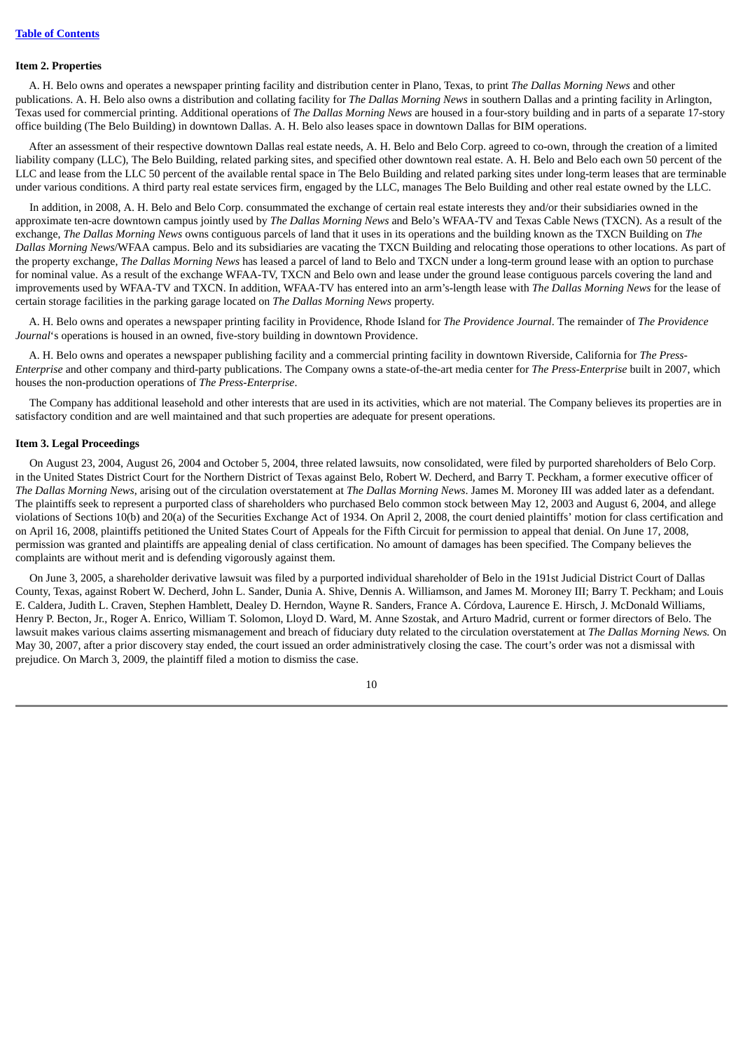**Item 2. Properties**

A. H. Belo owns and operates a newspaper printing facility and distribution center in Plano, Texas, to print *The Dallas Morning News* and other publications. A. H. Belo also owns a distribution and collating facility for *The Dallas Morning News* in southern Dallas and a printing facility in Arlington, Texas used for commercial printing. Additional operations of *The Dallas Morning News* are housed in a four-story building and in parts of a separate 17-story office building (The Belo Building) in downtown Dallas. A. H. Belo also leases space in downtown Dallas for BIM operations.

After an assessment of their respective downtown Dallas real estate needs, A. H. Belo and Belo Corp. agreed to co-own, through the creation of a limited liability company (LLC), The Belo Building, related parking sites, and specified other downtown real estate. A. H. Belo and Belo each own 50 percent of the LLC and lease from the LLC 50 percent of the available rental space in The Belo Building and related parking sites under long-term leases that are terminable under various conditions. A third party real estate services firm, engaged by the LLC, manages The Belo Building and other real estate owned by the LLC.

In addition, in 2008, A. H. Belo and Belo Corp. consummated the exchange of certain real estate interests they and/or their subsidiaries owned in the approximate ten-acre downtown campus jointly used by *The Dallas Morning News* and Belo's WFAA-TV and Texas Cable News (TXCN). As a result of the exchange, *The Dallas Morning News* owns contiguous parcels of land that it uses in its operations and the building known as the TXCN Building on *The Dallas Morning News*/WFAA campus. Belo and its subsidiaries are vacating the TXCN Building and relocating those operations to other locations. As part of the property exchange, *The Dallas Morning News* has leased a parcel of land to Belo and TXCN under a long-term ground lease with an option to purchase for nominal value. As a result of the exchange WFAA-TV, TXCN and Belo own and lease under the ground lease contiguous parcels covering the land and improvements used by WFAA-TV and TXCN. In addition, WFAA-TV has entered into an arm's-length lease with *The Dallas Morning News* for the lease of certain storage facilities in the parking garage located on *The Dallas Morning News* property.

A. H. Belo owns and operates a newspaper printing facility in Providence, Rhode Island for *The Providence Journal*. The remainder of *The Providence Journal*'s operations is housed in an owned, five-story building in downtown Providence.

A. H. Belo owns and operates a newspaper publishing facility and a commercial printing facility in downtown Riverside, California for *The Press-Enterprise* and other company and third-party publications. The Company owns a state-of-the-art media center for *The Press-Enterprise* built in 2007, which houses the non-production operations of *The Press-Enterprise*.

The Company has additional leasehold and other interests that are used in its activities, which are not material. The Company believes its properties are in satisfactory condition and are well maintained and that such properties are adequate for present operations.

**Item 3. Legal Proceedings**

On August 23, 2004, August 26, 2004 and October 5, 2004, three related lawsuits, now consolidated, were filed by purported shareholders of Belo Corp. in the United States District Court for the Northern District of Texas against Belo, Robert W. Decherd, and Barry T. Peckham, a former executive officer of *The Dallas Morning News*, arising out of the circulation overstatement at *The Dallas Morning News*. James M. Moroney III was added later as a defendant. The plaintiffs seek to represent a purported class of shareholders who purchased Belo common stock between May 12, 2003 and August 6, 2004, and allege violations of Sections 10(b) and 20(a) of the Securities Exchange Act of 1934. On April 2, 2008, the court denied plaintiffs' motion for class certification and on April 16, 2008, plaintiffs petitioned the United States Court of Appeals for the Fifth Circuit for permission to appeal that denial. On June 17, 2008, permission was granted and plaintiffs are appealing denial of class certification. No amount of damages has been specified. The Company believes the complaints are without merit and is defending vigorously against them.

On June 3, 2005, a shareholder derivative lawsuit was filed by a purported individual shareholder of Belo in the 191st Judicial District Court of Dallas County, Texas, against Robert W. Decherd, John L. Sander, Dunia A. Shive, Dennis A. Williamson, and James M. Moroney III; Barry T. Peckham; and Louis E. Caldera, Judith L. Craven, Stephen Hamblett, Dealey D. Herndon, Wayne R. Sanders, France A. Córdova, Laurence E. Hirsch, J. McDonald Williams, Henry P. Becton, Jr., Roger A. Enrico, William T. Solomon, Lloyd D. Ward, M. Anne Szostak, and Arturo Madrid, current or former directors of Belo. The lawsuit makes various claims asserting mismanagement and breach of fiduciary duty related to the circulation overstatement at *The Dallas Morning News.* On May 30, 2007, after a prior discovery stay ended, the court issued an order administratively closing the case. The court's order was not a dismissal with prejudice. On March 3, 2009, the plaintiff filed a motion to dismiss the case.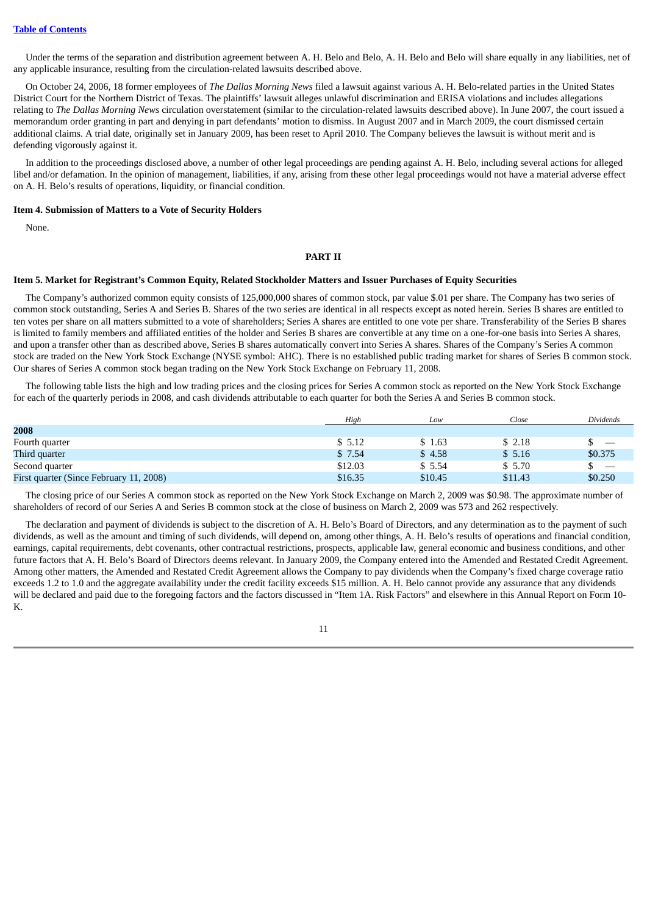Under the terms of the separation and distribution agreement between A. H. Belo and Belo, A. H. Belo and Belo will share equally in any liabilities, net of any applicable insurance, resulting from the circulation-related lawsuits described above.

On October 24, 2006, 18 former employees of *The Dallas Morning News* filed a lawsuit against various A. H. Belo-related parties in the United States District Court for the Northern District of Texas. The plaintiffs' lawsuit alleges unlawful discrimination and ERISA violations and includes allegations relating to *The Dallas Morning News* circulation overstatement (similar to the circulation-related lawsuits described above). In June 2007, the court issued a memorandum order granting in part and denying in part defendants' motion to dismiss. In August 2007 and in March 2009, the court dismissed certain additional claims. A trial date, originally set in January 2009, has been reset to April 2010. The Company believes the lawsuit is without merit and is defending vigorously against it.

In addition to the proceedings disclosed above, a number of other legal proceedings are pending against A. H. Belo, including several actions for alleged libel and/or defamation. In the opinion of management, liabilities, if any, arising from these other legal proceedings would not have a material adverse effect on A. H. Belo's results of operations, liquidity, or financial condition.

**Item 4. Submission of Matters to a Vote of Security Holders**

None.

## PART II

**Item 5. Market for Registrant's Common Equity, Related Stockholder Matters and Issuer Purchases of Equity Securities**

The Company's authorized common equity consists of 125,000,000 shares of common stock, par value $.01 per share. The Company has two series of common stock outstanding, Series A and Series B. Shares of the two series are identical in all respects except as noted herein. Series B shares are entitled to ten votes per share on all matters submitted to a vote of shareholders; Series A shares are entitled to one vote per share. Transferability of the Series B shares is limited to family members and affiliated entities of the holder and Series B shares are convertible at any time on a one-for-one basis into Series A shares, and upon a transfer other than as described above, Series B shares automatically convert into Series A shares. Shares of the Company's Series A common stock are traded on the New York Stock Exchange (NYSE symbol: AHC). There is no established public trading market for shares of Series B common stock. Our shares of Series A common stock began trading on the New York Stock Exchange on February 11, 2008.

The following table lists the high and low trading prices and the closing prices for Series A common stock as reported on the New York Stock Exchange for each of the quarterly periods in 2008, and cash dividends attributable to each quarter for both the Series A and Series B common stock.

| | *High* | *Low* | *Close* | *Dividends* |
|---|---|---|---|---|
| **2008** | | | | |
| Fourth quarter | $ 5.12 | $ 1.63 | $ 2.18 | $ — |
| Third quarter | $ 7.54 | $ 4.58 | $ 5.16 | $0.375 |
| Second quarter | $12.03 | $ 5.54 | $ 5.70 | $ — |
| First quarter (Since February 11, 2008) | $16.35 | $10.45 | $11.43 | $0.250 |

The closing price of our Series A common stock as reported on the New York Stock Exchange on March 2, 2009 was $0.98. The approximate number of shareholders of record of our Series A and Series B common stock at the close of business on March 2, 2009 was 573 and 262 respectively.

The declaration and payment of dividends is subject to the discretion of A. H. Belo's Board of Directors, and any determination as to the payment of such dividends, as well as the amount and timing of such dividends, will depend on, among other things, A. H. Belo's results of operations and financial condition, earnings, capital requirements, debt covenants, other contractual restrictions, prospects, applicable law, general economic and business conditions, and other future factors that A. H. Belo's Board of Directors deems relevant. In January 2009, the Company entered into the Amended and Restated Credit Agreement. Among other matters, the Amended and Restated Credit Agreement allows the Company to pay dividends when the Company's fixed charge coverage ratio exceeds 1.2 to 1.0 and the aggregate availability under the credit facility exceeds $15 million. A. H. Belo cannot provide any assurance that any dividends will be declared and paid due to the foregoing factors and the factors discussed in "Item 1A. Risk Factors" and elsewhere in this Annual Report on Form 10-K.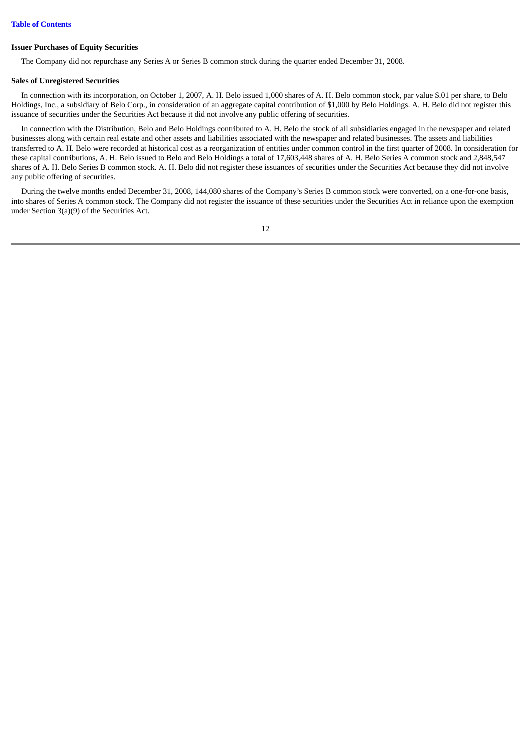### Issuer Purchases of Equity Securities

The Company did not repurchase any Series A or Series B common stock during the quarter ended December 31, 2008.

### Sales of Unregistered Securities

In connection with its incorporation, on October 1, 2007, A. H. Belo issued 1,000 shares of A. H. Belo common stock, par value $.01 per share, to Belo Holdings, Inc., a subsidiary of Belo Corp., in consideration of an aggregate capital contribution of $1,000 by Belo Holdings. A. H. Belo did not register this issuance of securities under the Securities Act because it did not involve any public offering of securities.

In connection with the Distribution, Belo and Belo Holdings contributed to A. H. Belo the stock of all subsidiaries engaged in the newspaper and related businesses along with certain real estate and other assets and liabilities associated with the newspaper and related businesses. The assets and liabilities transferred to A. H. Belo were recorded at historical cost as a reorganization of entities under common control in the first quarter of 2008. In consideration for these capital contributions, A. H. Belo issued to Belo and Belo Holdings a total of 17,603,448 shares of A. H. Belo Series A common stock and 2,848,547 shares of A. H. Belo Series B common stock. A. H. Belo did not register these issuances of securities under the Securities Act because they did not involve any public offering of securities.

During the twelve months ended December 31, 2008, 144,080 shares of the Company's Series B common stock were converted, on a one-for-one basis, into shares of Series A common stock. The Company did not register the issuance of these securities under the Securities Act in reliance upon the exemption under Section 3(a)(9) of the Securities Act.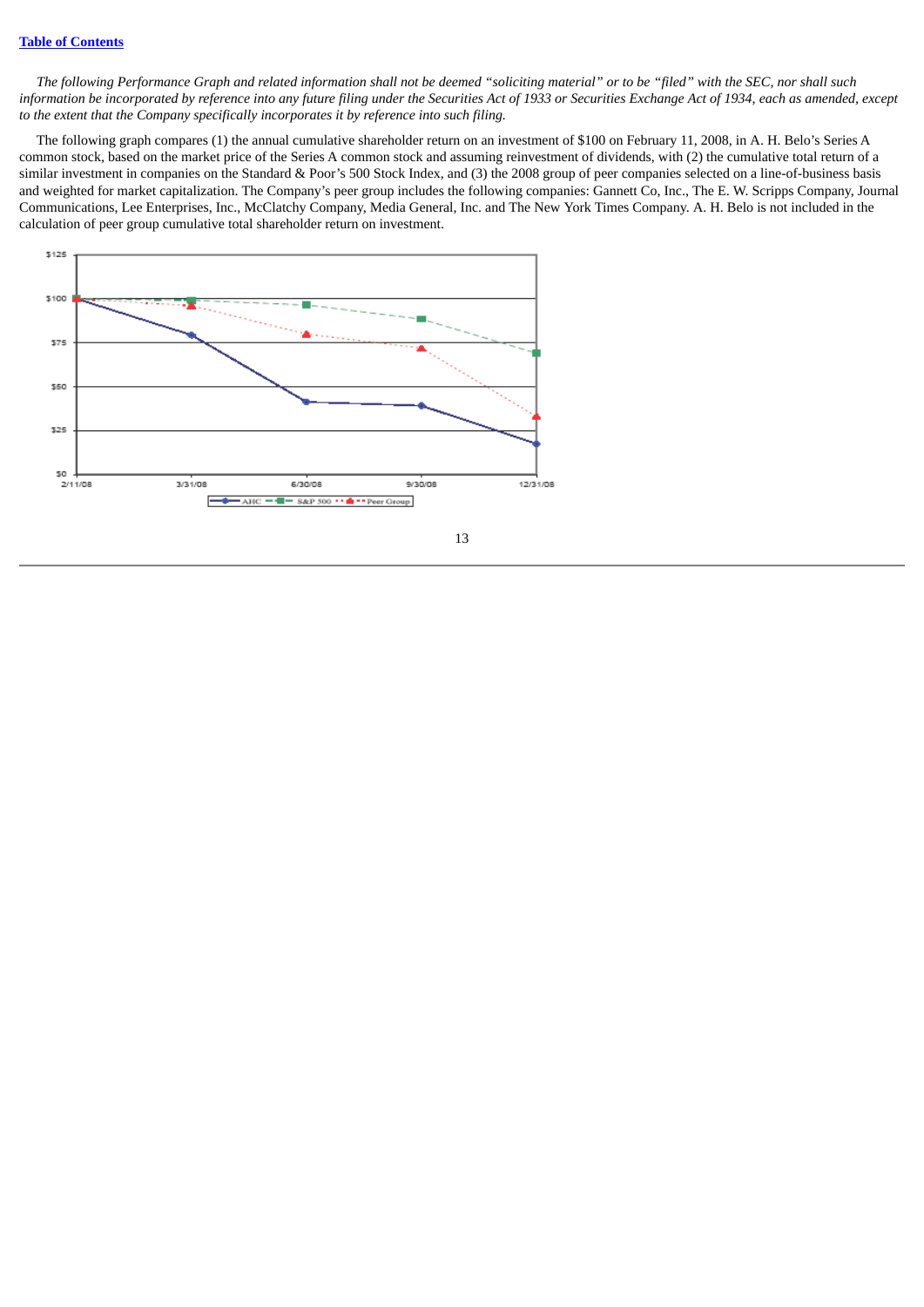[Table of Contents](#)

*The following Performance Graph and related information shall not be deemed "soliciting material" or to be "filed" with the SEC, nor shall such information be incorporated by reference into any future filing under the Securities Act of 1933 or Securities Exchange Act of 1934, each as amended, except to the extent that the Company specifically incorporates it by reference into such filing.*

The following graph compares (1) the annual cumulative shareholder return on an investment of $100 on February 11, 2008, in A. H. Belo's Series A common stock, based on the market price of the Series A common stock and assuming reinvestment of dividends, with (2) the cumulative total return of a similar investment in companies on the Standard & Poor's 500 Stock Index, and (3) the 2008 group of peer companies selected on a line-of-business basis and weighted for market capitalization. The Company's peer group includes the following companies: Gannett Co, Inc., The E. W. Scripps Company, Journal Communications, Lee Enterprises, Inc., McClatchy Company, Media General, Inc. and The New York Times Company. A. H. Belo is not included in the calculation of peer group cumulative total shareholder return on investment.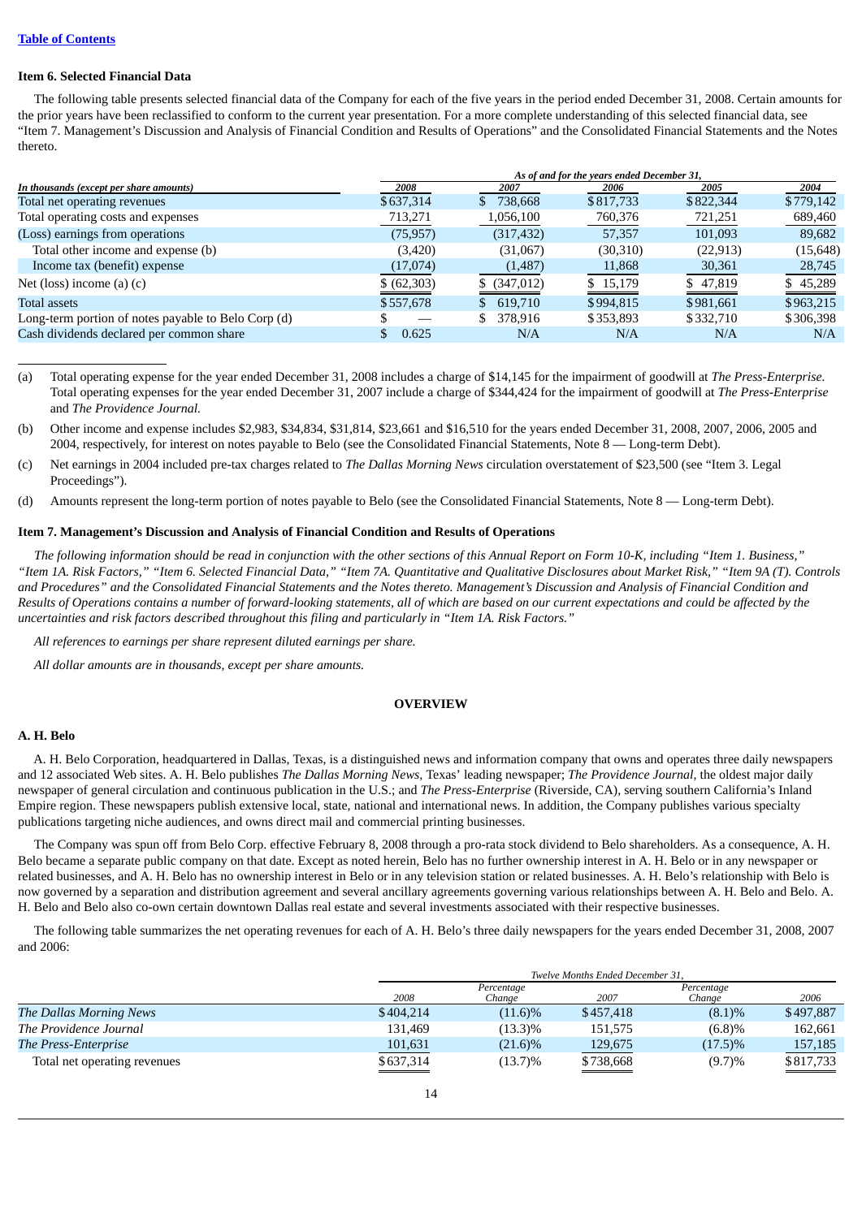[Table of Contents](#)

### Item 6. Selected Financial Data

The following table presents selected financial data of the Company for each of the five years in the period ended December 31, 2008. Certain amounts for the prior years have been reclassified to conform to the current year presentation. For a more complete understanding of this selected financial data, see "Item 7. Management's Discussion and Analysis of Financial Condition and Results of Operations" and the Consolidated Financial Statements and the Notes thereto.

| *In thousands (except per share amounts)* | *As of and for the years ended December 31,* 2008 | 2007 | 2006 | 2005 | 2004 |
|---|---|---|---|---|---|
| Total net operating revenues | $637,314 | $ 738,668 | $817,733 | $822,344 | $779,142 |
| Total operating costs and expenses | 713,271 | 1,056,100 | 760,376 | 721,251 | 689,460 |
| (Loss) earnings from operations | (75,957) | (317,432) | 57,357 | 101,093 | 89,682 |
| Total other income and expense (b) | (3,420) | (31,067) | (30,310) | (22,913) | (15,648) |
| Income tax (benefit) expense | (17,074) | (1,487) | 11,868 | 30,361 | 28,745 |
| Net (loss) income (a) (c) | $ (62,303) | $ (347,012) | $ 15,179 | $ 47,819 | $ 45,289 |
| Total assets | $557,678 | $ 619,710 | $994,815 | $981,661 | $963,215 |
| Long-term portion of notes payable to Belo Corp (d) | $ — | $ 378,916 | $353,893 | $332,710 | $306,398 |
| Cash dividends declared per common share | $ 0.625 | N/A | N/A | N/A | N/A |

(a) Total operating expense for the year ended December 31, 2008 includes a charge of $14,145 for the impairment of goodwill at *The Press-Enterprise*. Total operating expenses for the year ended December 31, 2007 include a charge of $344,424 for the impairment of goodwill at *The Press-Enterprise* and *The Providence Journal*.

(b) Other income and expense includes $2,983, $34,834, $31,814, $23,661 and $16,510 for the years ended December 31, 2008, 2007, 2006, 2005 and 2004, respectively, for interest on notes payable to Belo (see the Consolidated Financial Statements, Note 8 — Long-term Debt).

(c) Net earnings in 2004 included pre-tax charges related to *The Dallas Morning News* circulation overstatement of $23,500 (see "Item 3. Legal Proceedings").

(d) Amounts represent the long-term portion of notes payable to Belo (see the Consolidated Financial Statements, Note 8 — Long-term Debt).

### Item 7. Management's Discussion and Analysis of Financial Condition and Results of Operations

*The following information should be read in conjunction with the other sections of this Annual Report on Form 10-K, including "Item 1. Business," "Item 1A. Risk Factors," "Item 6. Selected Financial Data," "Item 7A. Quantitative and Qualitative Disclosures about Market Risk," "Item 9A (T). Controls and Procedures" and the Consolidated Financial Statements and the Notes thereto. Management's Discussion and Analysis of Financial Condition and Results of Operations contains a number of forward-looking statements, all of which are based on our current expectations and could be affected by the uncertainties and risk factors described throughout this filing and particularly in "Item 1A. Risk Factors."*

*All references to earnings per share represent diluted earnings per share.*

*All dollar amounts are in thousands, except per share amounts.*

## OVERVIEW

### A. H. Belo

A. H. Belo Corporation, headquartered in Dallas, Texas, is a distinguished news and information company that owns and operates three daily newspapers and 12 associated Web sites. A. H. Belo publishes *The Dallas Morning News*, Texas' leading newspaper; *The Providence Journal*, the oldest major daily newspaper of general circulation and continuous publication in the U.S.; and *The Press-Enterprise* (Riverside, CA), serving southern California's Inland Empire region. These newspapers publish extensive local, state, national and international news. In addition, the Company publishes various specialty publications targeting niche audiences, and owns direct mail and commercial printing businesses.

The Company was spun off from Belo Corp. effective February 8, 2008 through a pro-rata stock dividend to Belo shareholders. As a consequence, A. H. Belo became a separate public company on that date. Except as noted herein, Belo has no further ownership interest in A. H. Belo or in any newspaper or related businesses, and A. H. Belo has no ownership interest in Belo or in any television station or related businesses. A. H. Belo's relationship with Belo is now governed by a separation and distribution agreement and several ancillary agreements governing various relationships between A. H. Belo and Belo. A. H. Belo and Belo also co-own certain downtown Dallas real estate and several investments associated with their respective businesses.

The following table summarizes the net operating revenues for each of A. H. Belo's three daily newspapers for the years ended December 31, 2008, 2007 and 2006:

| | *Twelve Months Ended December 31,* 2008 | *Percentage Change* | 2007 | *Percentage Change* | 2006 |
|---|---|---|---|---|---|
| *The Dallas Morning News* | $404,214 | (11.6)% | $457,418 | (8.1)% | $497,887 |
| *The Providence Journal* | 131,469 | (13.3)% | 151,575 | (6.8)% | 162,661 |
| *The Press-Enterprise* | 101,631 | (21.6)% | 129,675 | (17.5)% | 157,185 |
| Total net operating revenues | $637,314 | (13.7)% | $738,668 | (9.7)% | $817,733 |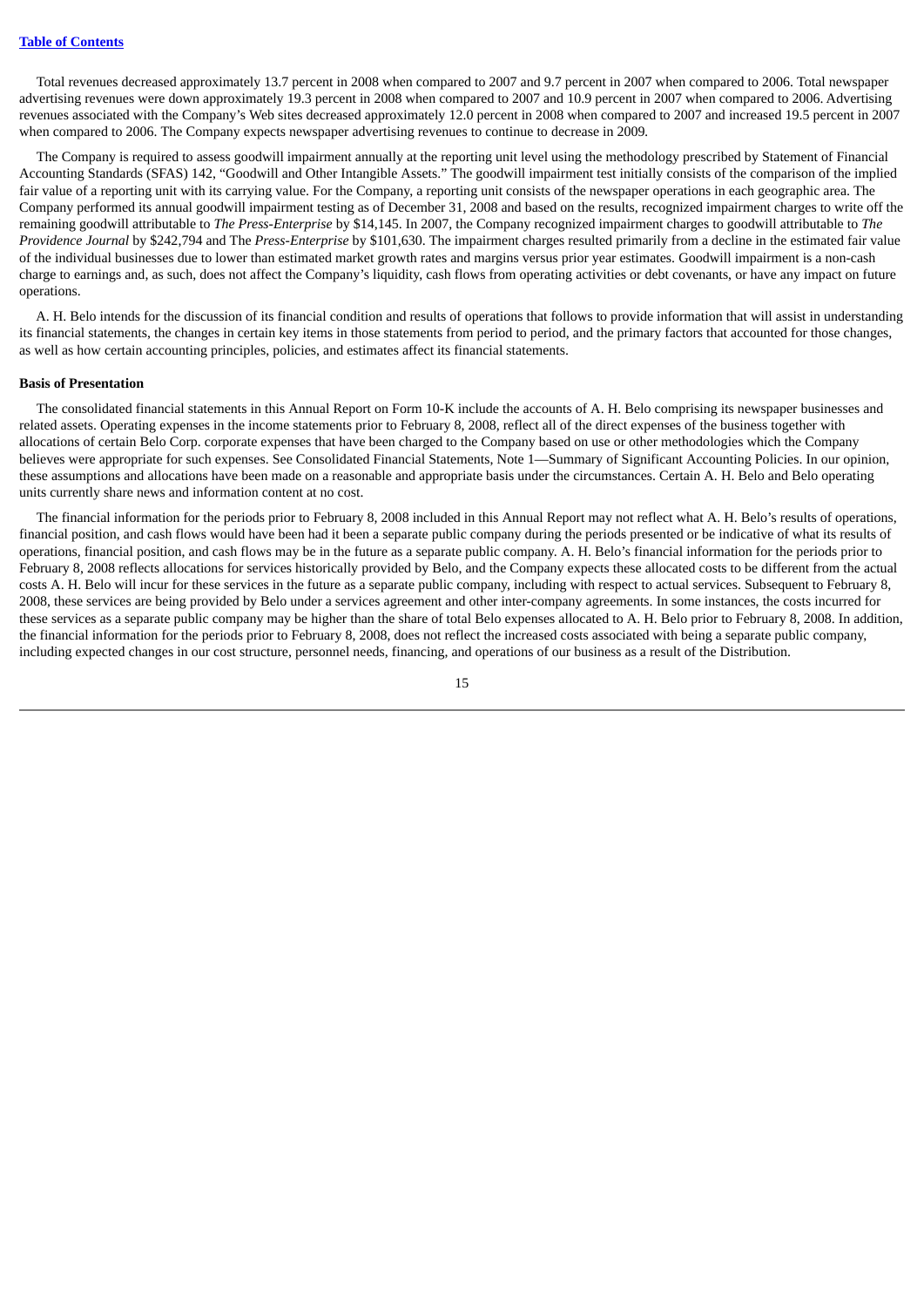Total revenues decreased approximately 13.7 percent in 2008 when compared to 2007 and 9.7 percent in 2007 when compared to 2006. Total newspaper advertising revenues were down approximately 19.3 percent in 2008 when compared to 2007 and 10.9 percent in 2007 when compared to 2006. Advertising revenues associated with the Company's Web sites decreased approximately 12.0 percent in 2008 when compared to 2007 and increased 19.5 percent in 2007 when compared to 2006. The Company expects newspaper advertising revenues to continue to decrease in 2009.

The Company is required to assess goodwill impairment annually at the reporting unit level using the methodology prescribed by Statement of Financial Accounting Standards (SFAS) 142, "Goodwill and Other Intangible Assets." The goodwill impairment test initially consists of the comparison of the implied fair value of a reporting unit with its carrying value. For the Company, a reporting unit consists of the newspaper operations in each geographic area. The Company performed its annual goodwill impairment testing as of December 31, 2008 and based on the results, recognized impairment charges to write off the remaining goodwill attributable to *The Press-Enterprise* by $14,145. In 2007, the Company recognized impairment charges to goodwill attributable to *The Providence Journal* by $242,794 and The *Press-Enterprise* by $101,630. The impairment charges resulted primarily from a decline in the estimated fair value of the individual businesses due to lower than estimated market growth rates and margins versus prior year estimates. Goodwill impairment is a non-cash charge to earnings and, as such, does not affect the Company's liquidity, cash flows from operating activities or debt covenants, or have any impact on future operations.

A. H. Belo intends for the discussion of its financial condition and results of operations that follows to provide information that will assist in understanding its financial statements, the changes in certain key items in those statements from period to period, and the primary factors that accounted for those changes, as well as how certain accounting principles, policies, and estimates affect its financial statements.

**Basis of Presentation**

The consolidated financial statements in this Annual Report on Form 10-K include the accounts of A. H. Belo comprising its newspaper businesses and related assets. Operating expenses in the income statements prior to February 8, 2008, reflect all of the direct expenses of the business together with allocations of certain Belo Corp. corporate expenses that have been charged to the Company based on use or other methodologies which the Company believes were appropriate for such expenses. See Consolidated Financial Statements, Note 1—Summary of Significant Accounting Policies. In our opinion, these assumptions and allocations have been made on a reasonable and appropriate basis under the circumstances. Certain A. H. Belo and Belo operating units currently share news and information content at no cost.

The financial information for the periods prior to February 8, 2008 included in this Annual Report may not reflect what A. H. Belo's results of operations, financial position, and cash flows would have been had it been a separate public company during the periods presented or be indicative of what its results of operations, financial position, and cash flows may be in the future as a separate public company. A. H. Belo's financial information for the periods prior to February 8, 2008 reflects allocations for services historically provided by Belo, and the Company expects these allocated costs to be different from the actual costs A. H. Belo will incur for these services in the future as a separate public company, including with respect to actual services. Subsequent to February 8, 2008, these services are being provided by Belo under a services agreement and other inter-company agreements. In some instances, the costs incurred for these services as a separate public company may be higher than the share of total Belo expenses allocated to A. H. Belo prior to February 8, 2008. In addition, the financial information for the periods prior to February 8, 2008, does not reflect the increased costs associated with being a separate public company, including expected changes in our cost structure, personnel needs, financing, and operations of our business as a result of the Distribution.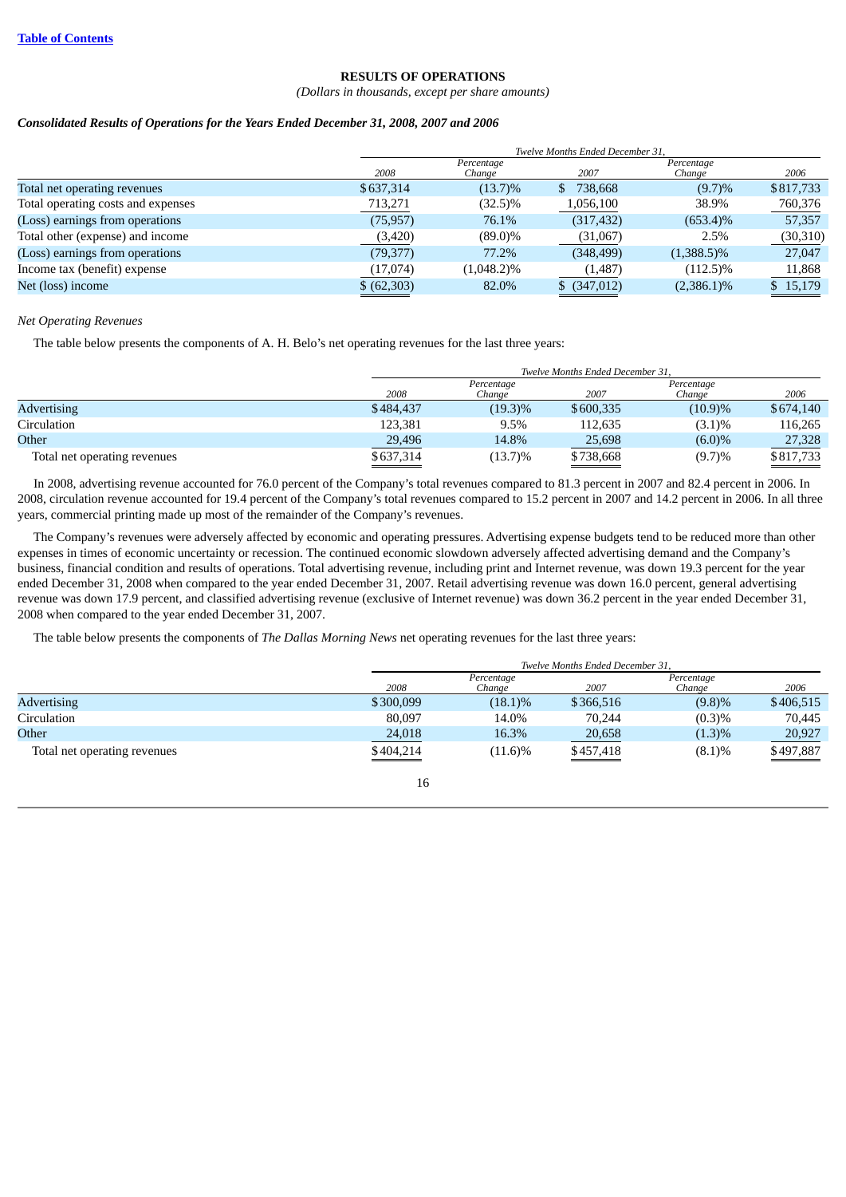[Table of Contents](#)

## RESULTS OF OPERATIONS

*(Dollars in thousands, except per share amounts)*

### *Consolidated Results of Operations for the Years Ended December 31, 2008, 2007 and 2006*

| | Twelve Months Ended December 31, | | | | |
|---|---|---|---|---|---|
| | 2008 | Percentage Change | 2007 | Percentage Change | 2006 |
| Total net operating revenues | $637,314 | (13.7)% | $ 738,668 | (9.7)% | $817,733 |
| Total operating costs and expenses | 713,271 | (32.5)% | 1,056,100 | 38.9% | 760,376 |
| (Loss) earnings from operations | (75,957) | 76.1% | (317,432) | (653.4)% | 57,357 |
| Total other (expense) and income | (3,420) | (89.0)% | (31,067) | 2.5% | (30,310) |
| (Loss) earnings from operations | (79,377) | 77.2% | (348,499) | (1,388.5)% | 27,047 |
| Income tax (benefit) expense | (17,074) | (1,048.2)% | (1,487) | (112.5)% | 11,868 |
| Net (loss) income | $ (62,303) | 82.0% | $ (347,012) | (2,386.1)% | $ 15,179 |

*Net Operating Revenues*

The table below presents the components of A. H. Belo's net operating revenues for the last three years:

| | Twelve Months Ended December 31, | | | | |
|---|---|---|---|---|---|
| | 2008 | Percentage Change | 2007 | Percentage Change | 2006 |
| Advertising | $484,437 | (19.3)% | $600,335 | (10.9)% | $674,140 |
| Circulation | 123,381 | 9.5% | 112,635 | (3.1)% | 116,265 |
| Other | 29,496 | 14.8% | 25,698 | (6.0)% | 27,328 |
| Total net operating revenues | $637,314 | (13.7)% | $738,668 | (9.7)% | $817,733 |

In 2008, advertising revenue accounted for 76.0 percent of the Company's total revenues compared to 81.3 percent in 2007 and 82.4 percent in 2006. In 2008, circulation revenue accounted for 19.4 percent of the Company's total revenues compared to 15.2 percent in 2007 and 14.2 percent in 2006. In all three years, commercial printing made up most of the remainder of the Company's revenues.

The Company's revenues were adversely affected by economic and operating pressures. Advertising expense budgets tend to be reduced more than other expenses in times of economic uncertainty or recession. The continued economic slowdown adversely affected advertising demand and the Company's business, financial condition and results of operations. Total advertising revenue, including print and Internet revenue, was down 19.3 percent for the year ended December 31, 2008 when compared to the year ended December 31, 2007. Retail advertising revenue was down 16.0 percent, general advertising revenue was down 17.9 percent, and classified advertising revenue (exclusive of Internet revenue) was down 36.2 percent in the year ended December 31, 2008 when compared to the year ended December 31, 2007.

The table below presents the components of *The Dallas Morning News* net operating revenues for the last three years:

| | Twelve Months Ended December 31, | | | | |
|---|---|---|---|---|---|
| | 2008 | Percentage Change | 2007 | Percentage Change | 2006 |
| Advertising | $300,099 | (18.1)% | $366,516 | (9.8)% | $406,515 |
| Circulation | 80,097 | 14.0% | 70,244 | (0.3)% | 70,445 |
| Other | 24,018 | 16.3% | 20,658 | (1.3)% | 20,927 |
| Total net operating revenues | $404,214 | (11.6)% | $457,418 | (8.1)% | $497,887 |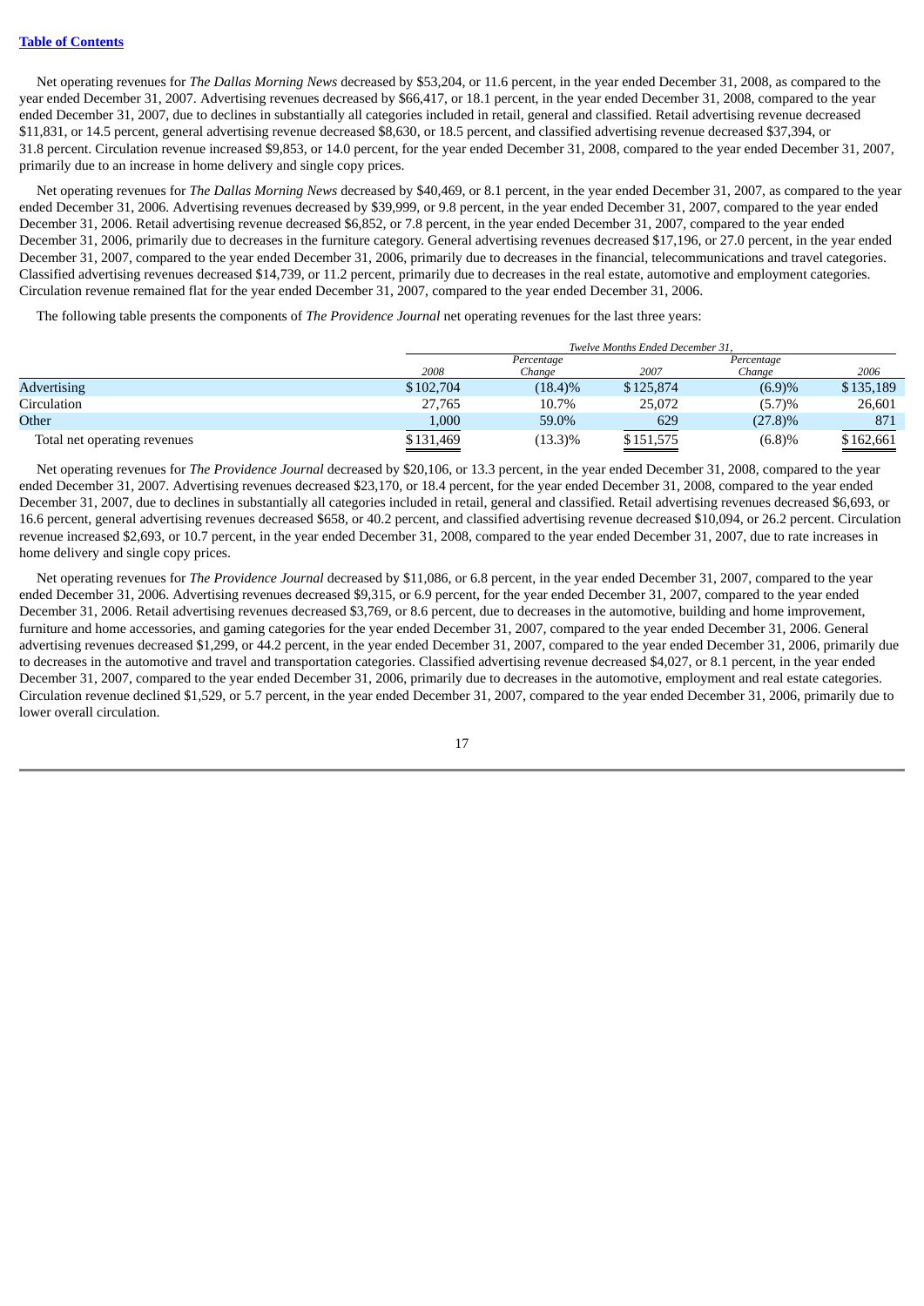Net operating revenues for *The Dallas Morning News* decreased by $53,204, or 11.6 percent, in the year ended December 31, 2008, as compared to the year ended December 31, 2007. Advertising revenues decreased by $66,417, or 18.1 percent, in the year ended December 31, 2008, compared to the year ended December 31, 2007, due to declines in substantially all categories included in retail, general and classified. Retail advertising revenue decreased $11,831, or 14.5 percent, general advertising revenue decreased $8,630, or 18.5 percent, and classified advertising revenue decreased $37,394, or 31.8 percent. Circulation revenue increased $9,853, or 14.0 percent, for the year ended December 31, 2008, compared to the year ended December 31, 2007, primarily due to an increase in home delivery and single copy prices.

Net operating revenues for *The Dallas Morning News* decreased by $40,469, or 8.1 percent, in the year ended December 31, 2007, as compared to the year ended December 31, 2006. Advertising revenues decreased by $39,999, or 9.8 percent, in the year ended December 31, 2007, compared to the year ended December 31, 2006. Retail advertising revenue decreased $6,852, or 7.8 percent, in the year ended December 31, 2007, compared to the year ended December 31, 2006, primarily due to decreases in the furniture category. General advertising revenues decreased $17,196, or 27.0 percent, in the year ended December 31, 2007, compared to the year ended December 31, 2006, primarily due to decreases in the financial, telecommunications and travel categories. Classified advertising revenues decreased $14,739, or 11.2 percent, primarily due to decreases in the real estate, automotive and employment categories. Circulation revenue remained flat for the year ended December 31, 2007, compared to the year ended December 31, 2006.

The following table presents the components of *The Providence Journal* net operating revenues for the last three years:

| | *Twelve Months Ended December 31,* | | | | |
|---|---|---|---|---|---|
| | *2008* | *Percentage Change* | *2007* | *Percentage Change* | *2006* |
| Advertising | $102,704 | (18.4)% | $125,874 | (6.9)% | $135,189 |
| Circulation | 27,765 | 10.7% | 25,072 | (5.7)% | 26,601 |
| Other | 1,000 | 59.0% | 629 | (27.8)% | 871 |
| Total net operating revenues | $131,469 | (13.3)% | $151,575 | (6.8)% | $162,661 |

Net operating revenues for *The Providence Journal* decreased by $20,106, or 13.3 percent, in the year ended December 31, 2008, compared to the year ended December 31, 2007. Advertising revenues decreased $23,170, or 18.4 percent, for the year ended December 31, 2008, compared to the year ended December 31, 2007, due to declines in substantially all categories included in retail, general and classified. Retail advertising revenues decreased $6,693, or 16.6 percent, general advertising revenues decreased $658, or 40.2 percent, and classified advertising revenue decreased $10,094, or 26.2 percent. Circulation revenue increased $2,693, or 10.7 percent, in the year ended December 31, 2008, compared to the year ended December 31, 2007, due to rate increases in home delivery and single copy prices.

Net operating revenues for *The Providence Journal* decreased by $11,086, or 6.8 percent, in the year ended December 31, 2007, compared to the year ended December 31, 2006. Advertising revenues decreased $9,315, or 6.9 percent, for the year ended December 31, 2007, compared to the year ended December 31, 2006. Retail advertising revenues decreased $3,769, or 8.6 percent, due to decreases in the automotive, building and home improvement, furniture and home accessories, and gaming categories for the year ended December 31, 2007, compared to the year ended December 31, 2006. General advertising revenues decreased $1,299, or 44.2 percent, in the year ended December 31, 2007, compared to the year ended December 31, 2006, primarily due to decreases in the automotive and travel and transportation categories. Classified advertising revenue decreased $4,027, or 8.1 percent, in the year ended December 31, 2007, compared to the year ended December 31, 2006, primarily due to decreases in the automotive, employment and real estate categories. Circulation revenue declined $1,529, or 5.7 percent, in the year ended December 31, 2007, compared to the year ended December 31, 2006, primarily due to lower overall circulation.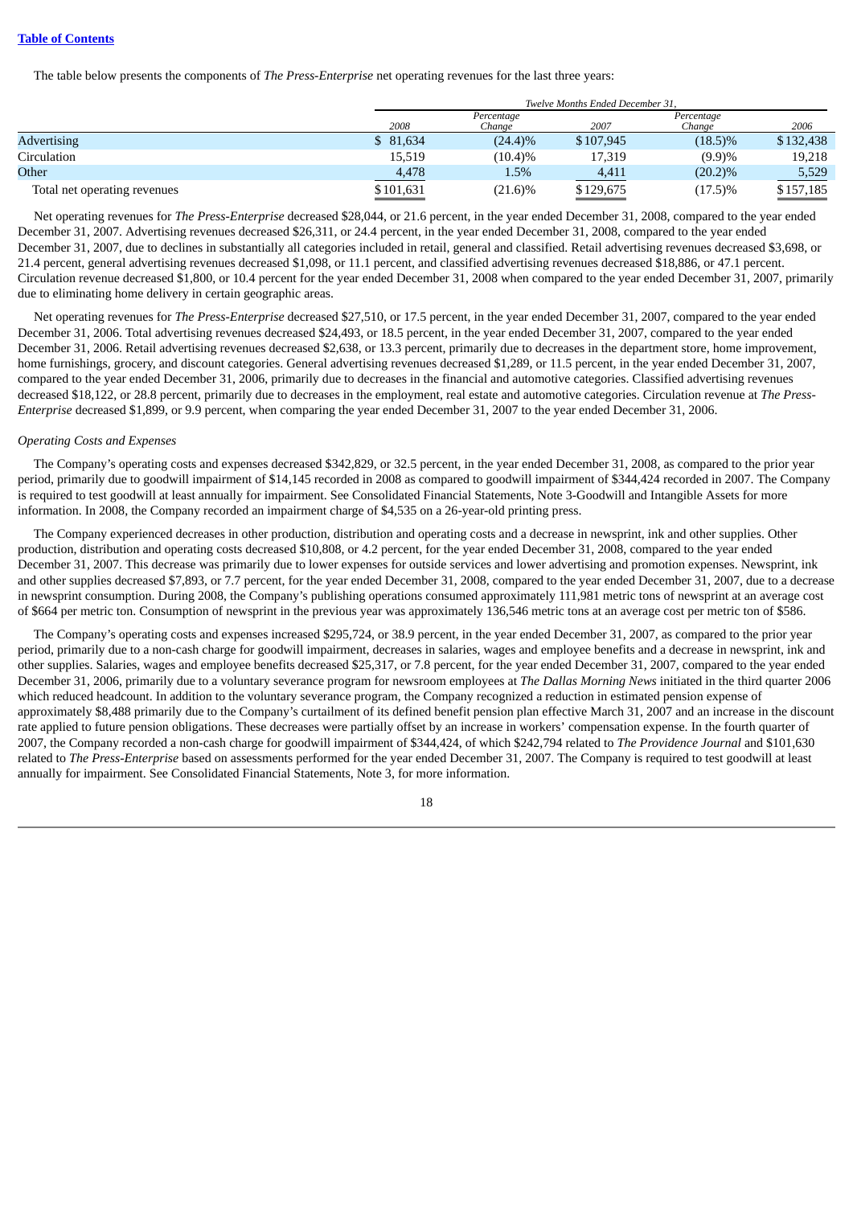The table below presents the components of *The Press-Enterprise* net operating revenues for the last three years:

| | Twelve Months Ended December 31, | | | | |
|---|---|---|---|---|---|
| | 2008 | Percentage Change | 2007 | Percentage Change | 2006 |
| Advertising | $ 81,634 | (24.4)% | $107,945 | (18.5)% | $132,438 |
| Circulation | 15,519 | (10.4)% | 17,319 | (9.9)% | 19,218 |
| Other | 4,478 | 1.5% | 4,411 | (20.2)% | 5,529 |
| Total net operating revenues | $101,631 | (21.6)% | $129,675 | (17.5)% | $157,185 |

Net operating revenues for *The Press-Enterprise* decreased $28,044, or 21.6 percent, in the year ended December 31, 2008, compared to the year ended December 31, 2007. Advertising revenues decreased $26,311, or 24.4 percent, in the year ended December 31, 2008, compared to the year ended December 31, 2007, due to declines in substantially all categories included in retail, general and classified. Retail advertising revenues decreased $3,698, or 21.4 percent, general advertising revenues decreased $1,098, or 11.1 percent, and classified advertising revenues decreased $18,886, or 47.1 percent. Circulation revenue decreased $1,800, or 10.4 percent for the year ended December 31, 2008 when compared to the year ended December 31, 2007, primarily due to eliminating home delivery in certain geographic areas.

Net operating revenues for *The Press-Enterprise* decreased $27,510, or 17.5 percent, in the year ended December 31, 2007, compared to the year ended December 31, 2006. Total advertising revenues decreased $24,493, or 18.5 percent, in the year ended December 31, 2007, compared to the year ended December 31, 2006. Retail advertising revenues decreased $2,638, or 13.3 percent, primarily due to decreases in the department store, home improvement, home furnishings, grocery, and discount categories. General advertising revenues decreased $1,289, or 11.5 percent, in the year ended December 31, 2007, compared to the year ended December 31, 2006, primarily due to decreases in the financial and automotive categories. Classified advertising revenues decreased $18,122, or 28.8 percent, primarily due to decreases in the employment, real estate and automotive categories. Circulation revenue at *The Press-Enterprise* decreased $1,899, or 9.9 percent, when comparing the year ended December 31, 2007 to the year ended December 31, 2006.

*Operating Costs and Expenses*

The Company's operating costs and expenses decreased $342,829, or 32.5 percent, in the year ended December 31, 2008, as compared to the prior year period, primarily due to goodwill impairment of $14,145 recorded in 2008 as compared to goodwill impairment of $344,424 recorded in 2007. The Company is required to test goodwill at least annually for impairment. See Consolidated Financial Statements, Note 3-Goodwill and Intangible Assets for more information. In 2008, the Company recorded an impairment charge of $4,535 on a 26-year-old printing press.

The Company experienced decreases in other production, distribution and operating costs and a decrease in newsprint, ink and other supplies. Other production, distribution and operating costs decreased $10,808, or 4.2 percent, for the year ended December 31, 2008, compared to the year ended December 31, 2007. This decrease was primarily due to lower expenses for outside services and lower advertising and promotion expenses. Newsprint, ink and other supplies decreased $7,893, or 7.7 percent, for the year ended December 31, 2008, compared to the year ended December 31, 2007, due to a decrease in newsprint consumption. During 2008, the Company's publishing operations consumed approximately 111,981 metric tons of newsprint at an average cost of $664 per metric ton. Consumption of newsprint in the previous year was approximately 136,546 metric tons at an average cost per metric ton of $586.

The Company's operating costs and expenses increased $295,724, or 38.9 percent, in the year ended December 31, 2007, as compared to the prior year period, primarily due to a non-cash charge for goodwill impairment, decreases in salaries, wages and employee benefits and a decrease in newsprint, ink and other supplies. Salaries, wages and employee benefits decreased $25,317, or 7.8 percent, for the year ended December 31, 2007, compared to the year ended December 31, 2006, primarily due to a voluntary severance program for newsroom employees at *The Dallas Morning News* initiated in the third quarter 2006 which reduced headcount. In addition to the voluntary severance program, the Company recognized a reduction in estimated pension expense of approximately $8,488 primarily due to the Company's curtailment of its defined benefit pension plan effective March 31, 2007 and an increase in the discount rate applied to future pension obligations. These decreases were partially offset by an increase in workers' compensation expense. In the fourth quarter of 2007, the Company recorded a non-cash charge for goodwill impairment of $344,424, of which $242,794 related to *The Providence Journal* and $101,630 related to *The Press-Enterprise* based on assessments performed for the year ended December 31, 2007. The Company is required to test goodwill at least annually for impairment. See Consolidated Financial Statements, Note 3, for more information.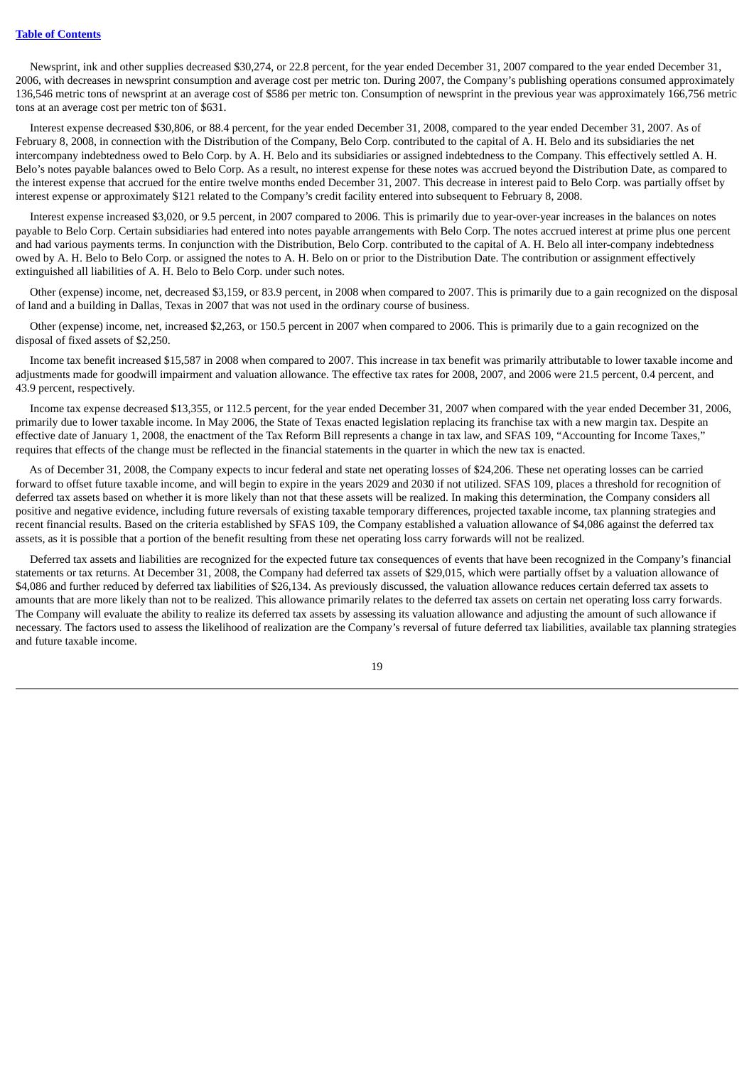Newsprint, ink and other supplies decreased $30,274, or 22.8 percent, for the year ended December 31, 2007 compared to the year ended December 31, 2006, with decreases in newsprint consumption and average cost per metric ton. During 2007, the Company's publishing operations consumed approximately 136,546 metric tons of newsprint at an average cost of $586 per metric ton. Consumption of newsprint in the previous year was approximately 166,756 metric tons at an average cost per metric ton of $631.

Interest expense decreased $30,806, or 88.4 percent, for the year ended December 31, 2008, compared to the year ended December 31, 2007. As of February 8, 2008, in connection with the Distribution of the Company, Belo Corp. contributed to the capital of A. H. Belo and its subsidiaries the net intercompany indebtedness owed to Belo Corp. by A. H. Belo and its subsidiaries or assigned indebtedness to the Company. This effectively settled A. H. Belo's notes payable balances owed to Belo Corp. As a result, no interest expense for these notes was accrued beyond the Distribution Date, as compared to the interest expense that accrued for the entire twelve months ended December 31, 2007. This decrease in interest paid to Belo Corp. was partially offset by interest expense or approximately $121 related to the Company's credit facility entered into subsequent to February 8, 2008.

Interest expense increased $3,020, or 9.5 percent, in 2007 compared to 2006. This is primarily due to year-over-year increases in the balances on notes payable to Belo Corp. Certain subsidiaries had entered into notes payable arrangements with Belo Corp. The notes accrued interest at prime plus one percent and had various payments terms. In conjunction with the Distribution, Belo Corp. contributed to the capital of A. H. Belo all inter-company indebtedness owed by A. H. Belo to Belo Corp. or assigned the notes to A. H. Belo on or prior to the Distribution Date. The contribution or assignment effectively extinguished all liabilities of A. H. Belo to Belo Corp. under such notes.

Other (expense) income, net, decreased $3,159, or 83.9 percent, in 2008 when compared to 2007. This is primarily due to a gain recognized on the disposal of land and a building in Dallas, Texas in 2007 that was not used in the ordinary course of business.

Other (expense) income, net, increased $2,263, or 150.5 percent in 2007 when compared to 2006. This is primarily due to a gain recognized on the disposal of fixed assets of $2,250.

Income tax benefit increased $15,587 in 2008 when compared to 2007. This increase in tax benefit was primarily attributable to lower taxable income and adjustments made for goodwill impairment and valuation allowance. The effective tax rates for 2008, 2007, and 2006 were 21.5 percent, 0.4 percent, and 43.9 percent, respectively.

Income tax expense decreased $13,355, or 112.5 percent, for the year ended December 31, 2007 when compared with the year ended December 31, 2006, primarily due to lower taxable income. In May 2006, the State of Texas enacted legislation replacing its franchise tax with a new margin tax. Despite an effective date of January 1, 2008, the enactment of the Tax Reform Bill represents a change in tax law, and SFAS 109, "Accounting for Income Taxes," requires that effects of the change must be reflected in the financial statements in the quarter in which the new tax is enacted.

As of December 31, 2008, the Company expects to incur federal and state net operating losses of $24,206. These net operating losses can be carried forward to offset future taxable income, and will begin to expire in the years 2029 and 2030 if not utilized. SFAS 109, places a threshold for recognition of deferred tax assets based on whether it is more likely than not that these assets will be realized. In making this determination, the Company considers all positive and negative evidence, including future reversals of existing taxable temporary differences, projected taxable income, tax planning strategies and recent financial results. Based on the criteria established by SFAS 109, the Company established a valuation allowance of $4,086 against the deferred tax assets, as it is possible that a portion of the benefit resulting from these net operating loss carry forwards will not be realized.

Deferred tax assets and liabilities are recognized for the expected future tax consequences of events that have been recognized in the Company's financial statements or tax returns. At December 31, 2008, the Company had deferred tax assets of $29,015, which were partially offset by a valuation allowance of $4,086 and further reduced by deferred tax liabilities of $26,134. As previously discussed, the valuation allowance reduces certain deferred tax assets to amounts that are more likely than not to be realized. This allowance primarily relates to the deferred tax assets on certain net operating loss carry forwards. The Company will evaluate the ability to realize its deferred tax assets by assessing its valuation allowance and adjusting the amount of such allowance if necessary. The factors used to assess the likelihood of realization are the Company's reversal of future deferred tax liabilities, available tax planning strategies and future taxable income.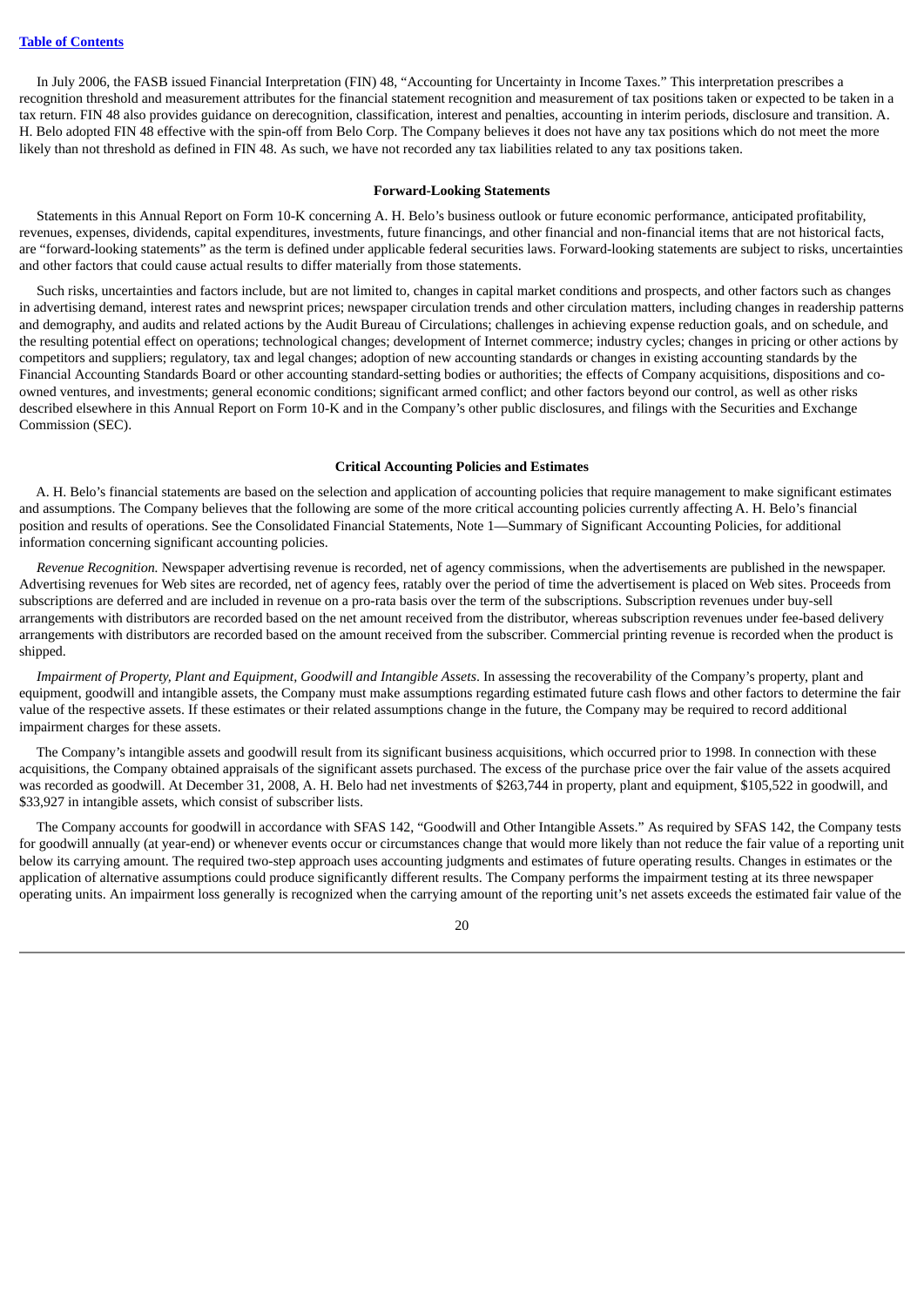In July 2006, the FASB issued Financial Interpretation (FIN) 48, "Accounting for Uncertainty in Income Taxes." This interpretation prescribes a recognition threshold and measurement attributes for the financial statement recognition and measurement of tax positions taken or expected to be taken in a tax return. FIN 48 also provides guidance on derecognition, classification, interest and penalties, accounting in interim periods, disclosure and transition. A. H. Belo adopted FIN 48 effective with the spin-off from Belo Corp. The Company believes it does not have any tax positions which do not meet the more likely than not threshold as defined in FIN 48. As such, we have not recorded any tax liabilities related to any tax positions taken.

**Forward-Looking Statements**

Statements in this Annual Report on Form 10-K concerning A. H. Belo's business outlook or future economic performance, anticipated profitability, revenues, expenses, dividends, capital expenditures, investments, future financings, and other financial and non-financial items that are not historical facts, are "forward-looking statements" as the term is defined under applicable federal securities laws. Forward-looking statements are subject to risks, uncertainties and other factors that could cause actual results to differ materially from those statements.

Such risks, uncertainties and factors include, but are not limited to, changes in capital market conditions and prospects, and other factors such as changes in advertising demand, interest rates and newsprint prices; newspaper circulation trends and other circulation matters, including changes in readership patterns and demography, and audits and related actions by the Audit Bureau of Circulations; challenges in achieving expense reduction goals, and on schedule, and the resulting potential effect on operations; technological changes; development of Internet commerce; industry cycles; changes in pricing or other actions by competitors and suppliers; regulatory, tax and legal changes; adoption of new accounting standards or changes in existing accounting standards by the Financial Accounting Standards Board or other accounting standard-setting bodies or authorities; the effects of Company acquisitions, dispositions and co-owned ventures, and investments; general economic conditions; significant armed conflict; and other factors beyond our control, as well as other risks described elsewhere in this Annual Report on Form 10-K and in the Company's other public disclosures, and filings with the Securities and Exchange Commission (SEC).

**Critical Accounting Policies and Estimates**

A. H. Belo's financial statements are based on the selection and application of accounting policies that require management to make significant estimates and assumptions. The Company believes that the following are some of the more critical accounting policies currently affecting A. H. Belo's financial position and results of operations. See the Consolidated Financial Statements, Note 1—Summary of Significant Accounting Policies, for additional information concerning significant accounting policies.

*Revenue Recognition.* Newspaper advertising revenue is recorded, net of agency commissions, when the advertisements are published in the newspaper. Advertising revenues for Web sites are recorded, net of agency fees, ratably over the period of time the advertisement is placed on Web sites. Proceeds from subscriptions are deferred and are included in revenue on a pro-rata basis over the term of the subscriptions. Subscription revenues under buy-sell arrangements with distributors are recorded based on the net amount received from the distributor, whereas subscription revenues under fee-based delivery arrangements with distributors are recorded based on the amount received from the subscriber. Commercial printing revenue is recorded when the product is shipped.

*Impairment of Property, Plant and Equipment, Goodwill and Intangible Assets*. In assessing the recoverability of the Company's property, plant and equipment, goodwill and intangible assets, the Company must make assumptions regarding estimated future cash flows and other factors to determine the fair value of the respective assets. If these estimates or their related assumptions change in the future, the Company may be required to record additional impairment charges for these assets.

The Company's intangible assets and goodwill result from its significant business acquisitions, which occurred prior to 1998. In connection with these acquisitions, the Company obtained appraisals of the significant assets purchased. The excess of the purchase price over the fair value of the assets acquired was recorded as goodwill. At December 31, 2008, A. H. Belo had net investments of $263,744 in property, plant and equipment, $105,522 in goodwill, and $33,927 in intangible assets, which consist of subscriber lists.

The Company accounts for goodwill in accordance with SFAS 142, "Goodwill and Other Intangible Assets." As required by SFAS 142, the Company tests for goodwill annually (at year-end) or whenever events occur or circumstances change that would more likely than not reduce the fair value of a reporting unit below its carrying amount. The required two-step approach uses accounting judgments and estimates of future operating results. Changes in estimates or the application of alternative assumptions could produce significantly different results. The Company performs the impairment testing at its three newspaper operating units. An impairment loss generally is recognized when the carrying amount of the reporting unit's net assets exceeds the estimated fair value of the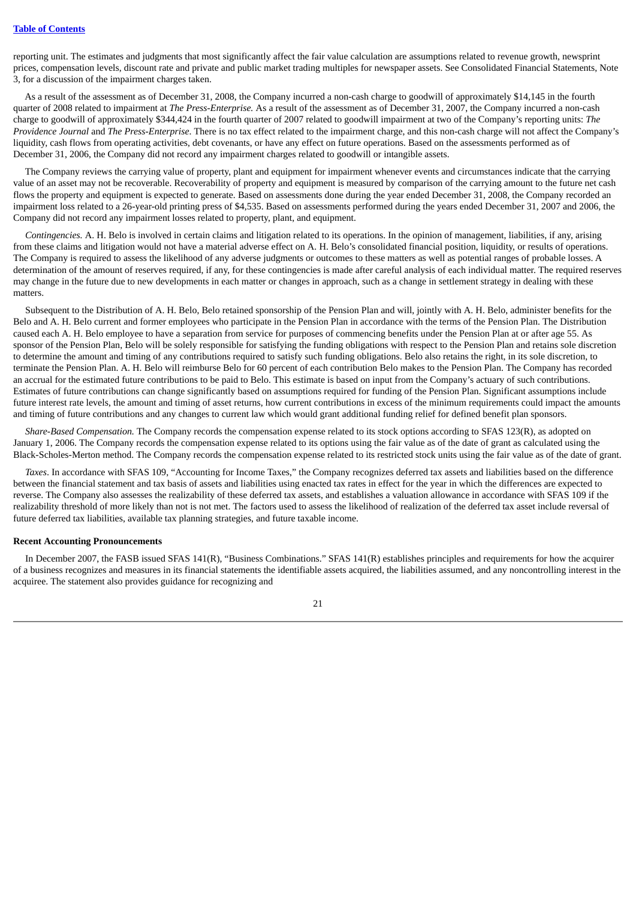reporting unit. The estimates and judgments that most significantly affect the fair value calculation are assumptions related to revenue growth, newsprint prices, compensation levels, discount rate and private and public market trading multiples for newspaper assets. See Consolidated Financial Statements, Note 3, for a discussion of the impairment charges taken.

As a result of the assessment as of December 31, 2008, the Company incurred a non-cash charge to goodwill of approximately $14,145 in the fourth quarter of 2008 related to impairment at *The Press-Enterprise.* As a result of the assessment as of December 31, 2007, the Company incurred a non-cash charge to goodwill of approximately $344,424 in the fourth quarter of 2007 related to goodwill impairment at two of the Company's reporting units: *The Providence Journal* and *The Press-Enterprise*. There is no tax effect related to the impairment charge, and this non-cash charge will not affect the Company's liquidity, cash flows from operating activities, debt covenants, or have any effect on future operations. Based on the assessments performed as of December 31, 2006, the Company did not record any impairment charges related to goodwill or intangible assets.

The Company reviews the carrying value of property, plant and equipment for impairment whenever events and circumstances indicate that the carrying value of an asset may not be recoverable. Recoverability of property and equipment is measured by comparison of the carrying amount to the future net cash flows the property and equipment is expected to generate. Based on assessments done during the year ended December 31, 2008, the Company recorded an impairment loss related to a 26-year-old printing press of $4,535. Based on assessments performed during the years ended December 31, 2007 and 2006, the Company did not record any impairment losses related to property, plant, and equipment.

*Contingencies.* A. H. Belo is involved in certain claims and litigation related to its operations. In the opinion of management, liabilities, if any, arising from these claims and litigation would not have a material adverse effect on A. H. Belo's consolidated financial position, liquidity, or results of operations. The Company is required to assess the likelihood of any adverse judgments or outcomes to these matters as well as potential ranges of probable losses. A determination of the amount of reserves required, if any, for these contingencies is made after careful analysis of each individual matter. The required reserves may change in the future due to new developments in each matter or changes in approach, such as a change in settlement strategy in dealing with these matters.

Subsequent to the Distribution of A. H. Belo, Belo retained sponsorship of the Pension Plan and will, jointly with A. H. Belo, administer benefits for the Belo and A. H. Belo current and former employees who participate in the Pension Plan in accordance with the terms of the Pension Plan. The Distribution caused each A. H. Belo employee to have a separation from service for purposes of commencing benefits under the Pension Plan at or after age 55. As sponsor of the Pension Plan, Belo will be solely responsible for satisfying the funding obligations with respect to the Pension Plan and retains sole discretion to determine the amount and timing of any contributions required to satisfy such funding obligations. Belo also retains the right, in its sole discretion, to terminate the Pension Plan. A. H. Belo will reimburse Belo for 60 percent of each contribution Belo makes to the Pension Plan. The Company has recorded an accrual for the estimated future contributions to be paid to Belo. This estimate is based on input from the Company's actuary of such contributions. Estimates of future contributions can change significantly based on assumptions required for funding of the Pension Plan. Significant assumptions include future interest rate levels, the amount and timing of asset returns, how current contributions in excess of the minimum requirements could impact the amounts and timing of future contributions and any changes to current law which would grant additional funding relief for defined benefit plan sponsors.

*Share-Based Compensation.* The Company records the compensation expense related to its stock options according to SFAS 123(R), as adopted on January 1, 2006. The Company records the compensation expense related to its options using the fair value as of the date of grant as calculated using the Black-Scholes-Merton method. The Company records the compensation expense related to its restricted stock units using the fair value as of the date of grant.

*Taxes*. In accordance with SFAS 109, "Accounting for Income Taxes," the Company recognizes deferred tax assets and liabilities based on the difference between the financial statement and tax basis of assets and liabilities using enacted tax rates in effect for the year in which the differences are expected to reverse. The Company also assesses the realizability of these deferred tax assets, and establishes a valuation allowance in accordance with SFAS 109 if the realizability threshold of more likely than not is not met. The factors used to assess the likelihood of realization of the deferred tax asset include reversal of future deferred tax liabilities, available tax planning strategies, and future taxable income.

**Recent Accounting Pronouncements**

In December 2007, the FASB issued SFAS 141(R), "Business Combinations." SFAS 141(R) establishes principles and requirements for how the acquirer of a business recognizes and measures in its financial statements the identifiable assets acquired, the liabilities assumed, and any noncontrolling interest in the acquiree. The statement also provides guidance for recognizing and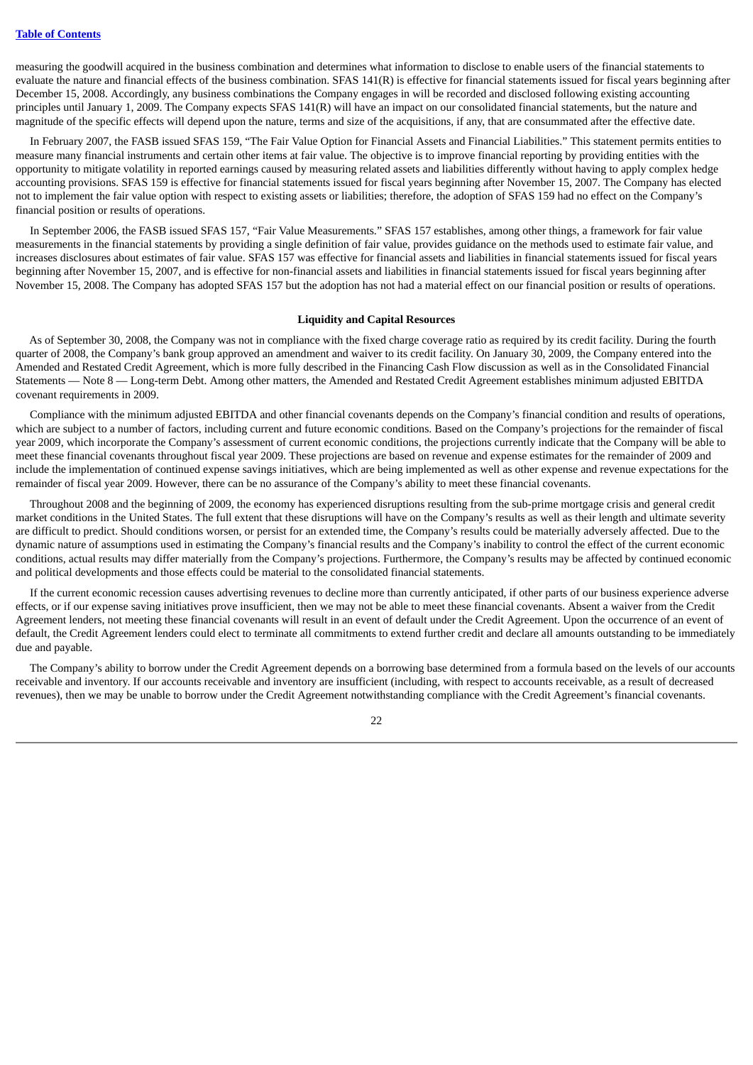measuring the goodwill acquired in the business combination and determines what information to disclose to enable users of the financial statements to evaluate the nature and financial effects of the business combination. SFAS 141(R) is effective for financial statements issued for fiscal years beginning after December 15, 2008. Accordingly, any business combinations the Company engages in will be recorded and disclosed following existing accounting principles until January 1, 2009. The Company expects SFAS 141(R) will have an impact on our consolidated financial statements, but the nature and magnitude of the specific effects will depend upon the nature, terms and size of the acquisitions, if any, that are consummated after the effective date.

In February 2007, the FASB issued SFAS 159, "The Fair Value Option for Financial Assets and Financial Liabilities." This statement permits entities to measure many financial instruments and certain other items at fair value. The objective is to improve financial reporting by providing entities with the opportunity to mitigate volatility in reported earnings caused by measuring related assets and liabilities differently without having to apply complex hedge accounting provisions. SFAS 159 is effective for financial statements issued for fiscal years beginning after November 15, 2007. The Company has elected not to implement the fair value option with respect to existing assets or liabilities; therefore, the adoption of SFAS 159 had no effect on the Company's financial position or results of operations.

In September 2006, the FASB issued SFAS 157, "Fair Value Measurements." SFAS 157 establishes, among other things, a framework for fair value measurements in the financial statements by providing a single definition of fair value, provides guidance on the methods used to estimate fair value, and increases disclosures about estimates of fair value. SFAS 157 was effective for financial assets and liabilities in financial statements issued for fiscal years beginning after November 15, 2007, and is effective for non-financial assets and liabilities in financial statements issued for fiscal years beginning after November 15, 2008. The Company has adopted SFAS 157 but the adoption has not had a material effect on our financial position or results of operations.

## Liquidity and Capital Resources

As of September 30, 2008, the Company was not in compliance with the fixed charge coverage ratio as required by its credit facility. During the fourth quarter of 2008, the Company's bank group approved an amendment and waiver to its credit facility. On January 30, 2009, the Company entered into the Amended and Restated Credit Agreement, which is more fully described in the Financing Cash Flow discussion as well as in the Consolidated Financial Statements — Note 8 — Long-term Debt. Among other matters, the Amended and Restated Credit Agreement establishes minimum adjusted EBITDA covenant requirements in 2009.

Compliance with the minimum adjusted EBITDA and other financial covenants depends on the Company's financial condition and results of operations, which are subject to a number of factors, including current and future economic conditions. Based on the Company's projections for the remainder of fiscal year 2009, which incorporate the Company's assessment of current economic conditions, the projections currently indicate that the Company will be able to meet these financial covenants throughout fiscal year 2009. These projections are based on revenue and expense estimates for the remainder of 2009 and include the implementation of continued expense savings initiatives, which are being implemented as well as other expense and revenue expectations for the remainder of fiscal year 2009. However, there can be no assurance of the Company's ability to meet these financial covenants.

Throughout 2008 and the beginning of 2009, the economy has experienced disruptions resulting from the sub-prime mortgage crisis and general credit market conditions in the United States. The full extent that these disruptions will have on the Company's results as well as their length and ultimate severity are difficult to predict. Should conditions worsen, or persist for an extended time, the Company's results could be materially adversely affected. Due to the dynamic nature of assumptions used in estimating the Company's financial results and the Company's inability to control the effect of the current economic conditions, actual results may differ materially from the Company's projections. Furthermore, the Company's results may be affected by continued economic and political developments and those effects could be material to the consolidated financial statements.

If the current economic recession causes advertising revenues to decline more than currently anticipated, if other parts of our business experience adverse effects, or if our expense saving initiatives prove insufficient, then we may not be able to meet these financial covenants. Absent a waiver from the Credit Agreement lenders, not meeting these financial covenants will result in an event of default under the Credit Agreement. Upon the occurrence of an event of default, the Credit Agreement lenders could elect to terminate all commitments to extend further credit and declare all amounts outstanding to be immediately due and payable.

The Company's ability to borrow under the Credit Agreement depends on a borrowing base determined from a formula based on the levels of our accounts receivable and inventory. If our accounts receivable and inventory are insufficient (including, with respect to accounts receivable, as a result of decreased revenues), then we may be unable to borrow under the Credit Agreement notwithstanding compliance with the Credit Agreement's financial covenants.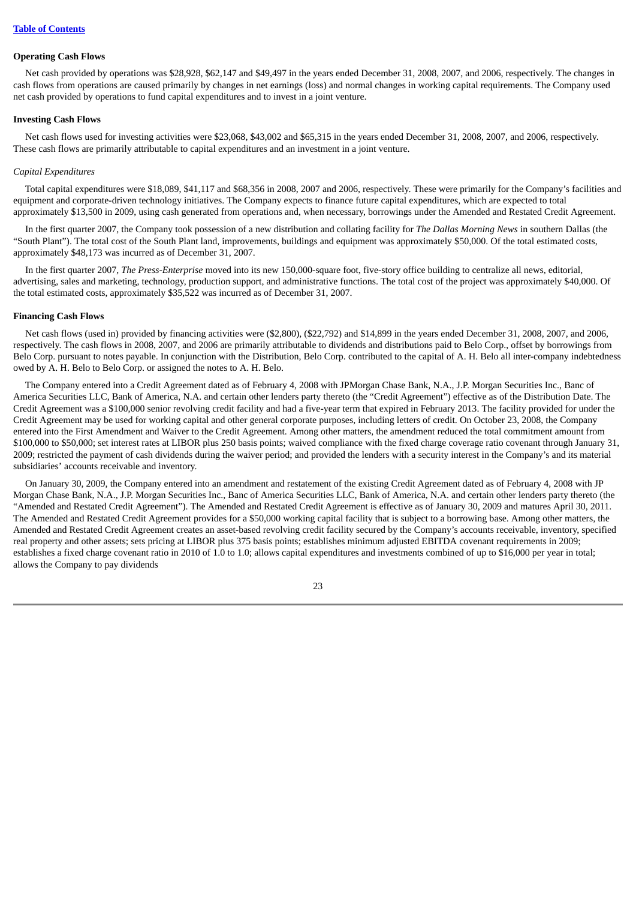**Operating Cash Flows**

Net cash provided by operations was $28,928, $62,147 and $49,497 in the years ended December 31, 2008, 2007, and 2006, respectively. The changes in cash flows from operations are caused primarily by changes in net earnings (loss) and normal changes in working capital requirements. The Company used net cash provided by operations to fund capital expenditures and to invest in a joint venture.

**Investing Cash Flows**

Net cash flows used for investing activities were $23,068, $43,002 and $65,315 in the years ended December 31, 2008, 2007, and 2006, respectively. These cash flows are primarily attributable to capital expenditures and an investment in a joint venture.

*Capital Expenditures*

Total capital expenditures were $18,089, $41,117 and $68,356 in 2008, 2007 and 2006, respectively. These were primarily for the Company's facilities and equipment and corporate-driven technology initiatives. The Company expects to finance future capital expenditures, which are expected to total approximately $13,500 in 2009, using cash generated from operations and, when necessary, borrowings under the Amended and Restated Credit Agreement.

In the first quarter 2007, the Company took possession of a new distribution and collating facility for *The Dallas Morning News* in southern Dallas (the "South Plant"). The total cost of the South Plant land, improvements, buildings and equipment was approximately $50,000. Of the total estimated costs, approximately $48,173 was incurred as of December 31, 2007.

In the first quarter 2007, *The Press-Enterprise* moved into its new 150,000-square foot, five-story office building to centralize all news, editorial, advertising, sales and marketing, technology, production support, and administrative functions. The total cost of the project was approximately $40,000. Of the total estimated costs, approximately $35,522 was incurred as of December 31, 2007.

**Financing Cash Flows**

Net cash flows (used in) provided by financing activities were ($2,800), ($22,792) and $14,899 in the years ended December 31, 2008, 2007, and 2006, respectively. The cash flows in 2008, 2007, and 2006 are primarily attributable to dividends and distributions paid to Belo Corp., offset by borrowings from Belo Corp. pursuant to notes payable. In conjunction with the Distribution, Belo Corp. contributed to the capital of A. H. Belo all inter-company indebtedness owed by A. H. Belo to Belo Corp. or assigned the notes to A. H. Belo.

The Company entered into a Credit Agreement dated as of February 4, 2008 with JPMorgan Chase Bank, N.A., J.P. Morgan Securities Inc., Banc of America Securities LLC, Bank of America, N.A. and certain other lenders party thereto (the "Credit Agreement") effective as of the Distribution Date. The Credit Agreement was a $100,000 senior revolving credit facility and had a five-year term that expired in February 2013. The facility provided for under the Credit Agreement may be used for working capital and other general corporate purposes, including letters of credit. On October 23, 2008, the Company entered into the First Amendment and Waiver to the Credit Agreement. Among other matters, the amendment reduced the total commitment amount from $100,000 to $50,000; set interest rates at LIBOR plus 250 basis points; waived compliance with the fixed charge coverage ratio covenant through January 31, 2009; restricted the payment of cash dividends during the waiver period; and provided the lenders with a security interest in the Company's and its material subsidiaries' accounts receivable and inventory.

On January 30, 2009, the Company entered into an amendment and restatement of the existing Credit Agreement dated as of February 4, 2008 with JP Morgan Chase Bank, N.A., J.P. Morgan Securities Inc., Banc of America Securities LLC, Bank of America, N.A. and certain other lenders party thereto (the "Amended and Restated Credit Agreement"). The Amended and Restated Credit Agreement is effective as of January 30, 2009 and matures April 30, 2011. The Amended and Restated Credit Agreement provides for a $50,000 working capital facility that is subject to a borrowing base. Among other matters, the Amended and Restated Credit Agreement creates an asset-based revolving credit facility secured by the Company's accounts receivable, inventory, specified real property and other assets; sets pricing at LIBOR plus 375 basis points; establishes minimum adjusted EBITDA covenant requirements in 2009; establishes a fixed charge covenant ratio in 2010 of 1.0 to 1.0; allows capital expenditures and investments combined of up to $16,000 per year in total; allows the Company to pay dividends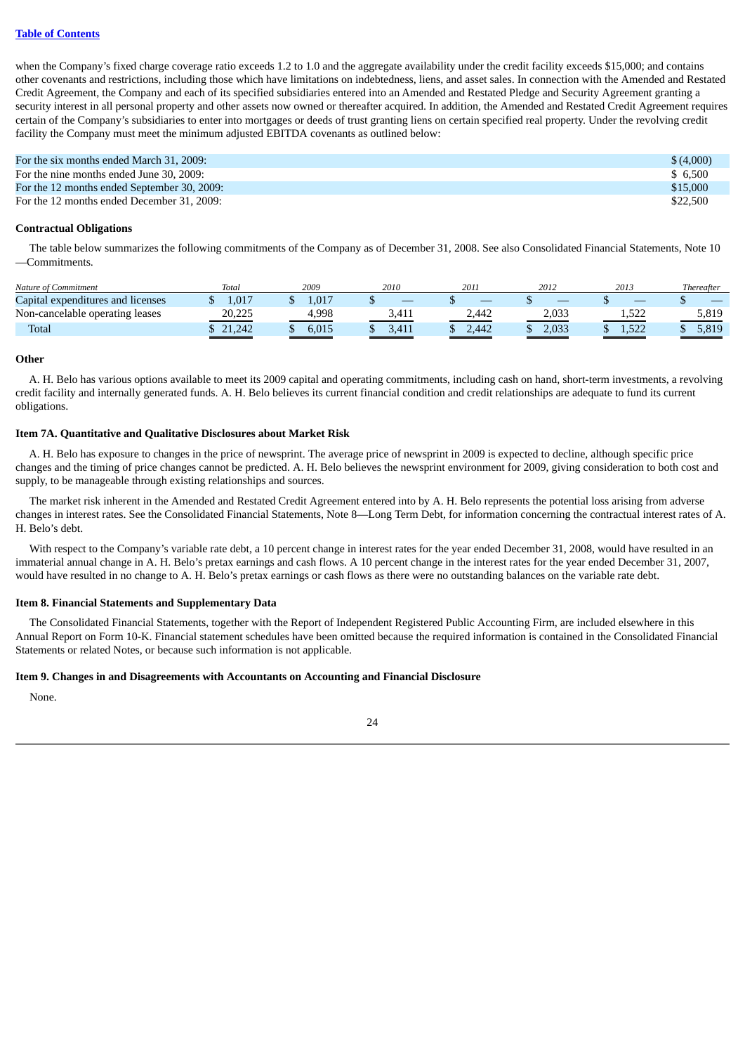when the Company's fixed charge coverage ratio exceeds 1.2 to 1.0 and the aggregate availability under the credit facility exceeds $15,000; and contains other covenants and restrictions, including those which have limitations on indebtedness, liens, and asset sales. In connection with the Amended and Restated Credit Agreement, the Company and each of its specified subsidiaries entered into an Amended and Restated Pledge and Security Agreement granting a security interest in all personal property and other assets now owned or thereafter acquired. In addition, the Amended and Restated Credit Agreement requires certain of the Company's subsidiaries to enter into mortgages or deeds of trust granting liens on certain specified real property. Under the revolving credit facility the Company must meet the minimum adjusted EBITDA covenants as outlined below:

| | |
|---|---|
| For the six months ended March 31, 2009: | $ (4,000) |
| For the nine months ended June 30, 2009: | $ 6,500 |
| For the 12 months ended September 30, 2009: | $15,000 |
| For the 12 months ended December 31, 2009: | $22,500 |

**Contractual Obligations**

The table below summarizes the following commitments of the Company as of December 31, 2008. See also Consolidated Financial Statements, Note 10—Commitments.

| *Nature of Commitment* | *Total* | *2009* | *2010* | *2011* | *2012* | *2013* | *Thereafter* |
|---|---|---|---|---|---|---|---|
| Capital expenditures and licenses | $ 1,017 | $ 1,017 | $ — | $ — | $ — | $ — | $ — |
| Non-cancelable operating leases | 20,225 | 4,998 | 3,411 | 2,442 | 2,033 | 1,522 | 5,819 |
| Total | $ 21,242 | $ 6,015 | $ 3,411 | $ 2,442 | $ 2,033 | $ 1,522 | $ 5,819 |

**Other**

A. H. Belo has various options available to meet its 2009 capital and operating commitments, including cash on hand, short-term investments, a revolving credit facility and internally generated funds. A. H. Belo believes its current financial condition and credit relationships are adequate to fund its current obligations.

**Item 7A. Quantitative and Qualitative Disclosures about Market Risk**

A. H. Belo has exposure to changes in the price of newsprint. The average price of newsprint in 2009 is expected to decline, although specific price changes and the timing of price changes cannot be predicted. A. H. Belo believes the newsprint environment for 2009, giving consideration to both cost and supply, to be manageable through existing relationships and sources.

The market risk inherent in the Amended and Restated Credit Agreement entered into by A. H. Belo represents the potential loss arising from adverse changes in interest rates. See the Consolidated Financial Statements, Note 8—Long Term Debt, for information concerning the contractual interest rates of A. H. Belo's debt.

With respect to the Company's variable rate debt, a 10 percent change in interest rates for the year ended December 31, 2008, would have resulted in an immaterial annual change in A. H. Belo's pretax earnings and cash flows. A 10 percent change in the interest rates for the year ended December 31, 2007, would have resulted in no change to A. H. Belo's pretax earnings or cash flows as there were no outstanding balances on the variable rate debt.

**Item 8. Financial Statements and Supplementary Data**

The Consolidated Financial Statements, together with the Report of Independent Registered Public Accounting Firm, are included elsewhere in this Annual Report on Form 10-K. Financial statement schedules have been omitted because the required information is contained in the Consolidated Financial Statements or related Notes, or because such information is not applicable.

**Item 9. Changes in and Disagreements with Accountants on Accounting and Financial Disclosure**

None.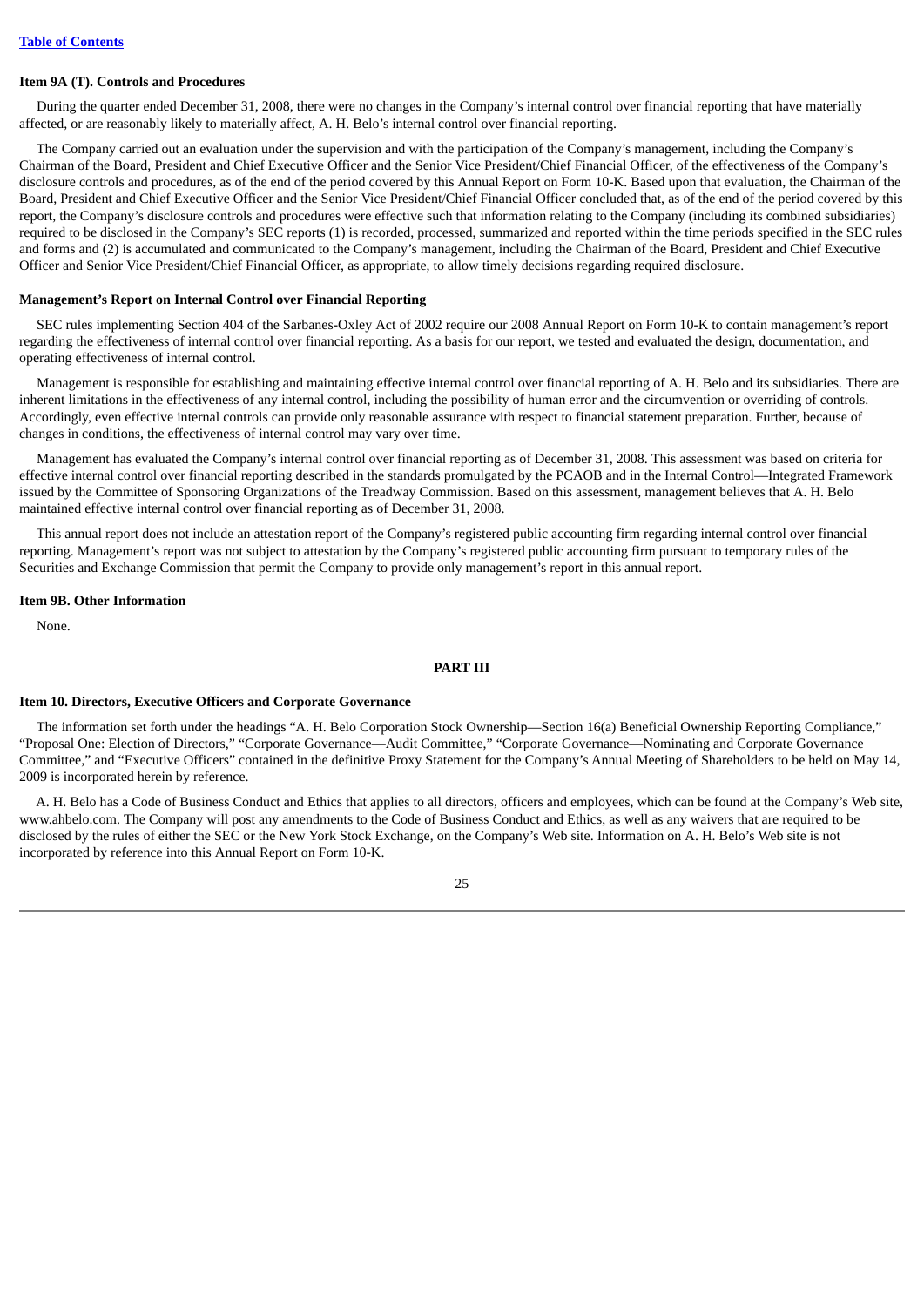**Item 9A (T). Controls and Procedures**

During the quarter ended December 31, 2008, there were no changes in the Company's internal control over financial reporting that have materially affected, or are reasonably likely to materially affect, A. H. Belo's internal control over financial reporting.

The Company carried out an evaluation under the supervision and with the participation of the Company's management, including the Company's Chairman of the Board, President and Chief Executive Officer and the Senior Vice President/Chief Financial Officer, of the effectiveness of the Company's disclosure controls and procedures, as of the end of the period covered by this Annual Report on Form 10-K. Based upon that evaluation, the Chairman of the Board, President and Chief Executive Officer and the Senior Vice President/Chief Financial Officer concluded that, as of the end of the period covered by this report, the Company's disclosure controls and procedures were effective such that information relating to the Company (including its combined subsidiaries) required to be disclosed in the Company's SEC reports (1) is recorded, processed, summarized and reported within the time periods specified in the SEC rules and forms and (2) is accumulated and communicated to the Company's management, including the Chairman of the Board, President and Chief Executive Officer and Senior Vice President/Chief Financial Officer, as appropriate, to allow timely decisions regarding required disclosure.

**Management's Report on Internal Control over Financial Reporting**

SEC rules implementing Section 404 of the Sarbanes-Oxley Act of 2002 require our 2008 Annual Report on Form 10-K to contain management's report regarding the effectiveness of internal control over financial reporting. As a basis for our report, we tested and evaluated the design, documentation, and operating effectiveness of internal control.

Management is responsible for establishing and maintaining effective internal control over financial reporting of A. H. Belo and its subsidiaries. There are inherent limitations in the effectiveness of any internal control, including the possibility of human error and the circumvention or overriding of controls. Accordingly, even effective internal controls can provide only reasonable assurance with respect to financial statement preparation. Further, because of changes in conditions, the effectiveness of internal control may vary over time.

Management has evaluated the Company's internal control over financial reporting as of December 31, 2008. This assessment was based on criteria for effective internal control over financial reporting described in the standards promulgated by the PCAOB and in the Internal Control—Integrated Framework issued by the Committee of Sponsoring Organizations of the Treadway Commission. Based on this assessment, management believes that A. H. Belo maintained effective internal control over financial reporting as of December 31, 2008.

This annual report does not include an attestation report of the Company's registered public accounting firm regarding internal control over financial reporting. Management's report was not subject to attestation by the Company's registered public accounting firm pursuant to temporary rules of the Securities and Exchange Commission that permit the Company to provide only management's report in this annual report.

**Item 9B. Other Information**

None.

## PART III

**Item 10. Directors, Executive Officers and Corporate Governance**

The information set forth under the headings "A. H. Belo Corporation Stock Ownership—Section 16(a) Beneficial Ownership Reporting Compliance," "Proposal One: Election of Directors," "Corporate Governance—Audit Committee," "Corporate Governance—Nominating and Corporate Governance Committee," and "Executive Officers" contained in the definitive Proxy Statement for the Company's Annual Meeting of Shareholders to be held on May 14, 2009 is incorporated herein by reference.

A. H. Belo has a Code of Business Conduct and Ethics that applies to all directors, officers and employees, which can be found at the Company's Web site, www.ahbelo.com. The Company will post any amendments to the Code of Business Conduct and Ethics, as well as any waivers that are required to be disclosed by the rules of either the SEC or the New York Stock Exchange, on the Company's Web site. Information on A. H. Belo's Web site is not incorporated by reference into this Annual Report on Form 10-K.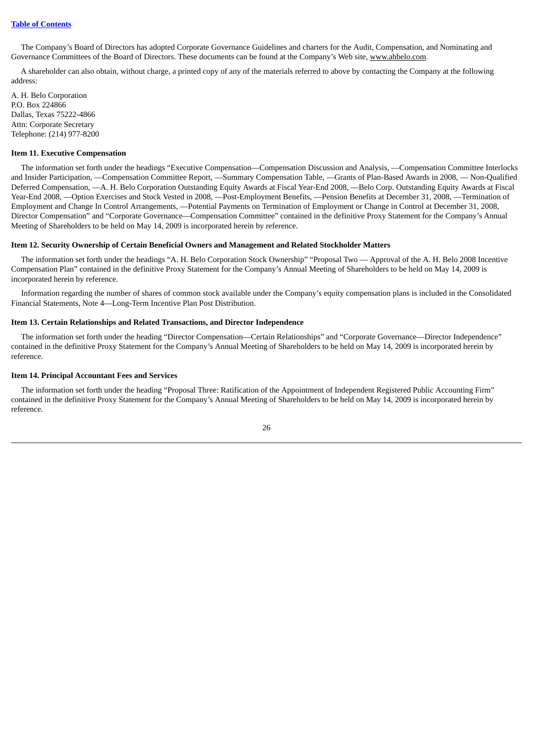The Company's Board of Directors has adopted Corporate Governance Guidelines and charters for the Audit, Compensation, and Nominating and Governance Committees of the Board of Directors. These documents can be found at the Company's Web site, www.ahbelo.com.

A shareholder can also obtain, without charge, a printed copy of any of the materials referred to above by contacting the Company at the following address:

A. H. Belo Corporation
P.O. Box 224866
Dallas, Texas 75222-4866
Attn: Corporate Secretary
Telephone: (214) 977-8200

#### Item 11. Executive Compensation

The information set forth under the headings "Executive Compensation—Compensation Discussion and Analysis, —Compensation Committee Interlocks and Insider Participation, —Compensation Committee Report, —Summary Compensation Table, —Grants of Plan-Based Awards in 2008, — Non-Qualified Deferred Compensation, —A. H. Belo Corporation Outstanding Equity Awards at Fiscal Year-End 2008, —Belo Corp. Outstanding Equity Awards at Fiscal Year-End 2008, —Option Exercises and Stock Vested in 2008, —Post-Employment Benefits, —Pension Benefits at December 31, 2008, —Termination of Employment and Change In Control Arrangements, —Potential Payments on Termination of Employment or Change in Control at December 31, 2008, Director Compensation" and "Corporate Governance—Compensation Committee" contained in the definitive Proxy Statement for the Company's Annual Meeting of Shareholders to be held on May 14, 2009 is incorporated herein by reference.

#### Item 12. Security Ownership of Certain Beneficial Owners and Management and Related Stockholder Matters

The information set forth under the headings "A. H. Belo Corporation Stock Ownership" "Proposal Two — Approval of the A. H. Belo 2008 Incentive Compensation Plan" contained in the definitive Proxy Statement for the Company's Annual Meeting of Shareholders to be held on May 14, 2009 is incorporated herein by reference.

Information regarding the number of shares of common stock available under the Company's equity compensation plans is included in the Consolidated Financial Statements, Note 4—Long-Term Incentive Plan Post Distribution.

#### Item 13. Certain Relationships and Related Transactions, and Director Independence

The information set forth under the heading "Director Compensation—Certain Relationships" and "Corporate Governance—Director Independence" contained in the definitive Proxy Statement for the Company's Annual Meeting of Shareholders to be held on May 14, 2009 is incorporated herein by reference.

#### Item 14. Principal Accountant Fees and Services

The information set forth under the heading "Proposal Three: Ratification of the Appointment of Independent Registered Public Accounting Firm" contained in the definitive Proxy Statement for the Company's Annual Meeting of Shareholders to be held on May 14, 2009 is incorporated herein by reference.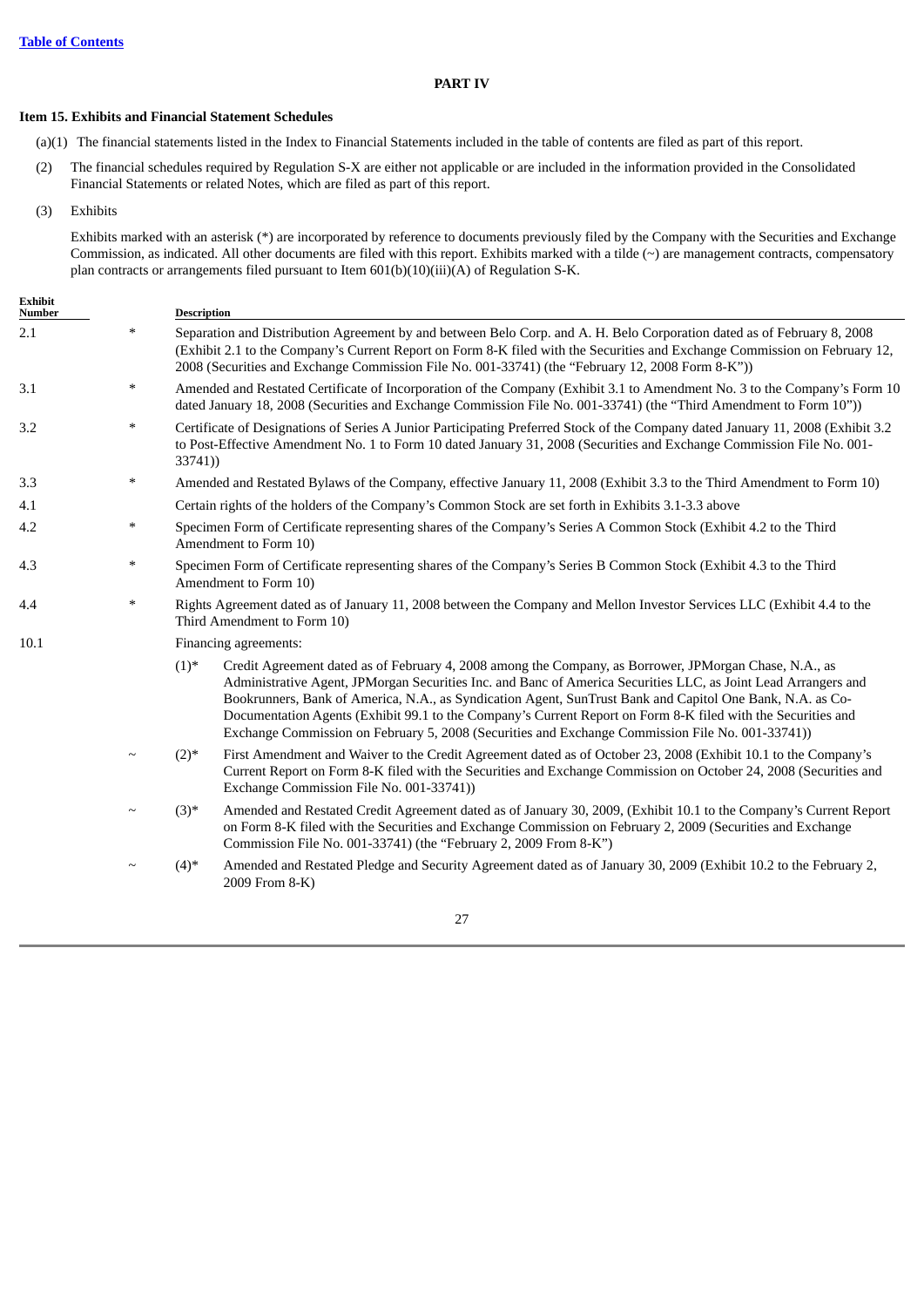[Table of Contents](#)

# PART IV

## Item 15. Exhibits and Financial Statement Schedules

(a)(1) The financial statements listed in the Index to Financial Statements included in the table of contents are filed as part of this report.

(2) The financial schedules required by Regulation S-X are either not applicable or are included in the information provided in the Consolidated Financial Statements or related Notes, which are filed as part of this report.

(3) Exhibits

Exhibits marked with an asterisk (*) are incorporated by reference to documents previously filed by the Company with the Securities and Exchange Commission, as indicated. All other documents are filed with this report. Exhibits marked with a tilde (~) are management contracts, compensatory plan contracts or arrangements filed pursuant to Item 601(b)(10)(iii)(A) of Regulation S-K.

| Exhibit Number | | Description | |
|---|---|---|---|
| 2.1 | * | Separation and Distribution Agreement by and between Belo Corp. and A. H. Belo Corporation dated as of February 8, 2008 (Exhibit 2.1 to the Company's Current Report on Form 8-K filed with the Securities and Exchange Commission on February 12, 2008 (Securities and Exchange Commission File No. 001-33741) (the "February 12, 2008 Form 8-K")) | |
| 3.1 | * | Amended and Restated Certificate of Incorporation of the Company (Exhibit 3.1 to Amendment No. 3 to the Company's Form 10 dated January 18, 2008 (Securities and Exchange Commission File No. 001-33741) (the "Third Amendment to Form 10")) | |
| 3.2 | * | Certificate of Designations of Series A Junior Participating Preferred Stock of the Company dated January 11, 2008 (Exhibit 3.2 to Post-Effective Amendment No. 1 to Form 10 dated January 31, 2008 (Securities and Exchange Commission File No. 001-33741)) | |
| 3.3 | * | Amended and Restated Bylaws of the Company, effective January 11, 2008 (Exhibit 3.3 to the Third Amendment to Form 10) | |
| 4.1 | | Certain rights of the holders of the Company's Common Stock are set forth in Exhibits 3.1-3.3 above | |
| 4.2 | * | Specimen Form of Certificate representing shares of the Company's Series A Common Stock (Exhibit 4.2 to the Third Amendment to Form 10) | |
| 4.3 | * | Specimen Form of Certificate representing shares of the Company's Series B Common Stock (Exhibit 4.3 to the Third Amendment to Form 10) | |
| 4.4 | * | Rights Agreement dated as of January 11, 2008 between the Company and Mellon Investor Services LLC (Exhibit 4.4 to the Third Amendment to Form 10) | |
| 10.1 | | Financing agreements: | |
| | | (1)* | Credit Agreement dated as of February 4, 2008 among the Company, as Borrower, JPMorgan Chase, N.A., as Administrative Agent, JPMorgan Securities Inc. and Banc of America Securities LLC, as Joint Lead Arrangers and Bookrunners, Bank of America, N.A., as Syndication Agent, SunTrust Bank and Capitol One Bank, N.A. as Co-Documentation Agents (Exhibit 99.1 to the Company's Current Report on Form 8-K filed with the Securities and Exchange Commission on February 5, 2008 (Securities and Exchange Commission File No. 001-33741)) |
| | ~ | (2)* | First Amendment and Waiver to the Credit Agreement dated as of October 23, 2008 (Exhibit 10.1 to the Company's Current Report on Form 8-K filed with the Securities and Exchange Commission on October 24, 2008 (Securities and Exchange Commission File No. 001-33741)) |
| | ~ | (3)* | Amended and Restated Credit Agreement dated as of January 30, 2009, (Exhibit 10.1 to the Company's Current Report on Form 8-K filed with the Securities and Exchange Commission on February 2, 2009 (Securities and Exchange Commission File No. 001-33741) (the "February 2, 2009 From 8-K") |
| | ~ | (4)* | Amended and Restated Pledge and Security Agreement dated as of January 30, 2009 (Exhibit 10.2 to the February 2, 2009 From 8-K) |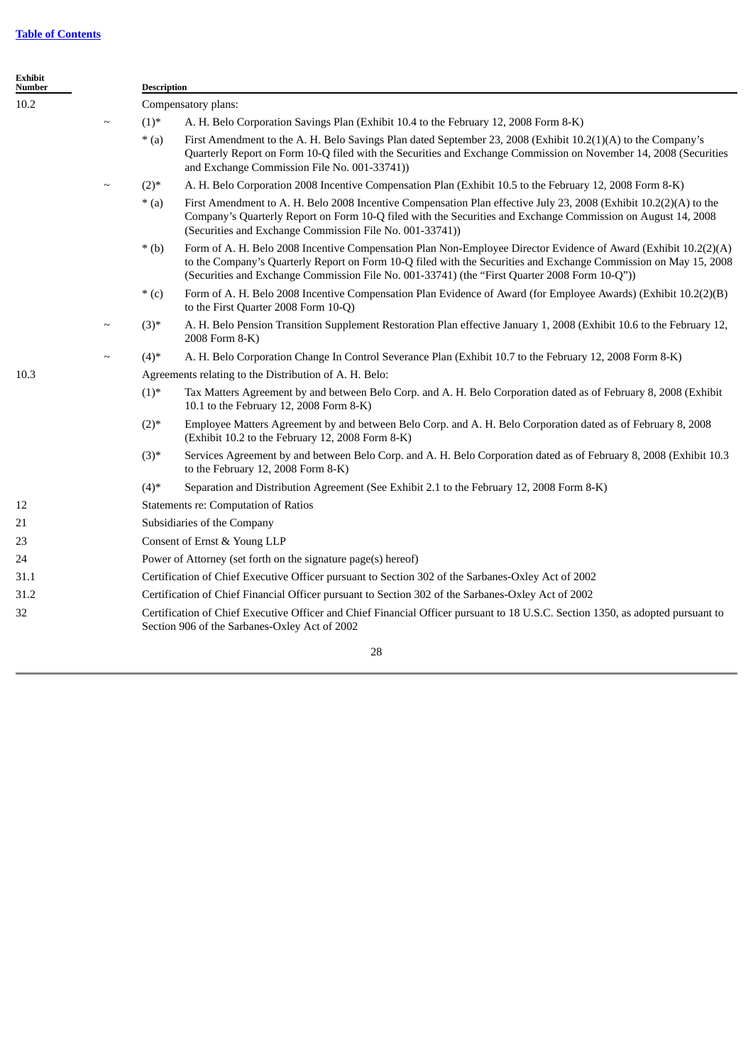[Table of Contents](#)

| Exhibit Number | | Description | |
|---|---|---|---|
| 10.2 | | Compensatory plans: | |
| | ~ | (1)* | A. H. Belo Corporation Savings Plan (Exhibit 10.4 to the February 12, 2008 Form 8-K) |
| | | * (a) | First Amendment to the A. H. Belo Savings Plan dated September 23, 2008 (Exhibit 10.2(1)(A) to the Company's Quarterly Report on Form 10-Q filed with the Securities and Exchange Commission on November 14, 2008 (Securities and Exchange Commission File No. 001-33741)) |
| | ~ | (2)* | A. H. Belo Corporation 2008 Incentive Compensation Plan (Exhibit 10.5 to the February 12, 2008 Form 8-K) |
| | | * (a) | First Amendment to A. H. Belo 2008 Incentive Compensation Plan effective July 23, 2008 (Exhibit 10.2(2)(A) to the Company's Quarterly Report on Form 10-Q filed with the Securities and Exchange Commission on August 14, 2008 (Securities and Exchange Commission File No. 001-33741)) |
| | | * (b) | Form of A. H. Belo 2008 Incentive Compensation Plan Non-Employee Director Evidence of Award (Exhibit 10.2(2)(A) to the Company's Quarterly Report on Form 10-Q filed with the Securities and Exchange Commission on May 15, 2008 (Securities and Exchange Commission File No. 001-33741) (the "First Quarter 2008 Form 10-Q")) |
| | | * (c) | Form of A. H. Belo 2008 Incentive Compensation Plan Evidence of Award (for Employee Awards) (Exhibit 10.2(2)(B) to the First Quarter 2008 Form 10-Q) |
| | ~ | (3)* | A. H. Belo Pension Transition Supplement Restoration Plan effective January 1, 2008 (Exhibit 10.6 to the February 12, 2008 Form 8-K) |
| | ~ | (4)* | A. H. Belo Corporation Change In Control Severance Plan (Exhibit 10.7 to the February 12, 2008 Form 8-K) |
| 10.3 | | Agreements relating to the Distribution of A. H. Belo: | |
| | | (1)* | Tax Matters Agreement by and between Belo Corp. and A. H. Belo Corporation dated as of February 8, 2008 (Exhibit 10.1 to the February 12, 2008 Form 8-K) |
| | | (2)* | Employee Matters Agreement by and between Belo Corp. and A. H. Belo Corporation dated as of February 8, 2008 (Exhibit 10.2 to the February 12, 2008 Form 8-K) |
| | | (3)* | Services Agreement by and between Belo Corp. and A. H. Belo Corporation dated as of February 8, 2008 (Exhibit 10.3 to the February 12, 2008 Form 8-K) |
| | | (4)* | Separation and Distribution Agreement (See Exhibit 2.1 to the February 12, 2008 Form 8-K) |
| 12 | | Statements re: Computation of Ratios | |
| 21 | | Subsidiaries of the Company | |
| 23 | | Consent of Ernst & Young LLP | |
| 24 | | Power of Attorney (set forth on the signature page(s) hereof) | |
| 31.1 | | Certification of Chief Executive Officer pursuant to Section 302 of the Sarbanes-Oxley Act of 2002 | |
| 31.2 | | Certification of Chief Financial Officer pursuant to Section 302 of the Sarbanes-Oxley Act of 2002 | |
| 32 | | Certification of Chief Executive Officer and Chief Financial Officer pursuant to 18 U.S.C. Section 1350, as adopted pursuant to Section 906 of the Sarbanes-Oxley Act of 2002 | |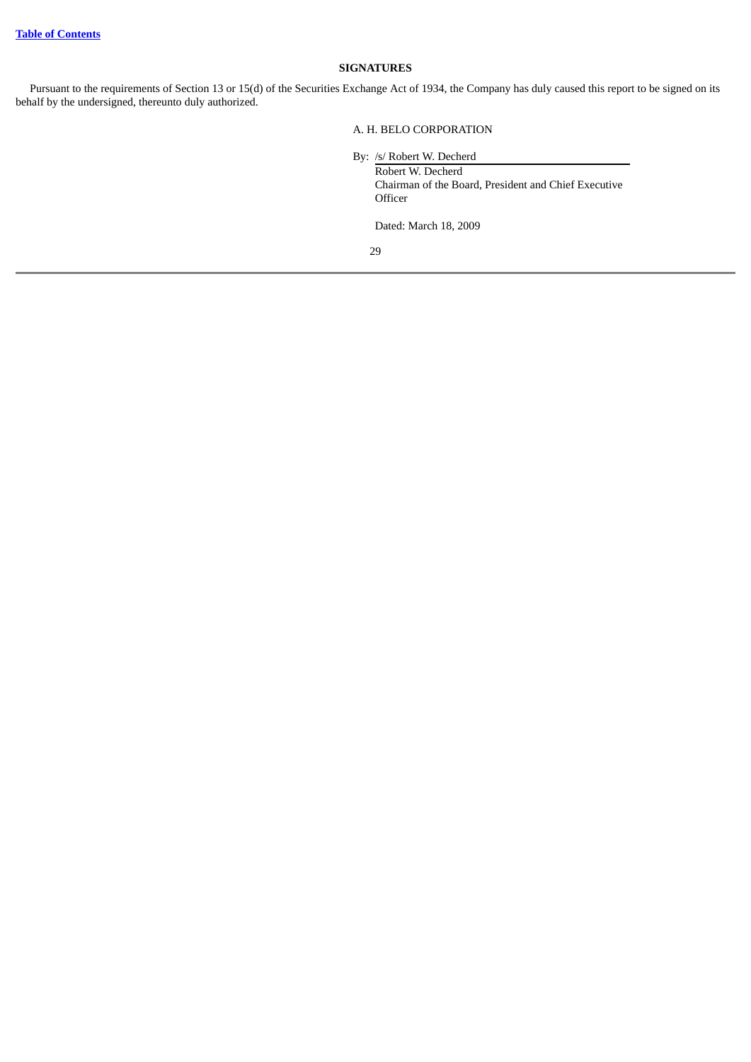## SIGNATURES

Pursuant to the requirements of Section 13 or 15(d) of the Securities Exchange Act of 1934, the Company has duly caused this report to be signed on its behalf by the undersigned, thereunto duly authorized.

A. H. BELO CORPORATION

By: /s/ Robert W. Decherd

Robert W. Decherd
Chairman of the Board, President and Chief Executive Officer

Dated: March 18, 2009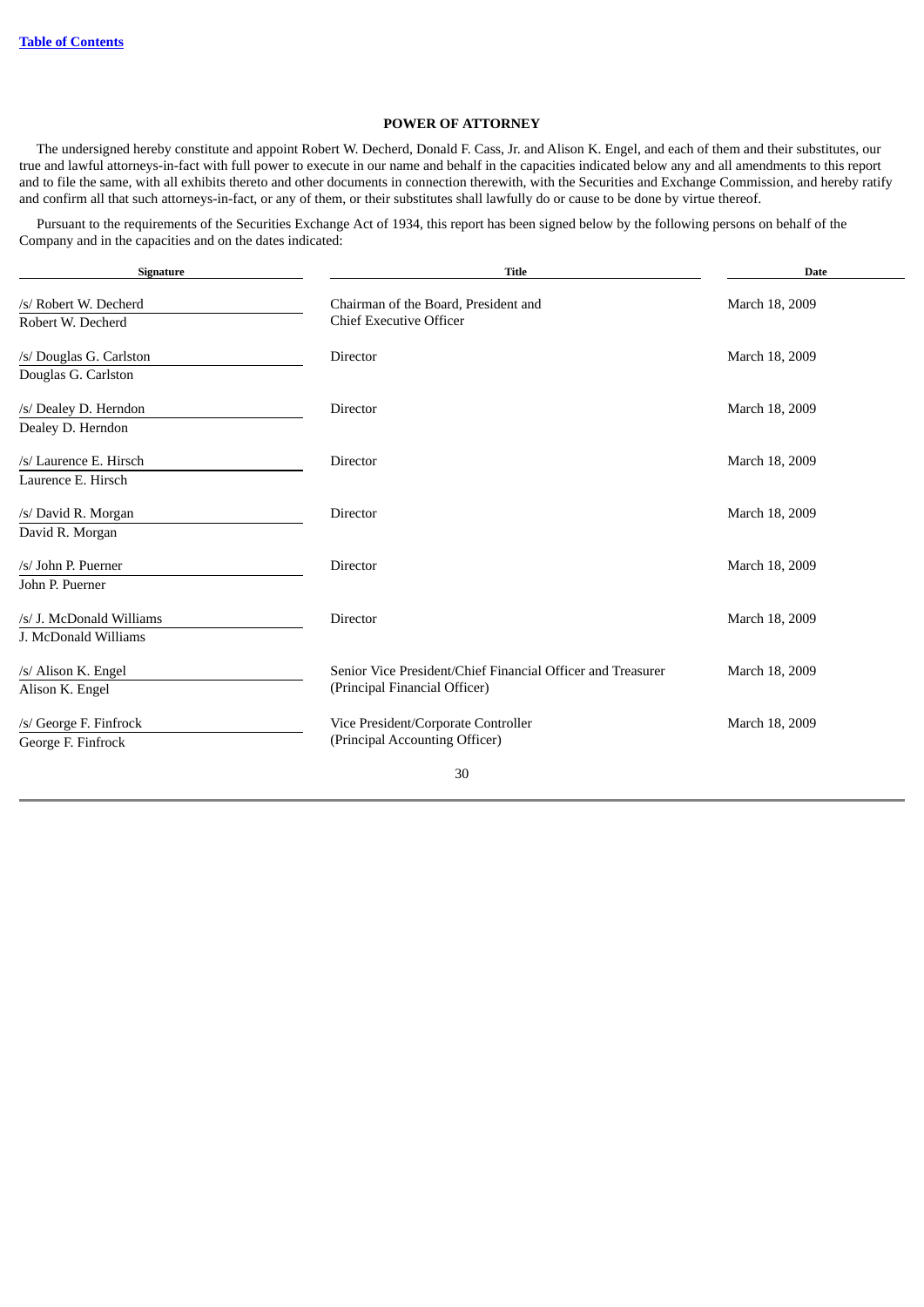[Table of Contents]

## POWER OF ATTORNEY

The undersigned hereby constitute and appoint Robert W. Decherd, Donald F. Cass, Jr. and Alison K. Engel, and each of them and their substitutes, our true and lawful attorneys-in-fact with full power to execute in our name and behalf in the capacities indicated below any and all amendments to this report and to file the same, with all exhibits thereto and other documents in connection therewith, with the Securities and Exchange Commission, and hereby ratify and confirm all that such attorneys-in-fact, or any of them, or their substitutes shall lawfully do or cause to be done by virtue thereof.

Pursuant to the requirements of the Securities Exchange Act of 1934, this report has been signed below by the following persons on behalf of the Company and in the capacities and on the dates indicated:

| Signature | Title | Date |
|---|---|---|
| /s/ Robert W. Decherd<br>Robert W. Decherd | Chairman of the Board, President and Chief Executive Officer | March 18, 2009 |
| /s/ Douglas G. Carlston<br>Douglas G. Carlston | Director | March 18, 2009 |
| /s/ Dealey D. Herndon<br>Dealey D. Herndon | Director | March 18, 2009 |
| /s/ Laurence E. Hirsch<br>Laurence E. Hirsch | Director | March 18, 2009 |
| /s/ David R. Morgan<br>David R. Morgan | Director | March 18, 2009 |
| /s/ John P. Puerner<br>John P. Puerner | Director | March 18, 2009 |
| /s/ J. McDonald Williams<br>J. McDonald Williams | Director | March 18, 2009 |
| /s/ Alison K. Engel<br>Alison K. Engel | Senior Vice President/Chief Financial Officer and Treasurer (Principal Financial Officer) | March 18, 2009 |
| /s/ George F. Finfrock<br>George F. Finfrock | Vice President/Corporate Controller (Principal Accounting Officer) | March 18, 2009 |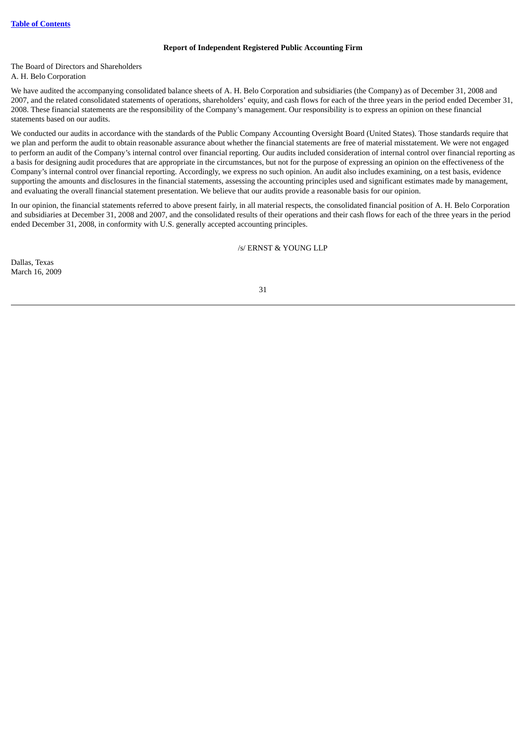[Table of Contents](#)

## Report of Independent Registered Public Accounting Firm

The Board of Directors and Shareholders
A. H. Belo Corporation

We have audited the accompanying consolidated balance sheets of A. H. Belo Corporation and subsidiaries (the Company) as of December 31, 2008 and 2007, and the related consolidated statements of operations, shareholders' equity, and cash flows for each of the three years in the period ended December 31, 2008. These financial statements are the responsibility of the Company's management. Our responsibility is to express an opinion on these financial statements based on our audits.

We conducted our audits in accordance with the standards of the Public Company Accounting Oversight Board (United States). Those standards require that we plan and perform the audit to obtain reasonable assurance about whether the financial statements are free of material misstatement. We were not engaged to perform an audit of the Company's internal control over financial reporting. Our audits included consideration of internal control over financial reporting as a basis for designing audit procedures that are appropriate in the circumstances, but not for the purpose of expressing an opinion on the effectiveness of the Company's internal control over financial reporting. Accordingly, we express no such opinion. An audit also includes examining, on a test basis, evidence supporting the amounts and disclosures in the financial statements, assessing the accounting principles used and significant estimates made by management, and evaluating the overall financial statement presentation. We believe that our audits provide a reasonable basis for our opinion.

In our opinion, the financial statements referred to above present fairly, in all material respects, the consolidated financial position of A. H. Belo Corporation and subsidiaries at December 31, 2008 and 2007, and the consolidated results of their operations and their cash flows for each of the three years in the period ended December 31, 2008, in conformity with U.S. generally accepted accounting principles.

/s/ ERNST & YOUNG LLP

Dallas, Texas
March 16, 2009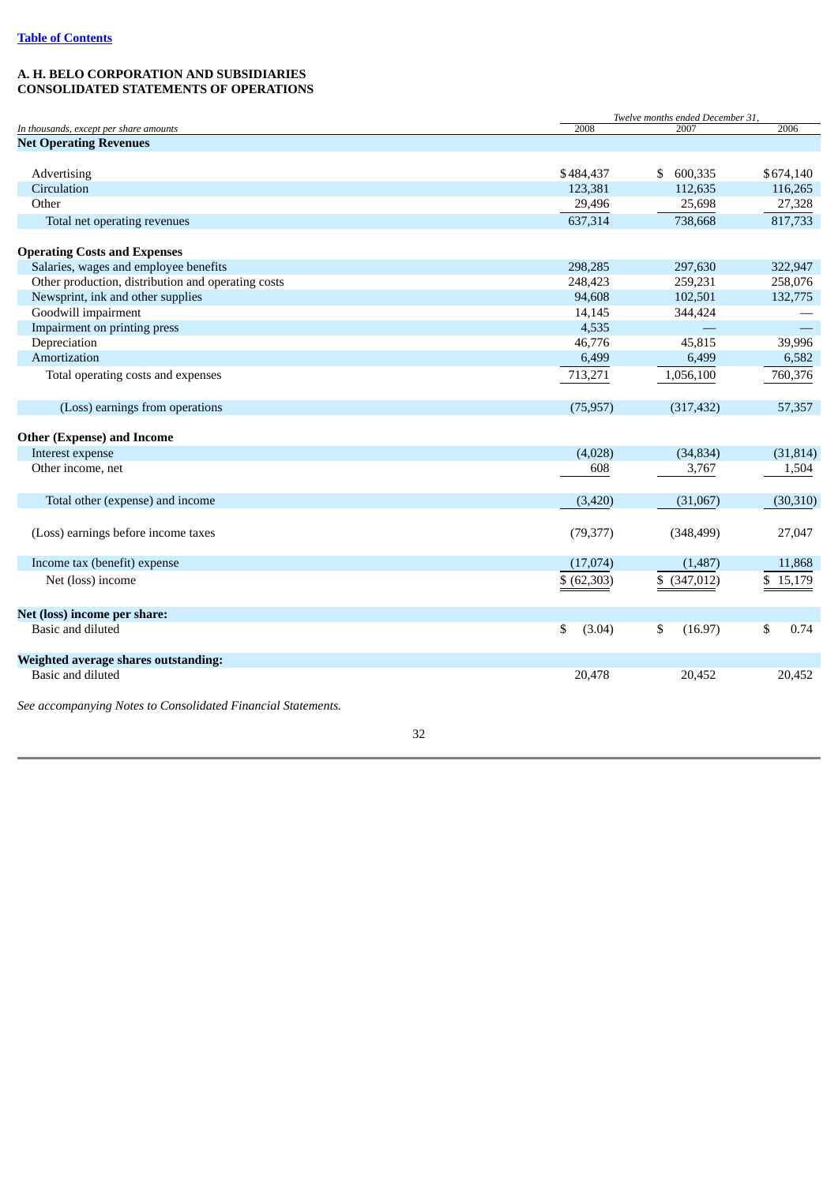Table of Contents

**A. H. BELO CORPORATION AND SUBSIDIARIES**
**CONSOLIDATED STATEMENTS OF OPERATIONS**

| *In thousands, except per share amounts* | *Twelve months ended December 31,* 2008 | 2007 | 2006 |
|---|---|---|---|
| **Net Operating Revenues** | | | |
| Advertising | $484,437 | $ 600,335 | $674,140 |
| Circulation | 123,381 | 112,635 | 116,265 |
| Other | 29,496 | 25,698 | 27,328 |
| Total net operating revenues | 637,314 | 738,668 | 817,733 |
| **Operating Costs and Expenses** | | | |
| Salaries, wages and employee benefits | 298,285 | 297,630 | 322,947 |
| Other production, distribution and operating costs | 248,423 | 259,231 | 258,076 |
| Newsprint, ink and other supplies | 94,608 | 102,501 | 132,775 |
| Goodwill impairment | 14,145 | 344,424 | — |
| Impairment on printing press | 4,535 | — | — |
| Depreciation | 46,776 | 45,815 | 39,996 |
| Amortization | 6,499 | 6,499 | 6,582 |
| Total operating costs and expenses | 713,271 | 1,056,100 | 760,376 |
| (Loss) earnings from operations | (75,957) | (317,432) | 57,357 |
| **Other (Expense) and Income** | | | |
| Interest expense | (4,028) | (34,834) | (31,814) |
| Other income, net | 608 | 3,767 | 1,504 |
| Total other (expense) and income | (3,420) | (31,067) | (30,310) |
| (Loss) earnings before income taxes | (79,377) | (348,499) | 27,047 |
| Income tax (benefit) expense | (17,074) | (1,487) | 11,868 |
| Net (loss) income | $ (62,303) | $ (347,012) | $ 15,179 |
| **Net (loss) income per share:** | | | |
| Basic and diluted | $ (3.04) | $ (16.97) | $ 0.74 |
| **Weighted average shares outstanding:** | | | |
| Basic and diluted | 20,478 | 20,452 | 20,452 |

*See accompanying Notes to Consolidated Financial Statements.*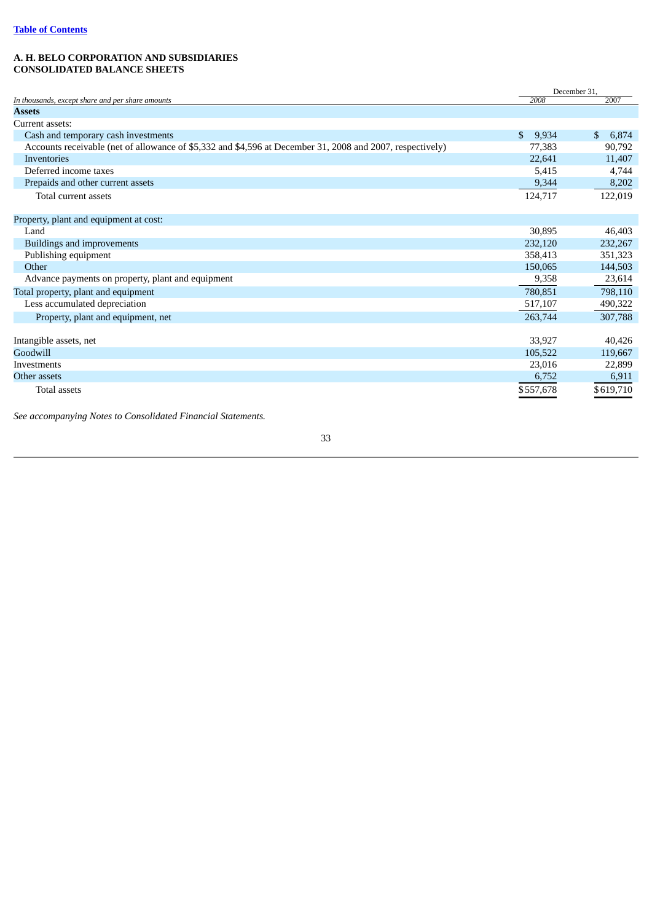[Table of Contents](#)

**A. H. BELO CORPORATION AND SUBSIDIARIES**
**CONSOLIDATED BALANCE SHEETS**

| *In thousands, except share and per share amounts* | December 31, 2008 | December 31, 2007 |
|---|---|---|
| **Assets** | | |
| Current assets: | | |
| Cash and temporary cash investments | $ 9,934 | $ 6,874 |
| Accounts receivable (net of allowance of $5,332 and $4,596 at December 31, 2008 and 2007, respectively) | 77,383 | 90,792 |
| Inventories | 22,641 | 11,407 |
| Deferred income taxes | 5,415 | 4,744 |
| Prepaids and other current assets | 9,344 | 8,202 |
| Total current assets | 124,717 | 122,019 |
| Property, plant and equipment at cost: | | |
| Land | 30,895 | 46,403 |
| Buildings and improvements | 232,120 | 232,267 |
| Publishing equipment | 358,413 | 351,323 |
| Other | 150,065 | 144,503 |
| Advance payments on property, plant and equipment | 9,358 | 23,614 |
| Total property, plant and equipment | 780,851 | 798,110 |
| Less accumulated depreciation | 517,107 | 490,322 |
| Property, plant and equipment, net | 263,744 | 307,788 |
| Intangible assets, net | 33,927 | 40,426 |
| Goodwill | 105,522 | 119,667 |
| Investments | 23,016 | 22,899 |
| Other assets | 6,752 | 6,911 |
| Total assets | $557,678 | $619,710 |

*See accompanying Notes to Consolidated Financial Statements.*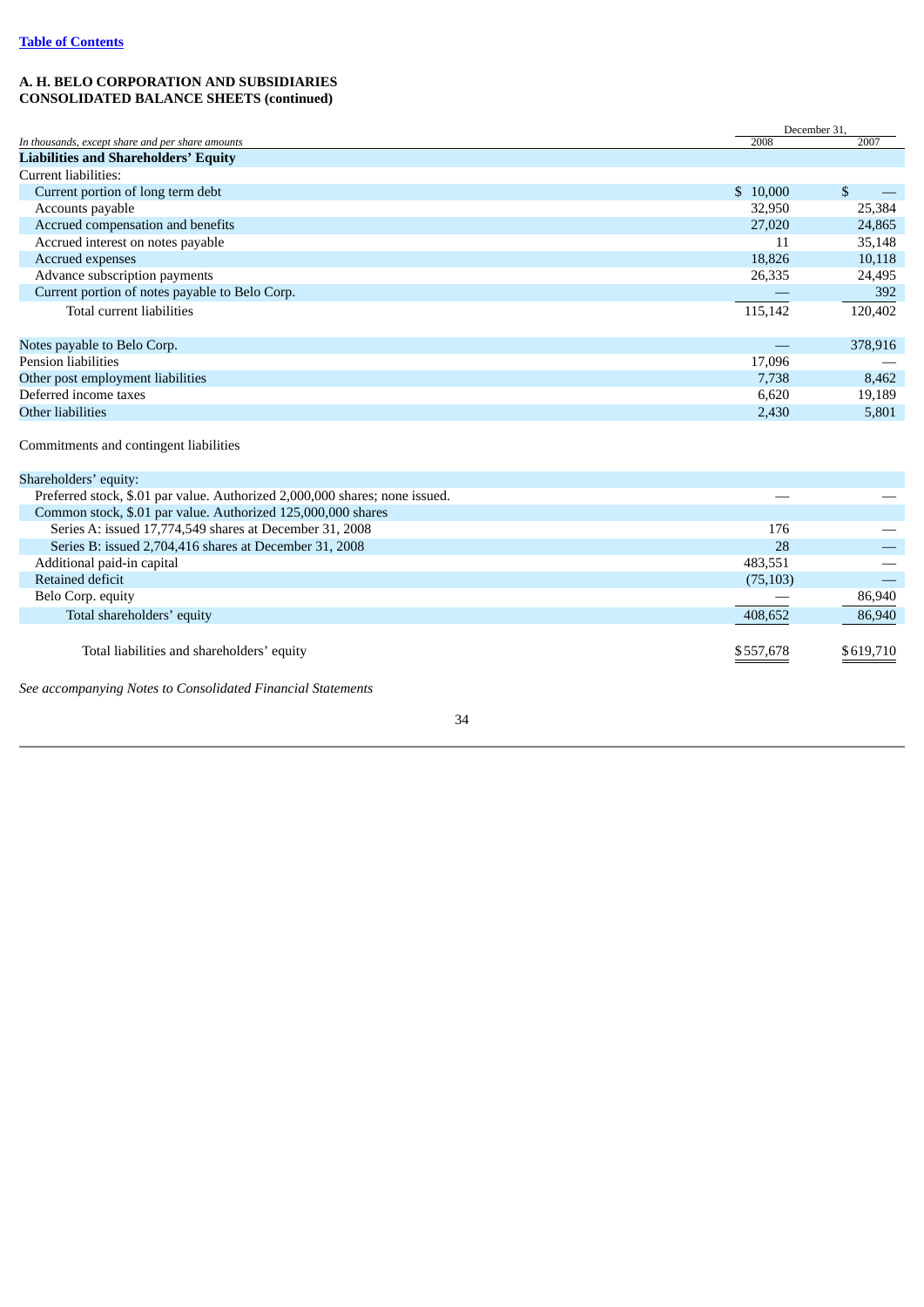[Table of Contents]

**A. H. BELO CORPORATION AND SUBSIDIARIES**
**CONSOLIDATED BALANCE SHEETS (continued)**

| *In thousands, except share and per share amounts* | December 31, 2008 | 2007 |
|---|---|---|
| **Liabilities and Shareholders' Equity** | | |
| Current liabilities: | | |
| Current portion of long term debt | $ 10,000 | $ — |
| Accounts payable | 32,950 | 25,384 |
| Accrued compensation and benefits | 27,020 | 24,865 |
| Accrued interest on notes payable | 11 | 35,148 |
| Accrued expenses | 18,826 | 10,118 |
| Advance subscription payments | 26,335 | 24,495 |
| Current portion of notes payable to Belo Corp. | — | 392 |
| Total current liabilities | 115,142 | 120,402 |
| Notes payable to Belo Corp. | — | 378,916 |
| Pension liabilities | 17,096 | — |
| Other post employment liabilities | 7,738 | 8,462 |
| Deferred income taxes | 6,620 | 19,189 |
| Other liabilities | 2,430 | 5,801 |
| Commitments and contingent liabilities | | |
| Shareholders' equity: | | |
| Preferred stock, $.01 par value. Authorized 2,000,000 shares; none issued. | — | — |
| Common stock, $.01 par value. Authorized 125,000,000 shares | | |
| Series A: issued 17,774,549 shares at December 31, 2008 | 176 | — |
| Series B: issued 2,704,416 shares at December 31, 2008 | 28 | — |
| Additional paid-in capital | 483,551 | — |
| Retained deficit | (75,103) | — |
| Belo Corp. equity | — | 86,940 |
| Total shareholders' equity | 408,652 | 86,940 |
| Total liabilities and shareholders' equity | $557,678 | $619,710 |

*See accompanying Notes to Consolidated Financial Statements*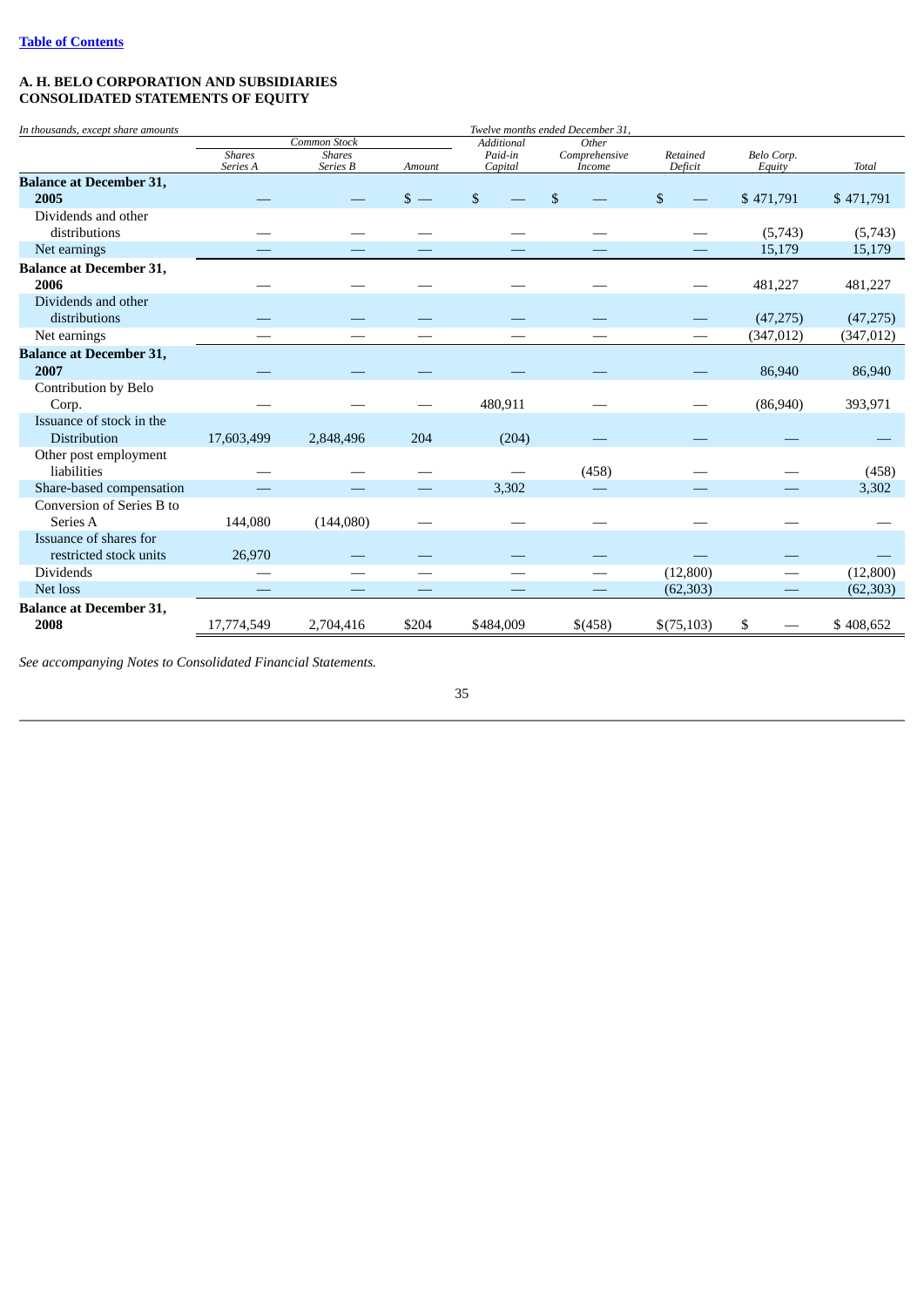[Table of Contents](#)

**A. H. BELO CORPORATION AND SUBSIDIARIES**
**CONSOLIDATED STATEMENTS OF EQUITY**

| *In thousands, except share amounts* | *Twelve months ended December 31,* | | | | | | | |
|---|---|---|---|---|---|---|---|---|
| | *Common Stock* | | | *Additional* | *Other* | | | |
| | *Shares Series A* | *Shares Series B* | *Amount* | *Paid-in Capital* | *Comprehensive Income* | *Retained Deficit* | *Belo Corp. Equity* | *Total* |
| **Balance at December 31, 2005** | — | — | $ — | $ — | $ — | $ — | $ 471,791 | $ 471,791 |
| Dividends and other distributions | — | — | — | — | — | — | (5,743) | (5,743) |
| Net earnings | — | — | — | — | — | — | 15,179 | 15,179 |
| **Balance at December 31, 2006** | — | — | — | — | — | — | 481,227 | 481,227 |
| Dividends and other distributions | — | — | — | — | — | — | (47,275) | (47,275) |
| Net earnings | — | — | — | — | — | — | (347,012) | (347,012) |
| **Balance at December 31, 2007** | — | — | — | — | — | — | 86,940 | 86,940 |
| Contribution by Belo Corp. | — | — | — | 480,911 | — | — | (86,940) | 393,971 |
| Issuance of stock in the Distribution | 17,603,499 | 2,848,496 | 204 | (204) | — | — | — | — |
| Other post employment liabilities | — | — | — | — | (458) | — | — | (458) |
| Share-based compensation | — | — | — | 3,302 | — | — | — | 3,302 |
| Conversion of Series B to Series A | 144,080 | (144,080) | — | — | — | — | — | — |
| Issuance of shares for restricted stock units | 26,970 | — | — | — | — | — | — | — |
| Dividends | — | — | — | — | — | (12,800) | — | (12,800) |
| Net loss | — | — | — | — | — | (62,303) | — | (62,303) |
| **Balance at December 31, 2008** | 17,774,549 | 2,704,416 | $204 | $484,009 | $(458) | $(75,103) | $ — | $ 408,652 |

*See accompanying Notes to Consolidated Financial Statements.*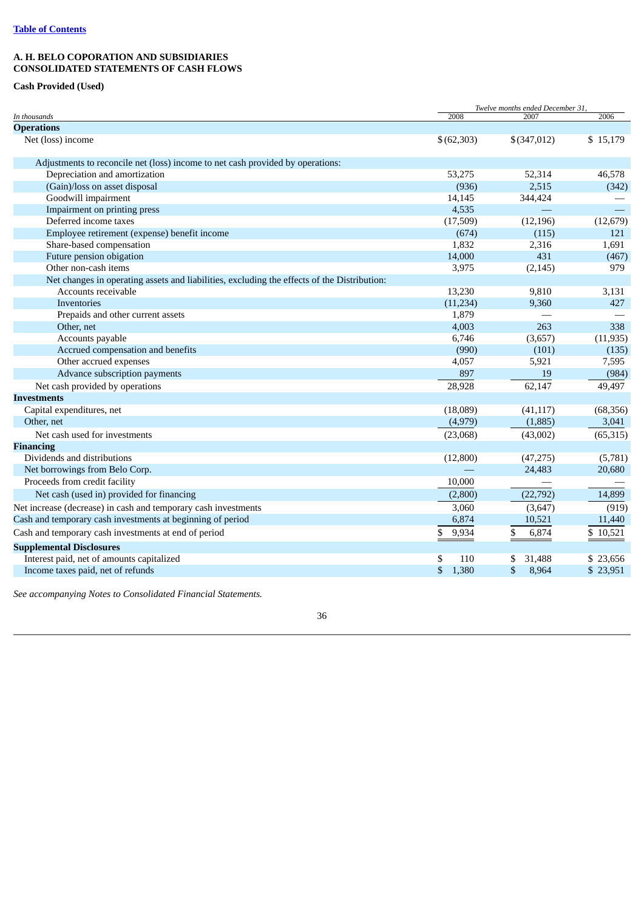**A. H. BELO COPORATION AND SUBSIDIARIES**
**CONSOLIDATED STATEMENTS OF CASH FLOWS**

**Cash Provided (Used)**

| *In thousands* | *Twelve months ended December 31,* 2008 | 2007 | 2006 |
|---|---|---|---|
| **Operations** | | | |
| Net (loss) income | $ (62,303) | $ (347,012) | $ 15,179 |
| Adjustments to reconcile net (loss) income to net cash provided by operations: | | | |
| Depreciation and amortization | 53,275 | 52,314 | 46,578 |
| (Gain)/loss on asset disposal | (936) | 2,515 | (342) |
| Goodwill impairment | 14,145 | 344,424 | — |
| Impairment on printing press | 4,535 | — | — |
| Deferred income taxes | (17,509) | (12,196) | (12,679) |
| Employee retirement (expense) benefit income | (674) | (115) | 121 |
| Share-based compensation | 1,832 | 2,316 | 1,691 |
| Future pension obigation | 14,000 | 431 | (467) |
| Other non-cash items | 3,975 | (2,145) | 979 |
| Net changes in operating assets and liabilities, excluding the effects of the Distribution: | | | |
| Accounts receivable | 13,230 | 9,810 | 3,131 |
| Inventories | (11,234) | 9,360 | 427 |
| Prepaids and other current assets | 1,879 | — | — |
| Other, net | 4,003 | 263 | 338 |
| Accounts payable | 6,746 | (3,657) | (11,935) |
| Accrued compensation and benefits | (990) | (101) | (135) |
| Other accrued expenses | 4,057 | 5,921 | 7,595 |
| Advance subscription payments | 897 | 19 | (984) |
| Net cash provided by operations | 28,928 | 62,147 | 49,497 |
| **Investments** | | | |
| Capital expenditures, net | (18,089) | (41,117) | (68,356) |
| Other, net | (4,979) | (1,885) | 3,041 |
| Net cash used for investments | (23,068) | (43,002) | (65,315) |
| **Financing** | | | |
| Dividends and distributions | (12,800) | (47,275) | (5,781) |
| Net borrowings from Belo Corp. | — | 24,483 | 20,680 |
| Proceeds from credit facility | 10,000 | — | — |
| Net cash (used in) provided for financing | (2,800) | (22,792) | 14,899 |
| Net increase (decrease) in cash and temporary cash investments | 3,060 | (3,647) | (919) |
| Cash and temporary cash investments at beginning of period | 6,874 | 10,521 | 11,440 |
| Cash and temporary cash investments at end of period | $ 9,934 | $ 6,874 | $ 10,521 |
| **Supplemental Disclosures** | | | |
| Interest paid, net of amounts capitalized | $ 110 | $ 31,488 | $ 23,656 |
| Income taxes paid, net of refunds | $ 1,380 | $ 8,964 | $ 23,951 |

*See accompanying Notes to Consolidated Financial Statements.*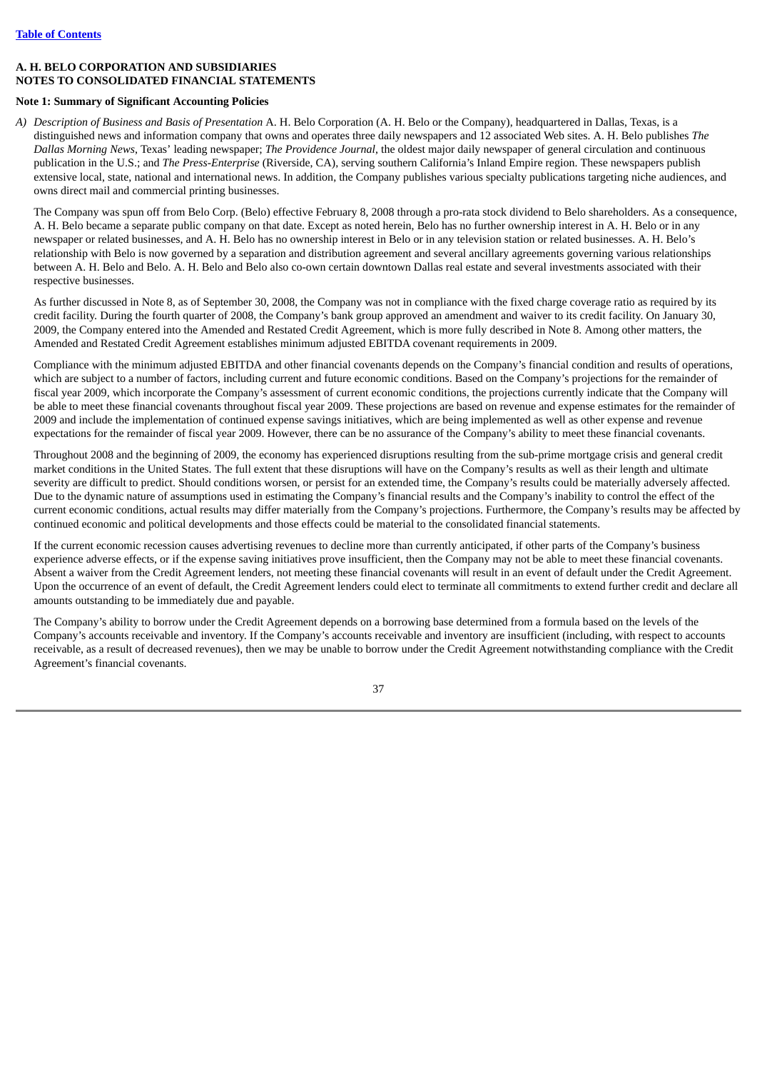**A. H. BELO CORPORATION AND SUBSIDIARIES**
**NOTES TO CONSOLIDATED FINANCIAL STATEMENTS**

**Note 1: Summary of Significant Accounting Policies**

A) *Description of Business and Basis of Presentation* A. H. Belo Corporation (A. H. Belo or the Company), headquartered in Dallas, Texas, is a distinguished news and information company that owns and operates three daily newspapers and 12 associated Web sites. A. H. Belo publishes *The Dallas Morning News*, Texas' leading newspaper; *The Providence Journal*, the oldest major daily newspaper of general circulation and continuous publication in the U.S.; and *The Press-Enterprise* (Riverside, CA), serving southern California's Inland Empire region. These newspapers publish extensive local, state, national and international news. In addition, the Company publishes various specialty publications targeting niche audiences, and owns direct mail and commercial printing businesses.

The Company was spun off from Belo Corp. (Belo) effective February 8, 2008 through a pro-rata stock dividend to Belo shareholders. As a consequence, A. H. Belo became a separate public company on that date. Except as noted herein, Belo has no further ownership interest in A. H. Belo or in any newspaper or related businesses, and A. H. Belo has no ownership interest in Belo or in any television station or related businesses. A. H. Belo's relationship with Belo is now governed by a separation and distribution agreement and several ancillary agreements governing various relationships between A. H. Belo and Belo. A. H. Belo and Belo also co-own certain downtown Dallas real estate and several investments associated with their respective businesses.

As further discussed in Note 8, as of September 30, 2008, the Company was not in compliance with the fixed charge coverage ratio as required by its credit facility. During the fourth quarter of 2008, the Company's bank group approved an amendment and waiver to its credit facility. On January 30, 2009, the Company entered into the Amended and Restated Credit Agreement, which is more fully described in Note 8. Among other matters, the Amended and Restated Credit Agreement establishes minimum adjusted EBITDA covenant requirements in 2009.

Compliance with the minimum adjusted EBITDA and other financial covenants depends on the Company's financial condition and results of operations, which are subject to a number of factors, including current and future economic conditions. Based on the Company's projections for the remainder of fiscal year 2009, which incorporate the Company's assessment of current economic conditions, the projections currently indicate that the Company will be able to meet these financial covenants throughout fiscal year 2009. These projections are based on revenue and expense estimates for the remainder of 2009 and include the implementation of continued expense savings initiatives, which are being implemented as well as other expense and revenue expectations for the remainder of fiscal year 2009. However, there can be no assurance of the Company's ability to meet these financial covenants.

Throughout 2008 and the beginning of 2009, the economy has experienced disruptions resulting from the sub-prime mortgage crisis and general credit market conditions in the United States. The full extent that these disruptions will have on the Company's results as well as their length and ultimate severity are difficult to predict. Should conditions worsen, or persist for an extended time, the Company's results could be materially adversely affected. Due to the dynamic nature of assumptions used in estimating the Company's financial results and the Company's inability to control the effect of the current economic conditions, actual results may differ materially from the Company's projections. Furthermore, the Company's results may be affected by continued economic and political developments and those effects could be material to the consolidated financial statements.

If the current economic recession causes advertising revenues to decline more than currently anticipated, if other parts of the Company's business experience adverse effects, or if the expense saving initiatives prove insufficient, then the Company may not be able to meet these financial covenants. Absent a waiver from the Credit Agreement lenders, not meeting these financial covenants will result in an event of default under the Credit Agreement. Upon the occurrence of an event of default, the Credit Agreement lenders could elect to terminate all commitments to extend further credit and declare all amounts outstanding to be immediately due and payable.

The Company's ability to borrow under the Credit Agreement depends on a borrowing base determined from a formula based on the levels of the Company's accounts receivable and inventory. If the Company's accounts receivable and inventory are insufficient (including, with respect to accounts receivable, as a result of decreased revenues), then we may be unable to borrow under the Credit Agreement notwithstanding compliance with the Credit Agreement's financial covenants.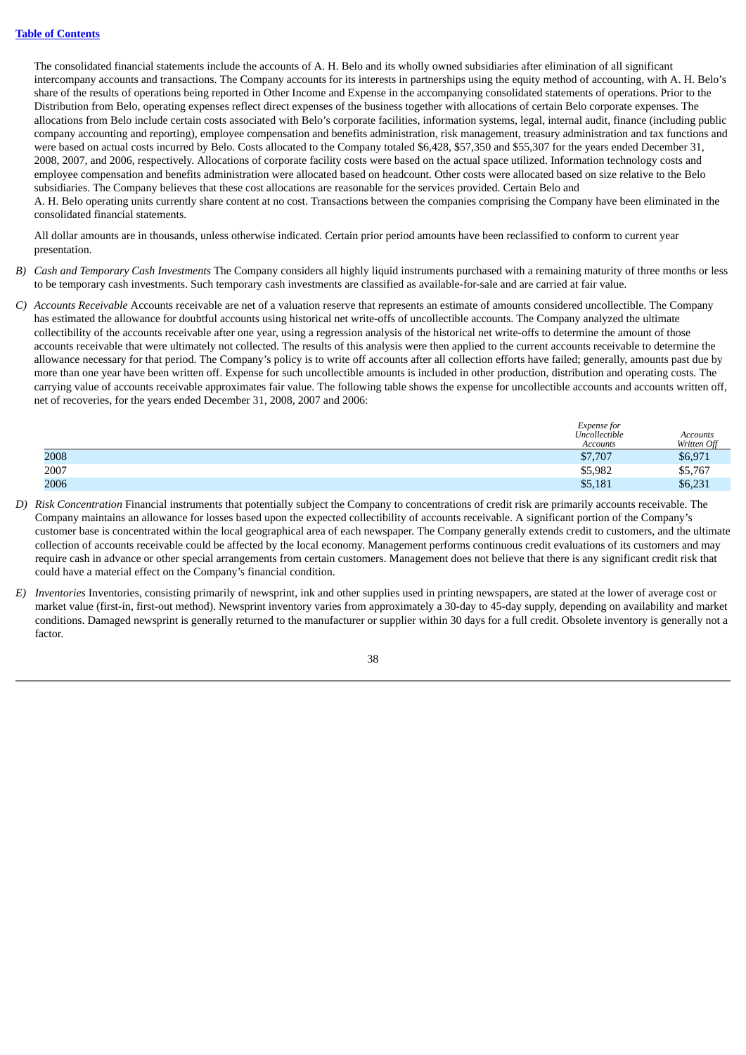The consolidated financial statements include the accounts of A. H. Belo and its wholly owned subsidiaries after elimination of all significant intercompany accounts and transactions. The Company accounts for its interests in partnerships using the equity method of accounting, with A. H. Belo's share of the results of operations being reported in Other Income and Expense in the accompanying consolidated statements of operations. Prior to the Distribution from Belo, operating expenses reflect direct expenses of the business together with allocations of certain Belo corporate expenses. The allocations from Belo include certain costs associated with Belo's corporate facilities, information systems, legal, internal audit, finance (including public company accounting and reporting), employee compensation and benefits administration, risk management, treasury administration and tax functions and were based on actual costs incurred by Belo. Costs allocated to the Company totaled $6,428, $57,350 and $55,307 for the years ended December 31, 2008, 2007, and 2006, respectively. Allocations of corporate facility costs were based on the actual space utilized. Information technology costs and employee compensation and benefits administration were allocated based on headcount. Other costs were allocated based on size relative to the Belo subsidiaries. The Company believes that these cost allocations are reasonable for the services provided. Certain Belo and A. H. Belo operating units currently share content at no cost. Transactions between the companies comprising the Company have been eliminated in the consolidated financial statements.

All dollar amounts are in thousands, unless otherwise indicated. Certain prior period amounts have been reclassified to conform to current year presentation.

B) *Cash and Temporary Cash Investments* The Company considers all highly liquid instruments purchased with a remaining maturity of three months or less to be temporary cash investments. Such temporary cash investments are classified as available-for-sale and are carried at fair value.

C) *Accounts Receivable* Accounts receivable are net of a valuation reserve that represents an estimate of amounts considered uncollectible. The Company has estimated the allowance for doubtful accounts using historical net write-offs of uncollectible accounts. The Company analyzed the ultimate collectibility of the accounts receivable after one year, using a regression analysis of the historical net write-offs to determine the amount of those accounts receivable that were ultimately not collected. The results of this analysis were then applied to the current accounts receivable to determine the allowance necessary for that period. The Company's policy is to write off accounts after all collection efforts have failed; generally, amounts past due by more than one year have been written off. Expense for such uncollectible amounts is included in other production, distribution and operating costs. The carrying value of accounts receivable approximates fair value. The following table shows the expense for uncollectible accounts and accounts written off, net of recoveries, for the years ended December 31, 2008, 2007 and 2006:

| | *Expense for Uncollectible Accounts* | *Accounts Written Off* |
|---|---|---|
| 2008 | $7,707 | $6,971 |
| 2007 | $5,982 | $5,767 |
| 2006 | $5,181 | $6,231 |

D) *Risk Concentration* Financial instruments that potentially subject the Company to concentrations of credit risk are primarily accounts receivable. The Company maintains an allowance for losses based upon the expected collectibility of accounts receivable. A significant portion of the Company's customer base is concentrated within the local geographical area of each newspaper. The Company generally extends credit to customers, and the ultimate collection of accounts receivable could be affected by the local economy. Management performs continuous credit evaluations of its customers and may require cash in advance or other special arrangements from certain customers. Management does not believe that there is any significant credit risk that could have a material effect on the Company's financial condition.

E) *Inventories* Inventories, consisting primarily of newsprint, ink and other supplies used in printing newspapers, are stated at the lower of average cost or market value (first-in, first-out method). Newsprint inventory varies from approximately a 30-day to 45-day supply, depending on availability and market conditions. Damaged newsprint is generally returned to the manufacturer or supplier within 30 days for a full credit. Obsolete inventory is generally not a factor.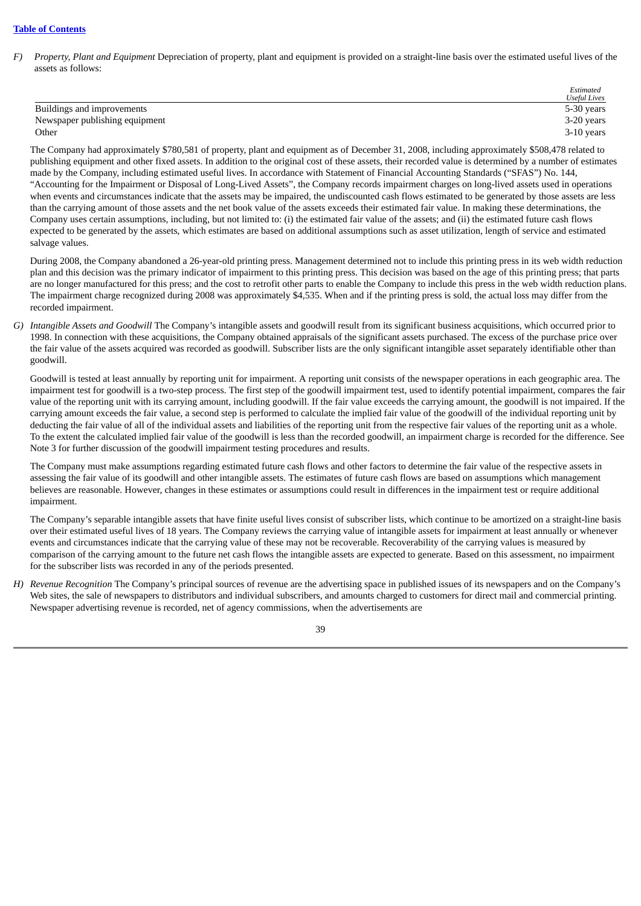F) *Property, Plant and Equipment* Depreciation of property, plant and equipment is provided on a straight-line basis over the estimated useful lives of the assets as follows:

| | *Estimated Useful Lives* |
|---|---|
| Buildings and improvements | 5-30 years |
| Newspaper publishing equipment | 3-20 years |
| Other | 3-10 years |

The Company had approximately $780,581 of property, plant and equipment as of December 31, 2008, including approximately $508,478 related to publishing equipment and other fixed assets. In addition to the original cost of these assets, their recorded value is determined by a number of estimates made by the Company, including estimated useful lives. In accordance with Statement of Financial Accounting Standards ("SFAS") No. 144, "Accounting for the Impairment or Disposal of Long-Lived Assets", the Company records impairment charges on long-lived assets used in operations when events and circumstances indicate that the assets may be impaired, the undiscounted cash flows estimated to be generated by those assets are less than the carrying amount of those assets and the net book value of the assets exceeds their estimated fair value. In making these determinations, the Company uses certain assumptions, including, but not limited to: (i) the estimated fair value of the assets; and (ii) the estimated future cash flows expected to be generated by the assets, which estimates are based on additional assumptions such as asset utilization, length of service and estimated salvage values.

During 2008, the Company abandoned a 26-year-old printing press. Management determined not to include this printing press in its web width reduction plan and this decision was the primary indicator of impairment to this printing press. This decision was based on the age of this printing press; that parts are no longer manufactured for this press; and the cost to retrofit other parts to enable the Company to include this press in the web width reduction plans. The impairment charge recognized during 2008 was approximately $4,535. When and if the printing press is sold, the actual loss may differ from the recorded impairment.

G) *Intangible Assets and Goodwill* The Company's intangible assets and goodwill result from its significant business acquisitions, which occurred prior to 1998. In connection with these acquisitions, the Company obtained appraisals of the significant assets purchased. The excess of the purchase price over the fair value of the assets acquired was recorded as goodwill. Subscriber lists are the only significant intangible asset separately identifiable other than goodwill.

Goodwill is tested at least annually by reporting unit for impairment. A reporting unit consists of the newspaper operations in each geographic area. The impairment test for goodwill is a two-step process. The first step of the goodwill impairment test, used to identify potential impairment, compares the fair value of the reporting unit with its carrying amount, including goodwill. If the fair value exceeds the carrying amount, the goodwill is not impaired. If the carrying amount exceeds the fair value, a second step is performed to calculate the implied fair value of the goodwill of the individual reporting unit by deducting the fair value of all of the individual assets and liabilities of the reporting unit from the respective fair values of the reporting unit as a whole. To the extent the calculated implied fair value of the goodwill is less than the recorded goodwill, an impairment charge is recorded for the difference. See Note 3 for further discussion of the goodwill impairment testing procedures and results.

The Company must make assumptions regarding estimated future cash flows and other factors to determine the fair value of the respective assets in assessing the fair value of its goodwill and other intangible assets. The estimates of future cash flows are based on assumptions which management believes are reasonable. However, changes in these estimates or assumptions could result in differences in the impairment test or require additional impairment.

The Company's separable intangible assets that have finite useful lives consist of subscriber lists, which continue to be amortized on a straight-line basis over their estimated useful lives of 18 years. The Company reviews the carrying value of intangible assets for impairment at least annually or whenever events and circumstances indicate that the carrying value of these may not be recoverable. Recoverability of the carrying values is measured by comparison of the carrying amount to the future net cash flows the intangible assets are expected to generate. Based on this assessment, no impairment for the subscriber lists was recorded in any of the periods presented.

H) *Revenue Recognition* The Company's principal sources of revenue are the advertising space in published issues of its newspapers and on the Company's Web sites, the sale of newspapers to distributors and individual subscribers, and amounts charged to customers for direct mail and commercial printing. Newspaper advertising revenue is recorded, net of agency commissions, when the advertisements are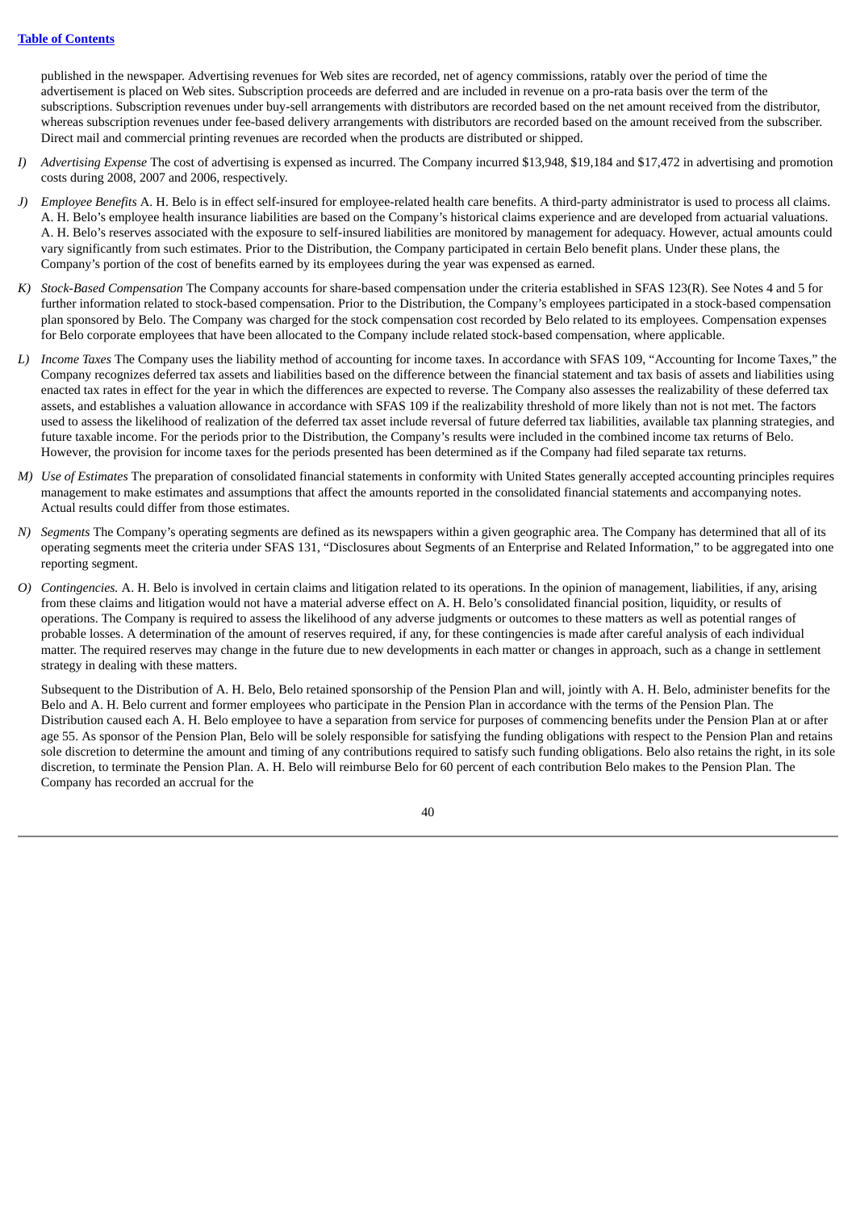published in the newspaper. Advertising revenues for Web sites are recorded, net of agency commissions, ratably over the period of time the advertisement is placed on Web sites. Subscription proceeds are deferred and are included in revenue on a pro-rata basis over the term of the subscriptions. Subscription revenues under buy-sell arrangements with distributors are recorded based on the net amount received from the distributor, whereas subscription revenues under fee-based delivery arrangements with distributors are recorded based on the amount received from the subscriber. Direct mail and commercial printing revenues are recorded when the products are distributed or shipped.

I) *Advertising Expense* The cost of advertising is expensed as incurred. The Company incurred $13,948, $19,184 and $17,472 in advertising and promotion costs during 2008, 2007 and 2006, respectively.

J) *Employee Benefits* A. H. Belo is in effect self-insured for employee-related health care benefits. A third-party administrator is used to process all claims. A. H. Belo's employee health insurance liabilities are based on the Company's historical claims experience and are developed from actuarial valuations. A. H. Belo's reserves associated with the exposure to self-insured liabilities are monitored by management for adequacy. However, actual amounts could vary significantly from such estimates. Prior to the Distribution, the Company participated in certain Belo benefit plans. Under these plans, the Company's portion of the cost of benefits earned by its employees during the year was expensed as earned.

K) *Stock-Based Compensation* The Company accounts for share-based compensation under the criteria established in SFAS 123(R). See Notes 4 and 5 for further information related to stock-based compensation. Prior to the Distribution, the Company's employees participated in a stock-based compensation plan sponsored by Belo. The Company was charged for the stock compensation cost recorded by Belo related to its employees. Compensation expenses for Belo corporate employees that have been allocated to the Company include related stock-based compensation, where applicable.

L) *Income Taxes* The Company uses the liability method of accounting for income taxes. In accordance with SFAS 109, "Accounting for Income Taxes," the Company recognizes deferred tax assets and liabilities based on the difference between the financial statement and tax basis of assets and liabilities using enacted tax rates in effect for the year in which the differences are expected to reverse. The Company also assesses the realizability of these deferred tax assets, and establishes a valuation allowance in accordance with SFAS 109 if the realizability threshold of more likely than not is not met. The factors used to assess the likelihood of realization of the deferred tax asset include reversal of future deferred tax liabilities, available tax planning strategies, and future taxable income. For the periods prior to the Distribution, the Company's results were included in the combined income tax returns of Belo. However, the provision for income taxes for the periods presented has been determined as if the Company had filed separate tax returns.

M) *Use of Estimates* The preparation of consolidated financial statements in conformity with United States generally accepted accounting principles requires management to make estimates and assumptions that affect the amounts reported in the consolidated financial statements and accompanying notes. Actual results could differ from those estimates.

N) *Segments* The Company's operating segments are defined as its newspapers within a given geographic area. The Company has determined that all of its operating segments meet the criteria under SFAS 131, "Disclosures about Segments of an Enterprise and Related Information," to be aggregated into one reporting segment.

O) *Contingencies.* A. H. Belo is involved in certain claims and litigation related to its operations. In the opinion of management, liabilities, if any, arising from these claims and litigation would not have a material adverse effect on A. H. Belo's consolidated financial position, liquidity, or results of operations. The Company is required to assess the likelihood of any adverse judgments or outcomes to these matters as well as potential ranges of probable losses. A determination of the amount of reserves required, if any, for these contingencies is made after careful analysis of each individual matter. The required reserves may change in the future due to new developments in each matter or changes in approach, such as a change in settlement strategy in dealing with these matters.

Subsequent to the Distribution of A. H. Belo, Belo retained sponsorship of the Pension Plan and will, jointly with A. H. Belo, administer benefits for the Belo and A. H. Belo current and former employees who participate in the Pension Plan in accordance with the terms of the Pension Plan. The Distribution caused each A. H. Belo employee to have a separation from service for purposes of commencing benefits under the Pension Plan at or after age 55. As sponsor of the Pension Plan, Belo will be solely responsible for satisfying the funding obligations with respect to the Pension Plan and retains sole discretion to determine the amount and timing of any contributions required to satisfy such funding obligations. Belo also retains the right, in its sole discretion, to terminate the Pension Plan. A. H. Belo will reimburse Belo for 60 percent of each contribution Belo makes to the Pension Plan. The Company has recorded an accrual for the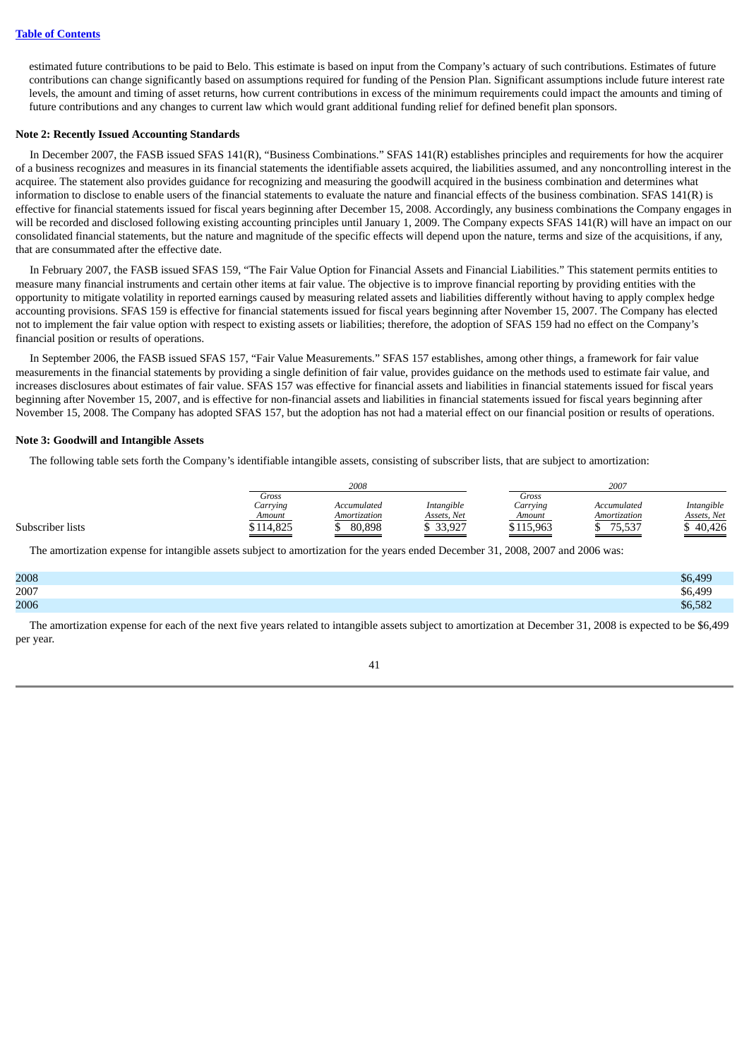estimated future contributions to be paid to Belo. This estimate is based on input from the Company's actuary of such contributions. Estimates of future contributions can change significantly based on assumptions required for funding of the Pension Plan. Significant assumptions include future interest rate levels, the amount and timing of asset returns, how current contributions in excess of the minimum requirements could impact the amounts and timing of future contributions and any changes to current law which would grant additional funding relief for defined benefit plan sponsors.

**Note 2: Recently Issued Accounting Standards**

In December 2007, the FASB issued SFAS 141(R), "Business Combinations." SFAS 141(R) establishes principles and requirements for how the acquirer of a business recognizes and measures in its financial statements the identifiable assets acquired, the liabilities assumed, and any noncontrolling interest in the acquiree. The statement also provides guidance for recognizing and measuring the goodwill acquired in the business combination and determines what information to disclose to enable users of the financial statements to evaluate the nature and financial effects of the business combination. SFAS 141(R) is effective for financial statements issued for fiscal years beginning after December 15, 2008. Accordingly, any business combinations the Company engages in will be recorded and disclosed following existing accounting principles until January 1, 2009. The Company expects SFAS 141(R) will have an impact on our consolidated financial statements, but the nature and magnitude of the specific effects will depend upon the nature, terms and size of the acquisitions, if any, that are consummated after the effective date.

In February 2007, the FASB issued SFAS 159, "The Fair Value Option for Financial Assets and Financial Liabilities." This statement permits entities to measure many financial instruments and certain other items at fair value. The objective is to improve financial reporting by providing entities with the opportunity to mitigate volatility in reported earnings caused by measuring related assets and liabilities differently without having to apply complex hedge accounting provisions. SFAS 159 is effective for financial statements issued for fiscal years beginning after November 15, 2007. The Company has elected not to implement the fair value option with respect to existing assets or liabilities; therefore, the adoption of SFAS 159 had no effect on the Company's financial position or results of operations.

In September 2006, the FASB issued SFAS 157, "Fair Value Measurements." SFAS 157 establishes, among other things, a framework for fair value measurements in the financial statements by providing a single definition of fair value, provides guidance on the methods used to estimate fair value, and increases disclosures about estimates of fair value. SFAS 157 was effective for financial assets and liabilities in financial statements issued for fiscal years beginning after November 15, 2007, and is effective for non-financial assets and liabilities in financial statements issued for fiscal years beginning after November 15, 2008. The Company has adopted SFAS 157, but the adoption has not had a material effect on our financial position or results of operations.

**Note 3: Goodwill and Intangible Assets**

The following table sets forth the Company's identifiable intangible assets, consisting of subscriber lists, that are subject to amortization:

| | *2008* | | | *2007* | | |
|---|---|---|---|---|---|---|
| | *Gross Carrying Amount* | *Accumulated Amortization* | *Intangible Assets, Net* | *Gross Carrying Amount* | *Accumulated Amortization* | *Intangible Assets, Net* |
| Subscriber lists | $114,825 | $ 80,898 | $ 33,927 | $115,963 | $ 75,537 | $ 40,426 |

The amortization expense for intangible assets subject to amortization for the years ended December 31, 2008, 2007 and 2006 was:

| | |
|---|---|
| 2008 | $6,499 |
| 2007 | $6,499 |
| 2006 | $6,582 |

The amortization expense for each of the next five years related to intangible assets subject to amortization at December 31, 2008 is expected to be $6,499 per year.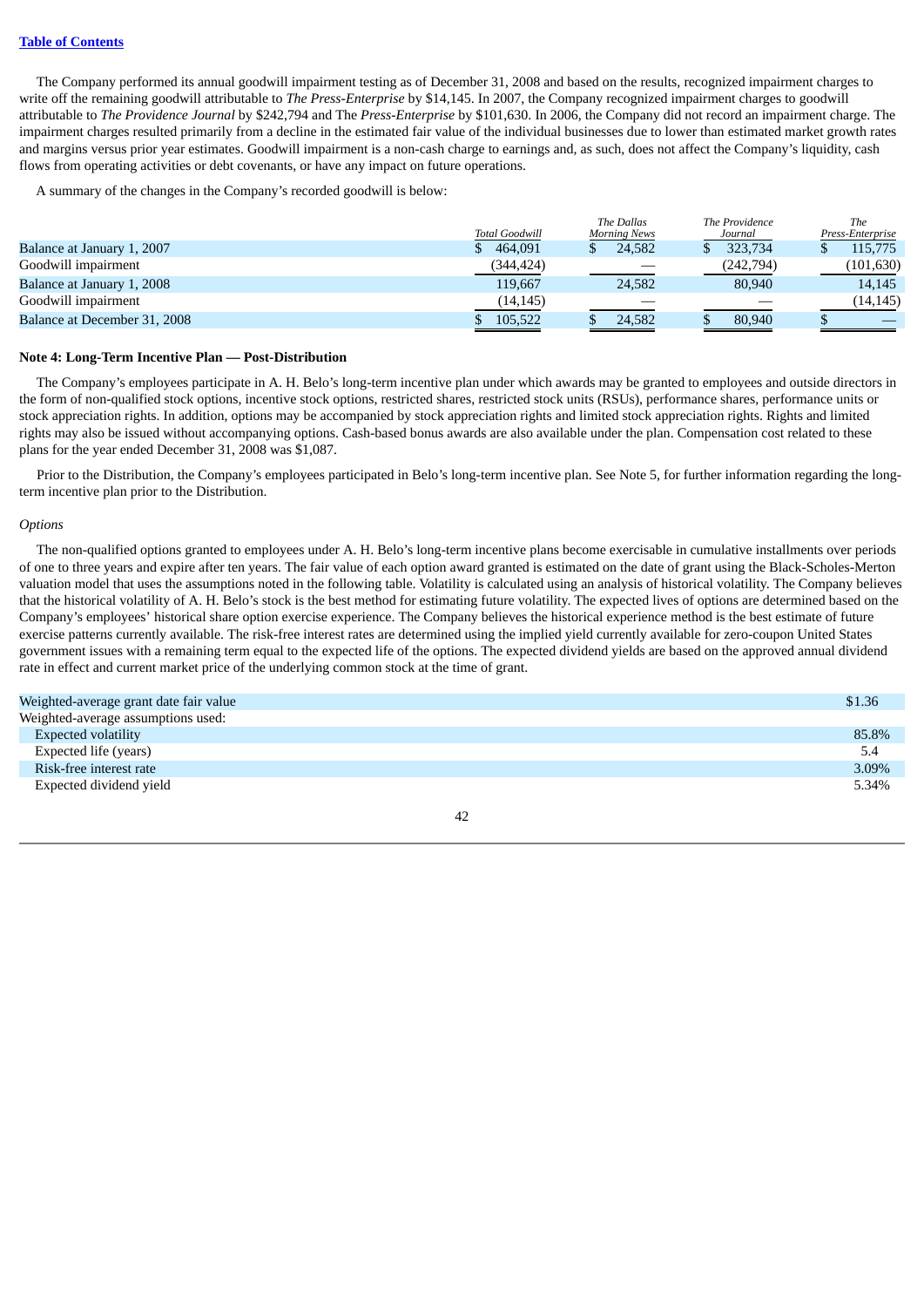The Company performed its annual goodwill impairment testing as of December 31, 2008 and based on the results, recognized impairment charges to write off the remaining goodwill attributable to *The Press-Enterprise* by $14,145. In 2007, the Company recognized impairment charges to goodwill attributable to *The Providence Journal* by $242,794 and The *Press-Enterprise* by $101,630. In 2006, the Company did not record an impairment charge. The impairment charges resulted primarily from a decline in the estimated fair value of the individual businesses due to lower than estimated market growth rates and margins versus prior year estimates. Goodwill impairment is a non-cash charge to earnings and, as such, does not affect the Company's liquidity, cash flows from operating activities or debt covenants, or have any impact on future operations.

A summary of the changes in the Company's recorded goodwill is below:

| | *Total Goodwill* | *The Dallas Morning News* | *The Providence Journal* | *The Press-Enterprise* |
|---|---|---|---|---|
| Balance at January 1, 2007 | $ 464,091 | $ 24,582 | $ 323,734 | $ 115,775 |
| Goodwill impairment | (344,424) | — | (242,794) | (101,630) |
| Balance at January 1, 2008 | 119,667 | 24,582 | 80,940 | 14,145 |
| Goodwill impairment | (14,145) | — | — | (14,145) |
| Balance at December 31, 2008 | $ 105,522 | $ 24,582 | $ 80,940 | $ — |

**Note 4: Long-Term Incentive Plan — Post-Distribution**

The Company's employees participate in A. H. Belo's long-term incentive plan under which awards may be granted to employees and outside directors in the form of non-qualified stock options, incentive stock options, restricted shares, restricted stock units (RSUs), performance shares, performance units or stock appreciation rights. In addition, options may be accompanied by stock appreciation rights and limited stock appreciation rights. Rights and limited rights may also be issued without accompanying options. Cash-based bonus awards are also available under the plan. Compensation cost related to these plans for the year ended December 31, 2008 was $1,087.

Prior to the Distribution, the Company's employees participated in Belo's long-term incentive plan. See Note 5, for further information regarding the long-term incentive plan prior to the Distribution.

*Options*

The non-qualified options granted to employees under A. H. Belo's long-term incentive plans become exercisable in cumulative installments over periods of one to three years and expire after ten years. The fair value of each option award granted is estimated on the date of grant using the Black-Scholes-Merton valuation model that uses the assumptions noted in the following table. Volatility is calculated using an analysis of historical volatility. The Company believes that the historical volatility of A. H. Belo's stock is the best method for estimating future volatility. The expected lives of options are determined based on the Company's employees' historical share option exercise experience. The Company believes the historical experience method is the best estimate of future exercise patterns currently available. The risk-free interest rates are determined using the implied yield currently available for zero-coupon United States government issues with a remaining term equal to the expected life of the options. The expected dividend yields are based on the approved annual dividend rate in effect and current market price of the underlying common stock at the time of grant.

| | |
|---|---|
| Weighted-average grant date fair value | $1.36 |
| Weighted-average assumptions used: | |
| Expected volatility | 85.8% |
| Expected life (years) | 5.4 |
| Risk-free interest rate | 3.09% |
| Expected dividend yield | 5.34% |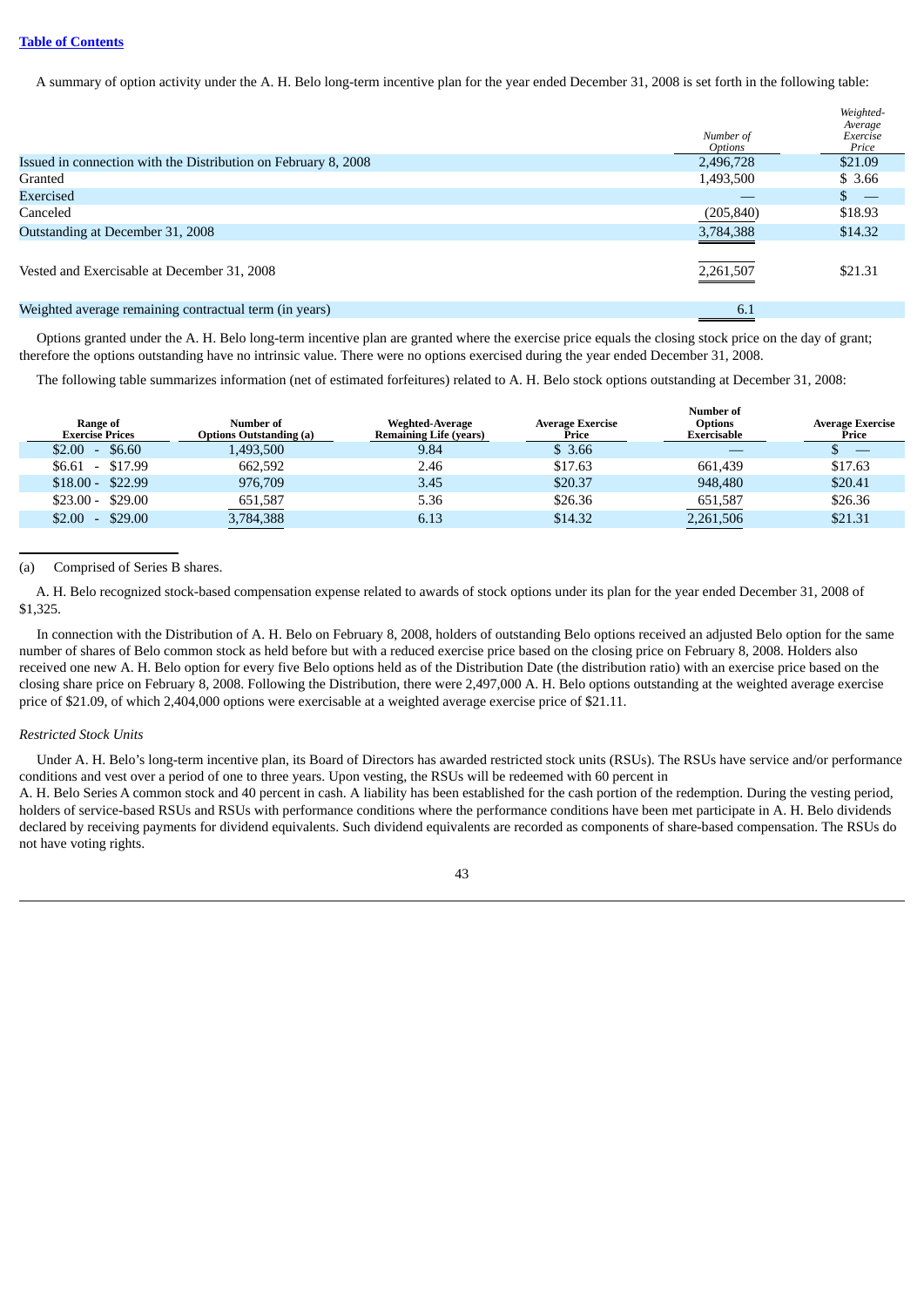A summary of option activity under the A. H. Belo long-term incentive plan for the year ended December 31, 2008 is set forth in the following table:

| | *Number of Options* | *Weighted-Average Exercise Price* |
|---|---|---|
| Issued in connection with the Distribution on February 8, 2008 | 2,496,728 | $21.09 |
| Granted | 1,493,500 | $ 3.66 |
| Exercised | — | $ — |
| Canceled | (205,840) | $18.93 |
| Outstanding at December 31, 2008 | 3,784,388 | $14.32 |
| Vested and Exercisable at December 31, 2008 | 2,261,507 | $21.31 |
| Weighted average remaining contractual term (in years) | 6.1 | |

Options granted under the A. H. Belo long-term incentive plan are granted where the exercise price equals the closing stock price on the day of grant; therefore the options outstanding have no intrinsic value. There were no options exercised during the year ended December 31, 2008.

The following table summarizes information (net of estimated forfeitures) related to A. H. Belo stock options outstanding at December 31, 2008:

| Range of Exercise Prices | Number of Options Outstanding (a) | Weghted-Average Remaining Life (years) | Average Exercise Price | Number of Options Exercisable | Average Exercise Price |
|---|---|---|---|---|---|
| $2.00 - $6.60 | 1,493,500 | 9.84 | $ 3.66 | — | $ — |
| $6.61 - $17.99 | 662,592 | 2.46 | $17.63 | 661,439 | $17.63 |
| $18.00 - $22.99 | 976,709 | 3.45 | $20.37 | 948,480 | $20.41 |
| $23.00 - $29.00 | 651,587 | 5.36 | $26.36 | 651,587 | $26.36 |
| $2.00 - $29.00 | 3,784,388 | 6.13 | $14.32 | 2,261,506 | $21.31 |

(a) Comprised of Series B shares.

A. H. Belo recognized stock-based compensation expense related to awards of stock options under its plan for the year ended December 31, 2008 of $1,325.

In connection with the Distribution of A. H. Belo on February 8, 2008, holders of outstanding Belo options received an adjusted Belo option for the same number of shares of Belo common stock as held before but with a reduced exercise price based on the closing price on February 8, 2008. Holders also received one new A. H. Belo option for every five Belo options held as of the Distribution Date (the distribution ratio) with an exercise price based on the closing share price on February 8, 2008. Following the Distribution, there were 2,497,000 A. H. Belo options outstanding at the weighted average exercise price of $21.09, of which 2,404,000 options were exercisable at a weighted average exercise price of $21.11.

*Restricted Stock Units*

Under A. H. Belo's long-term incentive plan, its Board of Directors has awarded restricted stock units (RSUs). The RSUs have service and/or performance conditions and vest over a period of one to three years. Upon vesting, the RSUs will be redeemed with 60 percent in A. H. Belo Series A common stock and 40 percent in cash. A liability has been established for the cash portion of the redemption. During the vesting period, holders of service-based RSUs and RSUs with performance conditions where the performance conditions have been met participate in A. H. Belo dividends declared by receiving payments for dividend equivalents. Such dividend equivalents are recorded as components of share-based compensation. The RSUs do not have voting rights.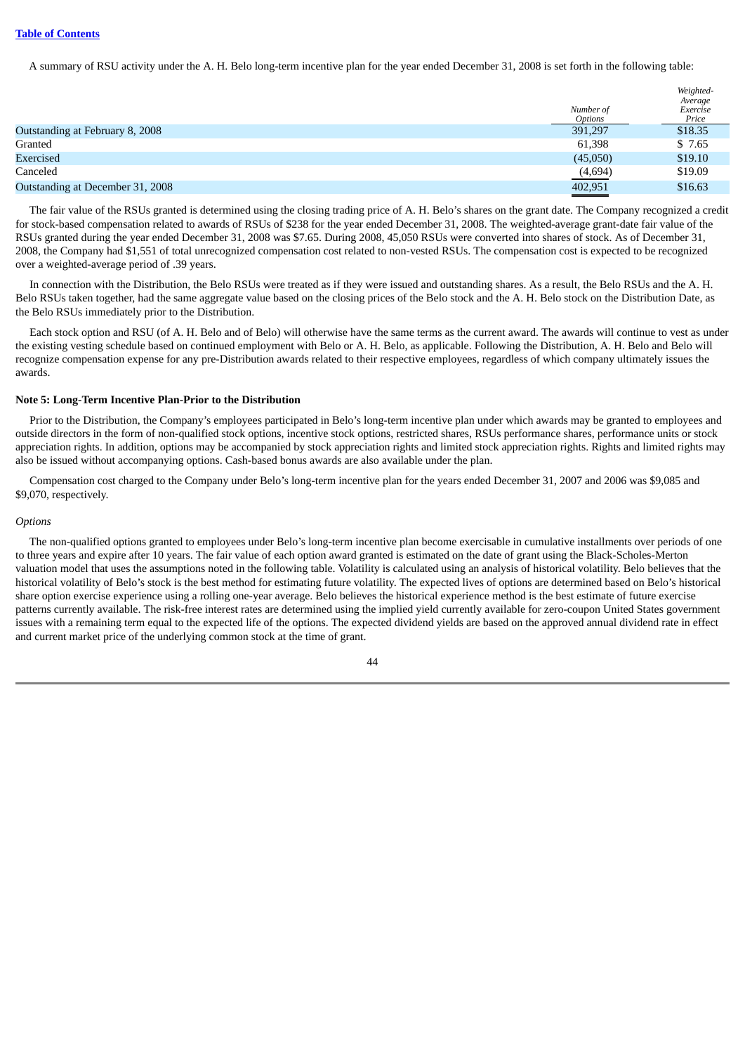A summary of RSU activity under the A. H. Belo long-term incentive plan for the year ended December 31, 2008 is set forth in the following table:

| | Number of Options | Weighted-Average Exercise Price |
|---|---|---|
| Outstanding at February 8, 2008 | 391,297 | $18.35 |
| Granted | 61,398 | $ 7.65 |
| Exercised | (45,050) | $19.10 |
| Canceled | (4,694) | $19.09 |
| Outstanding at December 31, 2008 | 402,951 | $16.63 |

The fair value of the RSUs granted is determined using the closing trading price of A. H. Belo's shares on the grant date. The Company recognized a credit for stock-based compensation related to awards of RSUs of $238 for the year ended December 31, 2008. The weighted-average grant-date fair value of the RSUs granted during the year ended December 31, 2008 was $7.65. During 2008, 45,050 RSUs were converted into shares of stock. As of December 31, 2008, the Company had $1,551 of total unrecognized compensation cost related to non-vested RSUs. The compensation cost is expected to be recognized over a weighted-average period of .39 years.

In connection with the Distribution, the Belo RSUs were treated as if they were issued and outstanding shares. As a result, the Belo RSUs and the A. H. Belo RSUs taken together, had the same aggregate value based on the closing prices of the Belo stock and the A. H. Belo stock on the Distribution Date, as the Belo RSUs immediately prior to the Distribution.

Each stock option and RSU (of A. H. Belo and of Belo) will otherwise have the same terms as the current award. The awards will continue to vest as under the existing vesting schedule based on continued employment with Belo or A. H. Belo, as applicable. Following the Distribution, A. H. Belo and Belo will recognize compensation expense for any pre-Distribution awards related to their respective employees, regardless of which company ultimately issues the awards.

**Note 5: Long-Term Incentive Plan-Prior to the Distribution**

Prior to the Distribution, the Company's employees participated in Belo's long-term incentive plan under which awards may be granted to employees and outside directors in the form of non-qualified stock options, incentive stock options, restricted shares, RSUs performance shares, performance units or stock appreciation rights. In addition, options may be accompanied by stock appreciation rights and limited stock appreciation rights. Rights and limited rights may also be issued without accompanying options. Cash-based bonus awards are also available under the plan.

Compensation cost charged to the Company under Belo's long-term incentive plan for the years ended December 31, 2007 and 2006 was $9,085 and $9,070, respectively.

*Options*

The non-qualified options granted to employees under Belo's long-term incentive plan become exercisable in cumulative installments over periods of one to three years and expire after 10 years. The fair value of each option award granted is estimated on the date of grant using the Black-Scholes-Merton valuation model that uses the assumptions noted in the following table. Volatility is calculated using an analysis of historical volatility. Belo believes that the historical volatility of Belo's stock is the best method for estimating future volatility. The expected lives of options are determined based on Belo's historical share option exercise experience using a rolling one-year average. Belo believes the historical experience method is the best estimate of future exercise patterns currently available. The risk-free interest rates are determined using the implied yield currently available for zero-coupon United States government issues with a remaining term equal to the expected life of the options. The expected dividend yields are based on the approved annual dividend rate in effect and current market price of the underlying common stock at the time of grant.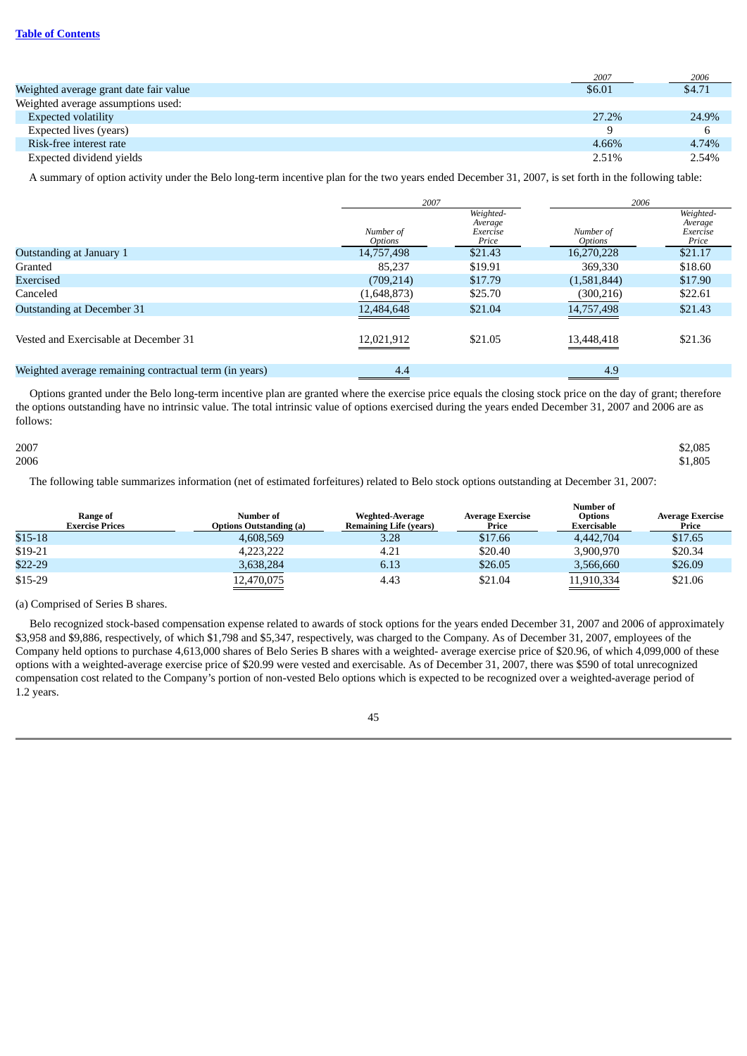| | 2007 | 2006 |
|---|---|---|
| Weighted average grant date fair value | $6.01 | $4.71 |
| Weighted average assumptions used: | | |
| Expected volatility | 27.2% | 24.9% |
| Expected lives (years) | 9 | 6 |
| Risk-free interest rate | 4.66% | 4.74% |
| Expected dividend yields | 2.51% | 2.54% |

A summary of option activity under the Belo long-term incentive plan for the two years ended December 31, 2007, is set forth in the following table:

| | 2007 | | 2006 | |
|---|---|---|---|---|
| | *Number of Options* | *Weighted-Average Exercise Price* | *Number of Options* | *Weighted-Average Exercise Price* |
| Outstanding at January 1 | 14,757,498 | $21.43 | 16,270,228 | $21.17 |
| Granted | 85,237 | $19.91 | 369,330 | $18.60 |
| Exercised | (709,214) | $17.79 | (1,581,844) | $17.90 |
| Canceled | (1,648,873) | $25.70 | (300,216) | $22.61 |
| Outstanding at December 31 | 12,484,648 | $21.04 | 14,757,498 | $21.43 |
| Vested and Exercisable at December 31 | 12,021,912 | $21.05 | 13,448,418 | $21.36 |
| Weighted average remaining contractual term (in years) | 4.4 | | 4.9 | |

Options granted under the Belo long-term incentive plan are granted where the exercise price equals the closing stock price on the day of grant; therefore the options outstanding have no intrinsic value. The total intrinsic value of options exercised during the years ended December 31, 2007 and 2006 are as follows:

| | |
|---|---|
| 2007 | $2,085 |
| 2006 | $1,805 |

The following table summarizes information (net of estimated forfeitures) related to Belo stock options outstanding at December 31, 2007:

| Range of Exercise Prices | Number of Options Outstanding (a) | Weghted-Average Remaining Life (years) | Average Exercise Price | Number of Options Exercisable | Average Exercise Price |
|---|---|---|---|---|---|
| $15-18 | 4,608,569 | 3.28 | $17.66 | 4,442,704 | $17.65 |
| $19-21 | 4,223,222 | 4.21 | $20.40 | 3,900,970 | $20.34 |
| $22-29 | 3,638,284 | 6.13 | $26.05 | 3,566,660 | $26.09 |
| $15-29 | 12,470,075 | 4.43 | $21.04 | 11,910,334 | $21.06 |

(a) Comprised of Series B shares.

Belo recognized stock-based compensation expense related to awards of stock options for the years ended December 31, 2007 and 2006 of approximately $3,958 and $9,886, respectively, of which $1,798 and $5,347, respectively, was charged to the Company. As of December 31, 2007, employees of the Company held options to purchase 4,613,000 shares of Belo Series B shares with a weighted- average exercise price of $20.96, of which 4,099,000 of these options with a weighted-average exercise price of $20.99 were vested and exercisable. As of December 31, 2007, there was $590 of total unrecognized compensation cost related to the Company's portion of non-vested Belo options which is expected to be recognized over a weighted-average period of 1.2 years.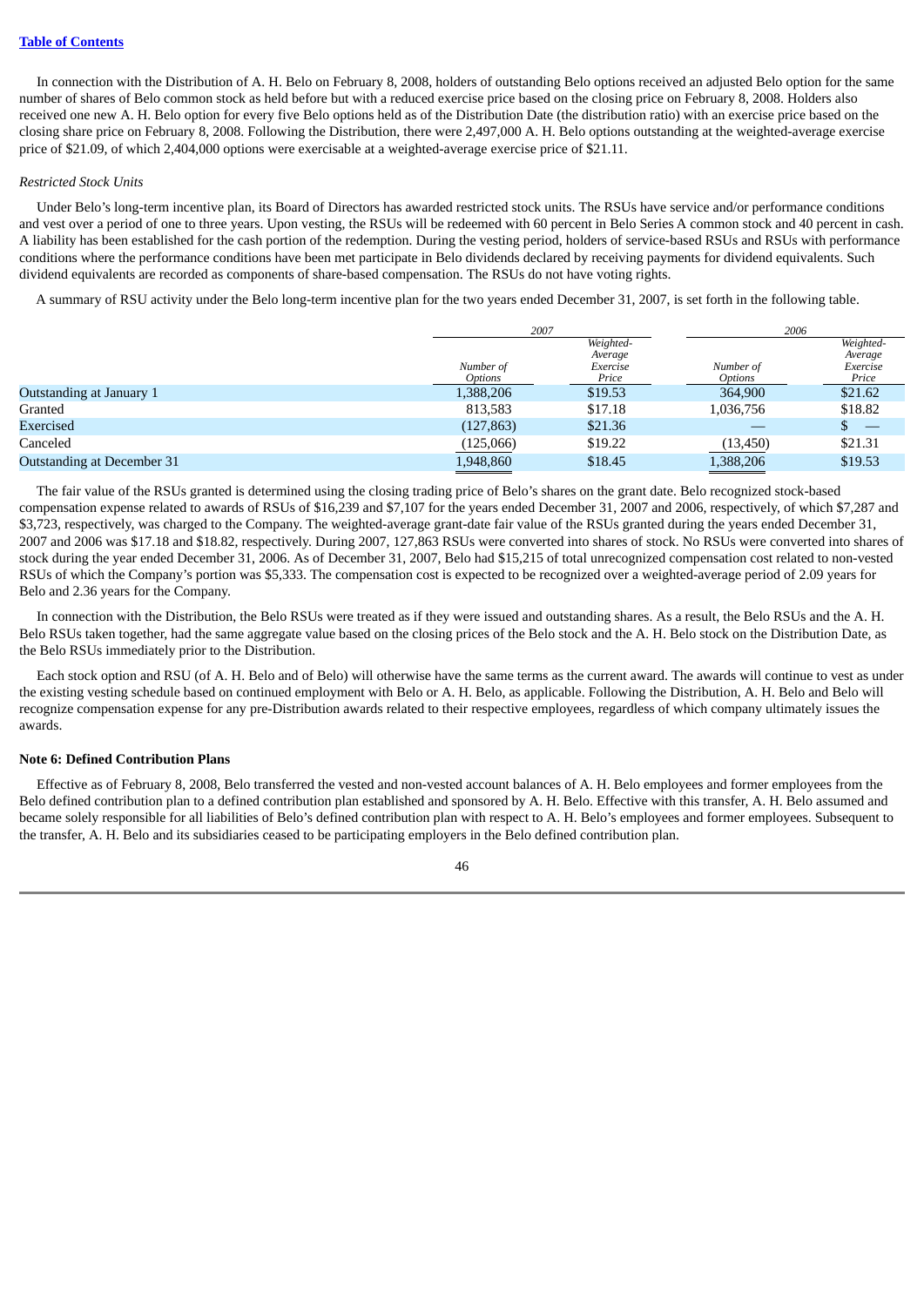In connection with the Distribution of A. H. Belo on February 8, 2008, holders of outstanding Belo options received an adjusted Belo option for the same number of shares of Belo common stock as held before but with a reduced exercise price based on the closing price on February 8, 2008. Holders also received one new A. H. Belo option for every five Belo options held as of the Distribution Date (the distribution ratio) with an exercise price based on the closing share price on February 8, 2008. Following the Distribution, there were 2,497,000 A. H. Belo options outstanding at the weighted-average exercise price of $21.09, of which 2,404,000 options were exercisable at a weighted-average exercise price of $21.11.

*Restricted Stock Units*

Under Belo's long-term incentive plan, its Board of Directors has awarded restricted stock units. The RSUs have service and/or performance conditions and vest over a period of one to three years. Upon vesting, the RSUs will be redeemed with 60 percent in Belo Series A common stock and 40 percent in cash. A liability has been established for the cash portion of the redemption. During the vesting period, holders of service-based RSUs and RSUs with performance conditions where the performance conditions have been met participate in Belo dividends declared by receiving payments for dividend equivalents. Such dividend equivalents are recorded as components of share-based compensation. The RSUs do not have voting rights.

A summary of RSU activity under the Belo long-term incentive plan for the two years ended December 31, 2007, is set forth in the following table.

| | *2007* | | *2006* | |
|---|---|---|---|---|
| | *Number of Options* | *Weighted-Average Exercise Price* | *Number of Options* | *Weighted-Average Exercise Price* |
| Outstanding at January 1 | 1,388,206 | $19.53 | 364,900 | $21.62 |
| Granted | 813,583 | $17.18 | 1,036,756 | $18.82 |
| Exercised | (127,863) | $21.36 | — | $ — |
| Canceled | (125,066) | $19.22 | (13,450) | $21.31 |
| Outstanding at December 31 | 1,948,860 | $18.45 | 1,388,206 | $19.53 |

The fair value of the RSUs granted is determined using the closing trading price of Belo's shares on the grant date. Belo recognized stock-based compensation expense related to awards of RSUs of $16,239 and $7,107 for the years ended December 31, 2007 and 2006, respectively, of which $7,287 and $3,723, respectively, was charged to the Company. The weighted-average grant-date fair value of the RSUs granted during the years ended December 31, 2007 and 2006 was $17.18 and $18.82, respectively. During 2007, 127,863 RSUs were converted into shares of stock. No RSUs were converted into shares of stock during the year ended December 31, 2006. As of December 31, 2007, Belo had $15,215 of total unrecognized compensation cost related to non-vested RSUs of which the Company's portion was $5,333. The compensation cost is expected to be recognized over a weighted-average period of 2.09 years for Belo and 2.36 years for the Company.

In connection with the Distribution, the Belo RSUs were treated as if they were issued and outstanding shares. As a result, the Belo RSUs and the A. H. Belo RSUs taken together, had the same aggregate value based on the closing prices of the Belo stock and the A. H. Belo stock on the Distribution Date, as the Belo RSUs immediately prior to the Distribution.

Each stock option and RSU (of A. H. Belo and of Belo) will otherwise have the same terms as the current award. The awards will continue to vest as under the existing vesting schedule based on continued employment with Belo or A. H. Belo, as applicable. Following the Distribution, A. H. Belo and Belo will recognize compensation expense for any pre-Distribution awards related to their respective employees, regardless of which company ultimately issues the awards.

**Note 6: Defined Contribution Plans**

Effective as of February 8, 2008, Belo transferred the vested and non-vested account balances of A. H. Belo employees and former employees from the Belo defined contribution plan to a defined contribution plan established and sponsored by A. H. Belo. Effective with this transfer, A. H. Belo assumed and became solely responsible for all liabilities of Belo's defined contribution plan with respect to A. H. Belo's employees and former employees. Subsequent to the transfer, A. H. Belo and its subsidiaries ceased to be participating employers in the Belo defined contribution plan.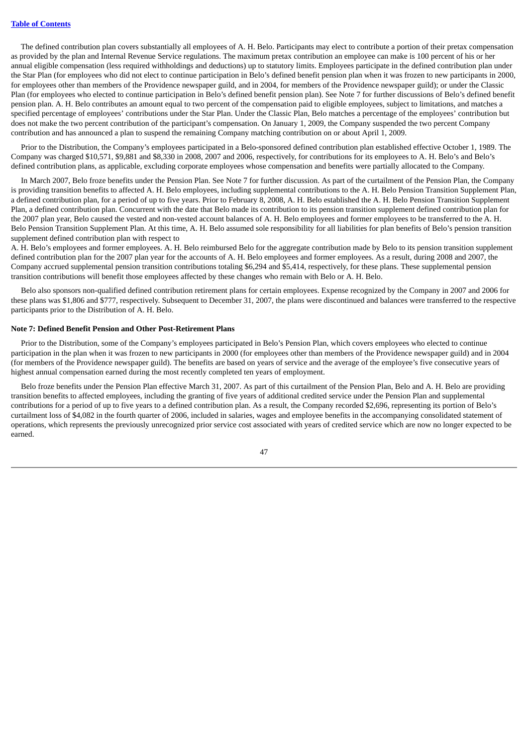The defined contribution plan covers substantially all employees of A. H. Belo. Participants may elect to contribute a portion of their pretax compensation as provided by the plan and Internal Revenue Service regulations. The maximum pretax contribution an employee can make is 100 percent of his or her annual eligible compensation (less required withholdings and deductions) up to statutory limits. Employees participate in the defined contribution plan under the Star Plan (for employees who did not elect to continue participation in Belo's defined benefit pension plan when it was frozen to new participants in 2000, for employees other than members of the Providence newspaper guild, and in 2004, for members of the Providence newspaper guild); or under the Classic Plan (for employees who elected to continue participation in Belo's defined benefit pension plan). See Note 7 for further discussions of Belo's defined benefit pension plan. A. H. Belo contributes an amount equal to two percent of the compensation paid to eligible employees, subject to limitations, and matches a specified percentage of employees' contributions under the Star Plan. Under the Classic Plan, Belo matches a percentage of the employees' contribution but does not make the two percent contribution of the participant's compensation. On January 1, 2009, the Company suspended the two percent Company contribution and has announced a plan to suspend the remaining Company matching contribution on or about April 1, 2009.

Prior to the Distribution, the Company's employees participated in a Belo-sponsored defined contribution plan established effective October 1, 1989. The Company was charged $10,571, $9,881 and $8,330 in 2008, 2007 and 2006, respectively, for contributions for its employees to A. H. Belo's and Belo's defined contribution plans, as applicable, excluding corporate employees whose compensation and benefits were partially allocated to the Company.

In March 2007, Belo froze benefits under the Pension Plan. See Note 7 for further discussion. As part of the curtailment of the Pension Plan, the Company is providing transition benefits to affected A. H. Belo employees, including supplemental contributions to the A. H. Belo Pension Transition Supplement Plan, a defined contribution plan, for a period of up to five years. Prior to February 8, 2008, A. H. Belo established the A. H. Belo Pension Transition Supplement Plan, a defined contribution plan. Concurrent with the date that Belo made its contribution to its pension transition supplement defined contribution plan for the 2007 plan year, Belo caused the vested and non-vested account balances of A. H. Belo employees and former employees to be transferred to the A. H. Belo Pension Transition Supplement Plan. At this time, A. H. Belo assumed sole responsibility for all liabilities for plan benefits of Belo's pension transition supplement defined contribution plan with respect to A. H. Belo's employees and former employees. A. H. Belo reimbursed Belo for the aggregate contribution made by Belo to its pension transition supplement defined contribution plan for the 2007 plan year for the accounts of A. H. Belo employees and former employees. As a result, during 2008 and 2007, the Company accrued supplemental pension transition contributions totaling $6,294 and $5,414, respectively, for these plans. These supplemental pension transition contributions will benefit those employees affected by these changes who remain with Belo or A. H. Belo.

Belo also sponsors non-qualified defined contribution retirement plans for certain employees. Expense recognized by the Company in 2007 and 2006 for these plans was $1,806 and $777, respectively. Subsequent to December 31, 2007, the plans were discontinued and balances were transferred to the respective participants prior to the Distribution of A. H. Belo.

**Note 7: Defined Benefit Pension and Other Post-Retirement Plans**

Prior to the Distribution, some of the Company's employees participated in Belo's Pension Plan, which covers employees who elected to continue participation in the plan when it was frozen to new participants in 2000 (for employees other than members of the Providence newspaper guild) and in 2004 (for members of the Providence newspaper guild). The benefits are based on years of service and the average of the employee's five consecutive years of highest annual compensation earned during the most recently completed ten years of employment.

Belo froze benefits under the Pension Plan effective March 31, 2007. As part of this curtailment of the Pension Plan, Belo and A. H. Belo are providing transition benefits to affected employees, including the granting of five years of additional credited service under the Pension Plan and supplemental contributions for a period of up to five years to a defined contribution plan. As a result, the Company recorded $2,696, representing its portion of Belo's curtailment loss of $4,082 in the fourth quarter of 2006, included in salaries, wages and employee benefits in the accompanying consolidated statement of operations, which represents the previously unrecognized prior service cost associated with years of credited service which are now no longer expected to be earned.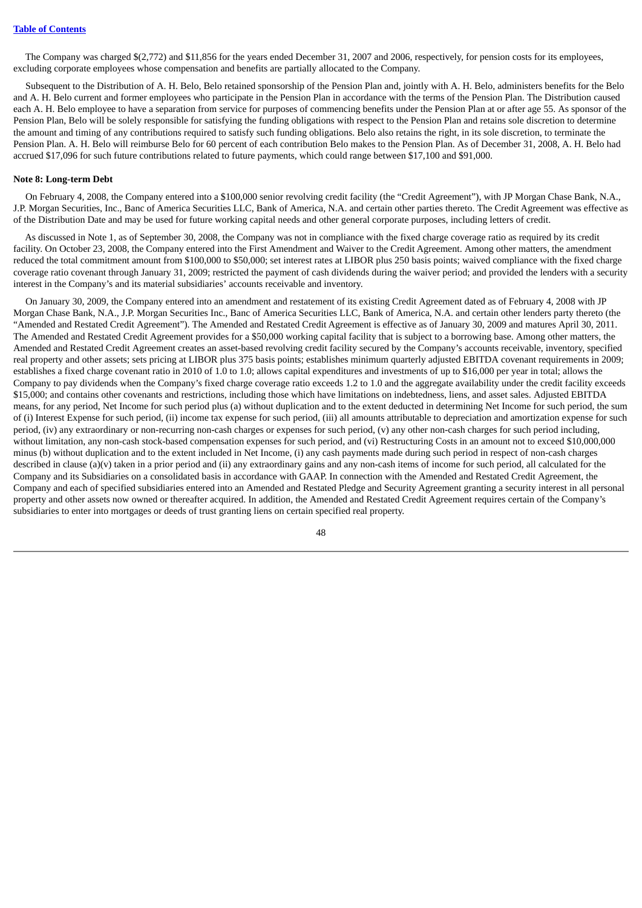The Company was charged $(2,772) and $11,856 for the years ended December 31, 2007 and 2006, respectively, for pension costs for its employees, excluding corporate employees whose compensation and benefits are partially allocated to the Company.

Subsequent to the Distribution of A. H. Belo, Belo retained sponsorship of the Pension Plan and, jointly with A. H. Belo, administers benefits for the Belo and A. H. Belo current and former employees who participate in the Pension Plan in accordance with the terms of the Pension Plan. The Distribution caused each A. H. Belo employee to have a separation from service for purposes of commencing benefits under the Pension Plan at or after age 55. As sponsor of the Pension Plan, Belo will be solely responsible for satisfying the funding obligations with respect to the Pension Plan and retains sole discretion to determine the amount and timing of any contributions required to satisfy such funding obligations. Belo also retains the right, in its sole discretion, to terminate the Pension Plan. A. H. Belo will reimburse Belo for 60 percent of each contribution Belo makes to the Pension Plan. As of December 31, 2008, A. H. Belo had accrued $17,096 for such future contributions related to future payments, which could range between $17,100 and $91,000.

**Note 8: Long-term Debt**

On February 4, 2008, the Company entered into a $100,000 senior revolving credit facility (the "Credit Agreement"), with JP Morgan Chase Bank, N.A., J.P. Morgan Securities, Inc., Banc of America Securities LLC, Bank of America, N.A. and certain other parties thereto. The Credit Agreement was effective as of the Distribution Date and may be used for future working capital needs and other general corporate purposes, including letters of credit.

As discussed in Note 1, as of September 30, 2008, the Company was not in compliance with the fixed charge coverage ratio as required by its credit facility. On October 23, 2008, the Company entered into the First Amendment and Waiver to the Credit Agreement. Among other matters, the amendment reduced the total commitment amount from $100,000 to $50,000; set interest rates at LIBOR plus 250 basis points; waived compliance with the fixed charge coverage ratio covenant through January 31, 2009; restricted the payment of cash dividends during the waiver period; and provided the lenders with a security interest in the Company's and its material subsidiaries' accounts receivable and inventory.

On January 30, 2009, the Company entered into an amendment and restatement of its existing Credit Agreement dated as of February 4, 2008 with JP Morgan Chase Bank, N.A., J.P. Morgan Securities Inc., Banc of America Securities LLC, Bank of America, N.A. and certain other lenders party thereto (the "Amended and Restated Credit Agreement"). The Amended and Restated Credit Agreement is effective as of January 30, 2009 and matures April 30, 2011. The Amended and Restated Credit Agreement provides for a $50,000 working capital facility that is subject to a borrowing base. Among other matters, the Amended and Restated Credit Agreement creates an asset-based revolving credit facility secured by the Company's accounts receivable, inventory, specified real property and other assets; sets pricing at LIBOR plus 375 basis points; establishes minimum quarterly adjusted EBITDA covenant requirements in 2009; establishes a fixed charge covenant ratio in 2010 of 1.0 to 1.0; allows capital expenditures and investments of up to $16,000 per year in total; allows the Company to pay dividends when the Company's fixed charge coverage ratio exceeds 1.2 to 1.0 and the aggregate availability under the credit facility exceeds $15,000; and contains other covenants and restrictions, including those which have limitations on indebtedness, liens, and asset sales. Adjusted EBITDA means, for any period, Net Income for such period plus (a) without duplication and to the extent deducted in determining Net Income for such period, the sum of (i) Interest Expense for such period, (ii) income tax expense for such period, (iii) all amounts attributable to depreciation and amortization expense for such period, (iv) any extraordinary or non-recurring non-cash charges or expenses for such period, (v) any other non-cash charges for such period including, without limitation, any non-cash stock-based compensation expenses for such period, and (vi) Restructuring Costs in an amount not to exceed $10,000,000 minus (b) without duplication and to the extent included in Net Income, (i) any cash payments made during such period in respect of non-cash charges described in clause (a)(v) taken in a prior period and (ii) any extraordinary gains and any non-cash items of income for such period, all calculated for the Company and its Subsidiaries on a consolidated basis in accordance with GAAP. In connection with the Amended and Restated Credit Agreement, the Company and each of specified subsidiaries entered into an Amended and Restated Pledge and Security Agreement granting a security interest in all personal property and other assets now owned or thereafter acquired. In addition, the Amended and Restated Credit Agreement requires certain of the Company's subsidiaries to enter into mortgages or deeds of trust granting liens on certain specified real property.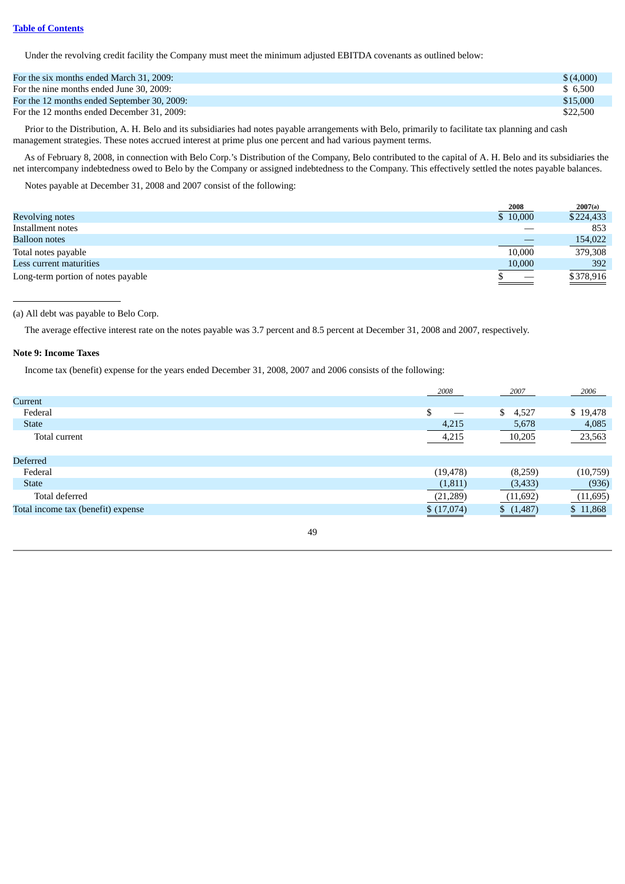Under the revolving credit facility the Company must meet the minimum adjusted EBITDA covenants as outlined below:

| | |
|---|---|
| For the six months ended March 31, 2009: | $ (4,000) |
| For the nine months ended June 30, 2009: | $ 6,500 |
| For the 12 months ended September 30, 2009: | $15,000 |
| For the 12 months ended December 31, 2009: | $22,500 |

Prior to the Distribution, A. H. Belo and its subsidiaries had notes payable arrangements with Belo, primarily to facilitate tax planning and cash management strategies. These notes accrued interest at prime plus one percent and had various payment terms.

As of February 8, 2008, in connection with Belo Corp.'s Distribution of the Company, Belo contributed to the capital of A. H. Belo and its subsidiaries the net intercompany indebtedness owed to Belo by the Company or assigned indebtedness to the Company. This effectively settled the notes payable balances.

Notes payable at December 31, 2008 and 2007 consist of the following:

| | 2008 | 2007(a) |
|---|---|---|
| Revolving notes | $ 10,000 | $224,433 |
| Installment notes | — | 853 |
| Balloon notes | — | 154,022 |
| Total notes payable | 10,000 | 379,308 |
| Less current maturities | 10,000 | 392 |
| Long-term portion of notes payable | $ — | $378,916 |

(a) All debt was payable to Belo Corp.

The average effective interest rate on the notes payable was 3.7 percent and 8.5 percent at December 31, 2008 and 2007, respectively.

**Note 9: Income Taxes**

Income tax (benefit) expense for the years ended December 31, 2008, 2007 and 2006 consists of the following:

| | *2008* | *2007* | *2006* |
|---|---|---|---|
| Current | | | |
| Federal | $ — | $ 4,527 | $ 19,478 |
| State | 4,215 | 5,678 | 4,085 |
| Total current | 4,215 | 10,205 | 23,563 |
| Deferred | | | |
| Federal | (19,478) | (8,259) | (10,759) |
| State | (1,811) | (3,433) | (936) |
| Total deferred | (21,289) | (11,692) | (11,695) |
| Total income tax (benefit) expense | $ (17,074) | $ (1,487) | $ 11,868 |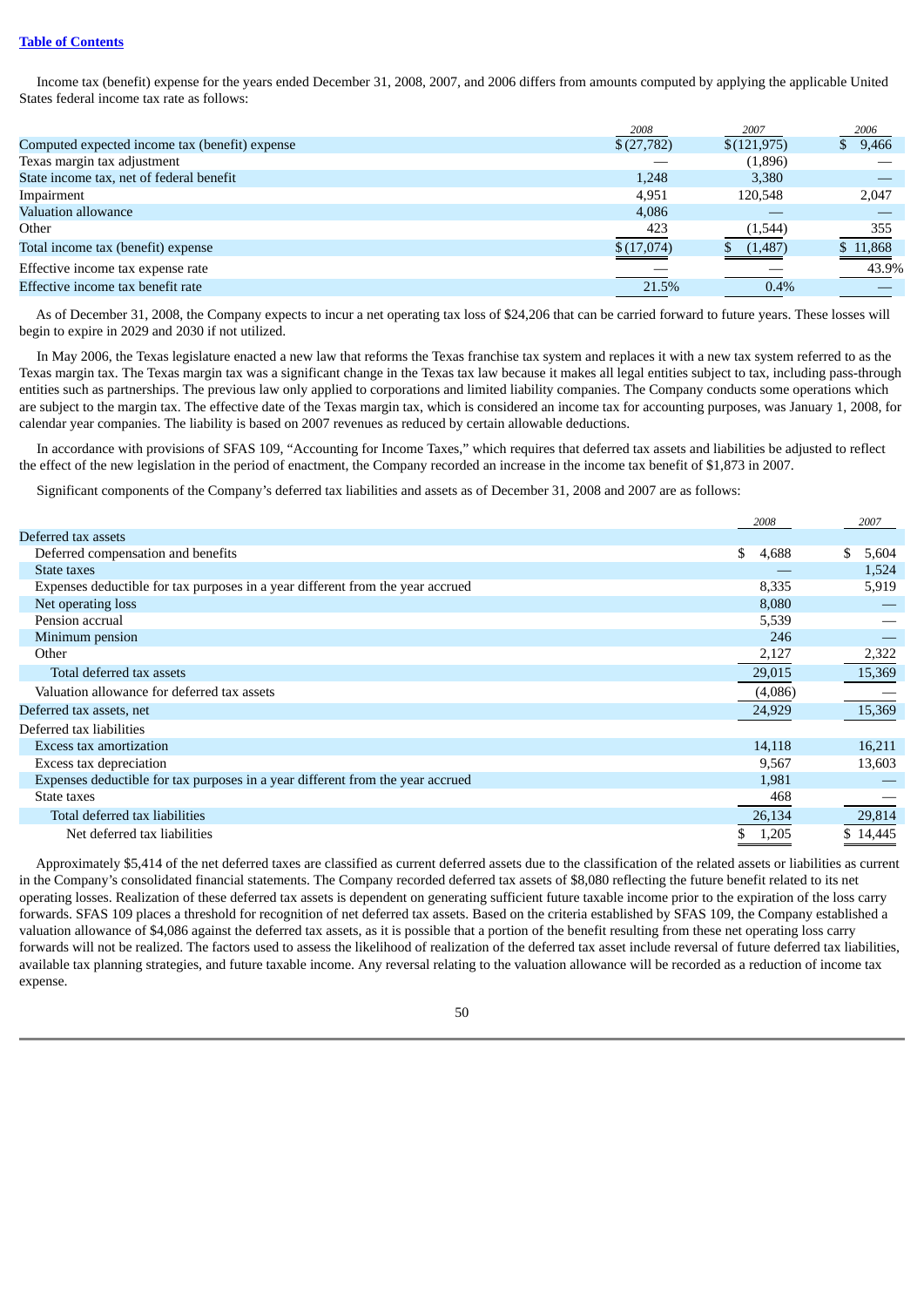Income tax (benefit) expense for the years ended December 31, 2008, 2007, and 2006 differs from amounts computed by applying the applicable United States federal income tax rate as follows:

| | 2008 | 2007 | 2006 |
|---|---|---|---|
| Computed expected income tax (benefit) expense | $ (27,782) | $ (121,975) | $ 9,466 |
| Texas margin tax adjustment | — | (1,896) | — |
| State income tax, net of federal benefit | 1,248 | 3,380 | — |
| Impairment | 4,951 | 120,548 | 2,047 |
| Valuation allowance | 4,086 | — | — |
| Other | 423 | (1,544) | 355 |
| Total income tax (benefit) expense | $ (17,074) | $ (1,487) | $ 11,868 |
| Effective income tax expense rate | — | — | 43.9% |
| Effective income tax benefit rate | 21.5% | 0.4% | — |

As of December 31, 2008, the Company expects to incur a net operating tax loss of $24,206 that can be carried forward to future years. These losses will begin to expire in 2029 and 2030 if not utilized.

In May 2006, the Texas legislature enacted a new law that reforms the Texas franchise tax system and replaces it with a new tax system referred to as the Texas margin tax. The Texas margin tax was a significant change in the Texas tax law because it makes all legal entities subject to tax, including pass-through entities such as partnerships. The previous law only applied to corporations and limited liability companies. The Company conducts some operations which are subject to the margin tax. The effective date of the Texas margin tax, which is considered an income tax for accounting purposes, was January 1, 2008, for calendar year companies. The liability is based on 2007 revenues as reduced by certain allowable deductions.

In accordance with provisions of SFAS 109, "Accounting for Income Taxes," which requires that deferred tax assets and liabilities be adjusted to reflect the effect of the new legislation in the period of enactment, the Company recorded an increase in the income tax benefit of $1,873 in 2007.

Significant components of the Company's deferred tax liabilities and assets as of December 31, 2008 and 2007 are as follows:

| | 2008 | 2007 |
|---|---|---|
| Deferred tax assets | | |
| Deferred compensation and benefits | $ 4,688 | $ 5,604 |
| State taxes | — | 1,524 |
| Expenses deductible for tax purposes in a year different from the year accrued | 8,335 | 5,919 |
| Net operating loss | 8,080 | — |
| Pension accrual | 5,539 | — |
| Minimum pension | 246 | — |
| Other | 2,127 | 2,322 |
| Total deferred tax assets | 29,015 | 15,369 |
| Valuation allowance for deferred tax assets | (4,086) | — |
| Deferred tax assets, net | 24,929 | 15,369 |
| Deferred tax liabilities | | |
| Excess tax amortization | 14,118 | 16,211 |
| Excess tax depreciation | 9,567 | 13,603 |
| Expenses deductible for tax purposes in a year different from the year accrued | 1,981 | — |
| State taxes | 468 | — |
| Total deferred tax liabilities | 26,134 | 29,814 |
| Net deferred tax liabilities | $ 1,205 | $ 14,445 |

Approximately $5,414 of the net deferred taxes are classified as current deferred assets due to the classification of the related assets or liabilities as current in the Company's consolidated financial statements. The Company recorded deferred tax assets of $8,080 reflecting the future benefit related to its net operating losses. Realization of these deferred tax assets is dependent on generating sufficient future taxable income prior to the expiration of the loss carry forwards. SFAS 109 places a threshold for recognition of net deferred tax assets. Based on the criteria established by SFAS 109, the Company established a valuation allowance of $4,086 against the deferred tax assets, as it is possible that a portion of the benefit resulting from these net operating loss carry forwards will not be realized. The factors used to assess the likelihood of realization of the deferred tax asset include reversal of future deferred tax liabilities, available tax planning strategies, and future taxable income. Any reversal relating to the valuation allowance will be recorded as a reduction of income tax expense.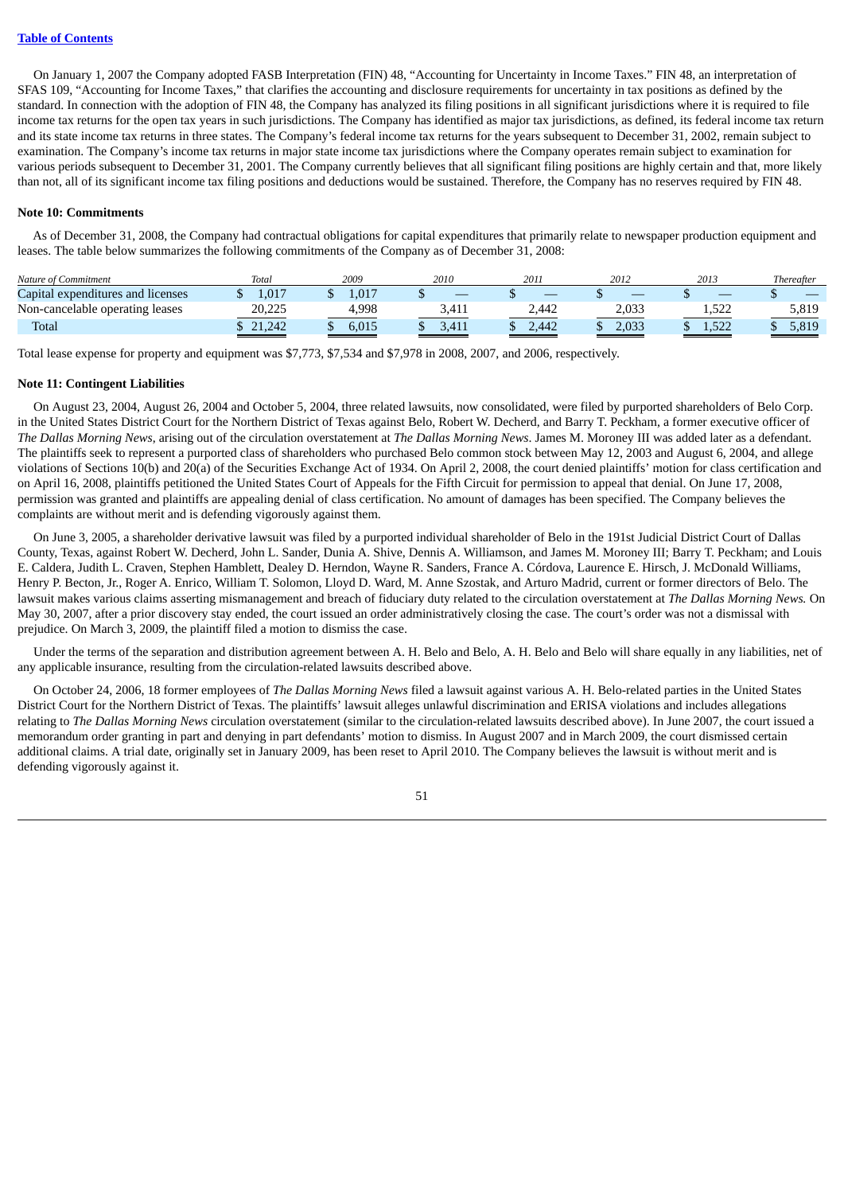On January 1, 2007 the Company adopted FASB Interpretation (FIN) 48, "Accounting for Uncertainty in Income Taxes." FIN 48, an interpretation of SFAS 109, "Accounting for Income Taxes," that clarifies the accounting and disclosure requirements for uncertainty in tax positions as defined by the standard. In connection with the adoption of FIN 48, the Company has analyzed its filing positions in all significant jurisdictions where it is required to file income tax returns for the open tax years in such jurisdictions. The Company has identified as major tax jurisdictions, as defined, its federal income tax return and its state income tax returns in three states. The Company's federal income tax returns for the years subsequent to December 31, 2002, remain subject to examination. The Company's income tax returns in major state income tax jurisdictions where the Company operates remain subject to examination for various periods subsequent to December 31, 2001. The Company currently believes that all significant filing positions are highly certain and that, more likely than not, all of its significant income tax filing positions and deductions would be sustained. Therefore, the Company has no reserves required by FIN 48.

**Note 10: Commitments**

As of December 31, 2008, the Company had contractual obligations for capital expenditures that primarily relate to newspaper production equipment and leases. The table below summarizes the following commitments of the Company as of December 31, 2008:

| *Nature of Commitment* | *Total* | *2009* | *2010* | *2011* | *2012* | *2013* | *Thereafter* |
|---|---|---|---|---|---|---|---|
| Capital expenditures and licenses | $ 1,017 | $ 1,017 | $ — | $ — | $ — | $ — | $ — |
| Non-cancelable operating leases | 20,225 | 4,998 | 3,411 | 2,442 | 2,033 | 1,522 | 5,819 |
| Total | $ 21,242 | $ 6,015 | $ 3,411 | $ 2,442 | $ 2,033 | $ 1,522 | $ 5,819 |

Total lease expense for property and equipment was $7,773, $7,534 and $7,978 in 2008, 2007, and 2006, respectively.

**Note 11: Contingent Liabilities**

On August 23, 2004, August 26, 2004 and October 5, 2004, three related lawsuits, now consolidated, were filed by purported shareholders of Belo Corp. in the United States District Court for the Northern District of Texas against Belo, Robert W. Decherd, and Barry T. Peckham, a former executive officer of *The Dallas Morning News*, arising out of the circulation overstatement at *The Dallas Morning News*. James M. Moroney III was added later as a defendant. The plaintiffs seek to represent a purported class of shareholders who purchased Belo common stock between May 12, 2003 and August 6, 2004, and allege violations of Sections 10(b) and 20(a) of the Securities Exchange Act of 1934. On April 2, 2008, the court denied plaintiffs' motion for class certification and on April 16, 2008, plaintiffs petitioned the United States Court of Appeals for the Fifth Circuit for permission to appeal that denial. On June 17, 2008, permission was granted and plaintiffs are appealing denial of class certification. No amount of damages has been specified. The Company believes the complaints are without merit and is defending vigorously against them.

On June 3, 2005, a shareholder derivative lawsuit was filed by a purported individual shareholder of Belo in the 191st Judicial District Court of Dallas County, Texas, against Robert W. Decherd, John L. Sander, Dunia A. Shive, Dennis A. Williamson, and James M. Moroney III; Barry T. Peckham; and Louis E. Caldera, Judith L. Craven, Stephen Hamblett, Dealey D. Herndon, Wayne R. Sanders, France A. Córdova, Laurence E. Hirsch, J. McDonald Williams, Henry P. Becton, Jr., Roger A. Enrico, William T. Solomon, Lloyd D. Ward, M. Anne Szostak, and Arturo Madrid, current or former directors of Belo. The lawsuit makes various claims asserting mismanagement and breach of fiduciary duty related to the circulation overstatement at *The Dallas Morning News.* On May 30, 2007, after a prior discovery stay ended, the court issued an order administratively closing the case. The court's order was not a dismissal with prejudice. On March 3, 2009, the plaintiff filed a motion to dismiss the case.

Under the terms of the separation and distribution agreement between A. H. Belo and Belo, A. H. Belo and Belo will share equally in any liabilities, net of any applicable insurance, resulting from the circulation-related lawsuits described above.

On October 24, 2006, 18 former employees of *The Dallas Morning News* filed a lawsuit against various A. H. Belo-related parties in the United States District Court for the Northern District of Texas. The plaintiffs' lawsuit alleges unlawful discrimination and ERISA violations and includes allegations relating to *The Dallas Morning News* circulation overstatement (similar to the circulation-related lawsuits described above). In June 2007, the court issued a memorandum order granting in part and denying in part defendants' motion to dismiss. In August 2007 and in March 2009, the court dismissed certain additional claims. A trial date, originally set in January 2009, has been reset to April 2010. The Company believes the lawsuit is without merit and is defending vigorously against it.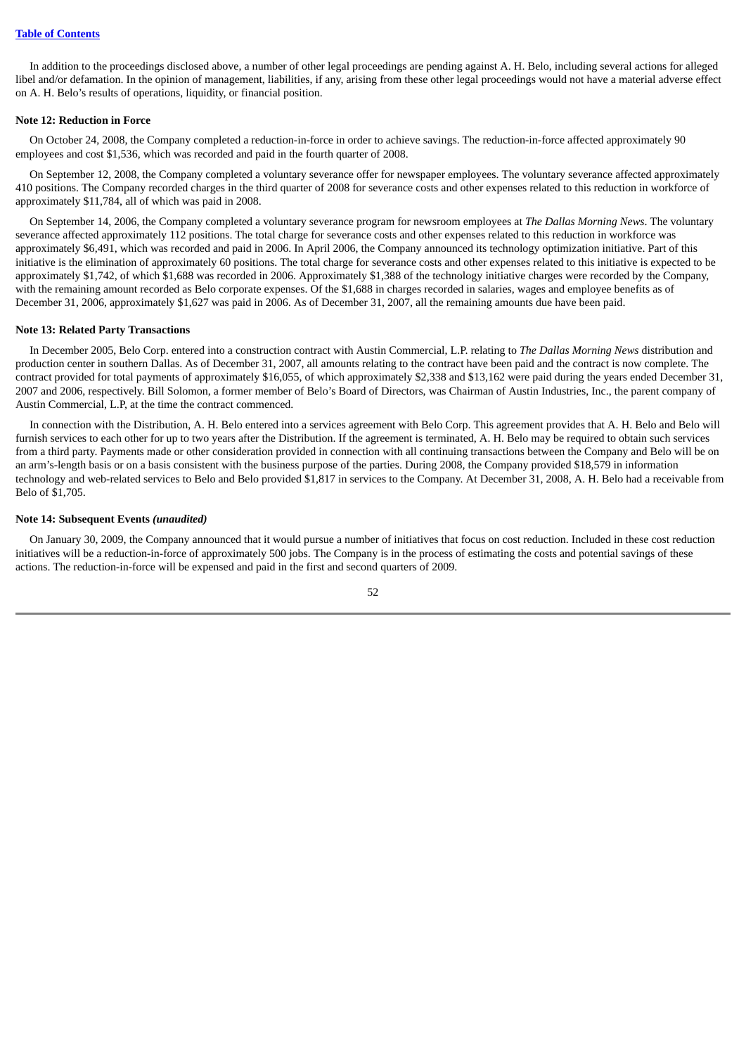In addition to the proceedings disclosed above, a number of other legal proceedings are pending against A. H. Belo, including several actions for alleged libel and/or defamation. In the opinion of management, liabilities, if any, arising from these other legal proceedings would not have a material adverse effect on A. H. Belo's results of operations, liquidity, or financial position.

**Note 12: Reduction in Force**

On October 24, 2008, the Company completed a reduction-in-force in order to achieve savings. The reduction-in-force affected approximately 90 employees and cost $1,536, which was recorded and paid in the fourth quarter of 2008.

On September 12, 2008, the Company completed a voluntary severance offer for newspaper employees. The voluntary severance affected approximately 410 positions. The Company recorded charges in the third quarter of 2008 for severance costs and other expenses related to this reduction in workforce of approximately $11,784, all of which was paid in 2008.

On September 14, 2006, the Company completed a voluntary severance program for newsroom employees at *The Dallas Morning News*. The voluntary severance affected approximately 112 positions. The total charge for severance costs and other expenses related to this reduction in workforce was approximately $6,491, which was recorded and paid in 2006. In April 2006, the Company announced its technology optimization initiative. Part of this initiative is the elimination of approximately 60 positions. The total charge for severance costs and other expenses related to this initiative is expected to be approximately $1,742, of which $1,688 was recorded in 2006. Approximately $1,388 of the technology initiative charges were recorded by the Company, with the remaining amount recorded as Belo corporate expenses. Of the $1,688 in charges recorded in salaries, wages and employee benefits as of December 31, 2006, approximately $1,627 was paid in 2006. As of December 31, 2007, all the remaining amounts due have been paid.

**Note 13: Related Party Transactions**

In December 2005, Belo Corp. entered into a construction contract with Austin Commercial, L.P. relating to *The Dallas Morning News* distribution and production center in southern Dallas. As of December 31, 2007, all amounts relating to the contract have been paid and the contract is now complete. The contract provided for total payments of approximately $16,055, of which approximately $2,338 and $13,162 were paid during the years ended December 31, 2007 and 2006, respectively. Bill Solomon, a former member of Belo's Board of Directors, was Chairman of Austin Industries, Inc., the parent company of Austin Commercial, L.P, at the time the contract commenced.

In connection with the Distribution, A. H. Belo entered into a services agreement with Belo Corp. This agreement provides that A. H. Belo and Belo will furnish services to each other for up to two years after the Distribution. If the agreement is terminated, A. H. Belo may be required to obtain such services from a third party. Payments made or other consideration provided in connection with all continuing transactions between the Company and Belo will be on an arm's-length basis or on a basis consistent with the business purpose of the parties. During 2008, the Company provided $18,579 in information technology and web-related services to Belo and Belo provided $1,817 in services to the Company. At December 31, 2008, A. H. Belo had a receivable from Belo of $1,705.

**Note 14: Subsequent Events *(unaudited)***

On January 30, 2009, the Company announced that it would pursue a number of initiatives that focus on cost reduction. Included in these cost reduction initiatives will be a reduction-in-force of approximately 500 jobs. The Company is in the process of estimating the costs and potential savings of these actions. The reduction-in-force will be expensed and paid in the first and second quarters of 2009.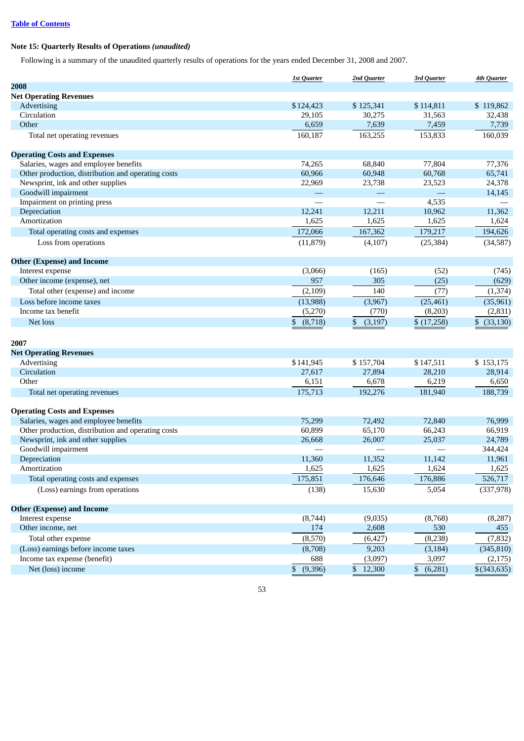Table of Contents

### Note 15: Quarterly Results of Operations *(unaudited)*

Following is a summary of the unaudited quarterly results of operations for the years ended December 31, 2008 and 2007.

| | *1st Quarter* | *2nd Quarter* | *3rd Quarter* | *4th Quarter* |
|---|---|---|---|---|
| **2008** | | | | |
| **Net Operating Revenues** | | | | |
| Advertising | $124,423 | $125,341 | $114,811 | $119,862 |
| Circulation | 29,105 | 30,275 | 31,563 | 32,438 |
| Other | 6,659 | 7,639 | 7,459 | 7,739 |
| Total net operating revenues | 160,187 | 163,255 | 153,833 | 160,039 |
| **Operating Costs and Expenses** | | | | |
| Salaries, wages and employee benefits | 74,265 | 68,840 | 77,804 | 77,376 |
| Other production, distribution and operating costs | 60,966 | 60,948 | 60,768 | 65,741 |
| Newsprint, ink and other supplies | 22,969 | 23,738 | 23,523 | 24,378 |
| Goodwill impairment | — | — | — | 14,145 |
| Impairment on printing press | — | — | 4,535 | — |
| Depreciation | 12,241 | 12,211 | 10,962 | 11,362 |
| Amortization | 1,625 | 1,625 | 1,625 | 1,624 |
| Total operating costs and expenses | 172,066 | 167,362 | 179,217 | 194,626 |
| Loss from operations | (11,879) | (4,107) | (25,384) | (34,587) |
| **Other (Expense) and Income** | | | | |
| Interest expense | (3,066) | (165) | (52) | (745) |
| Other income (expense), net | 957 | 305 | (25) | (629) |
| Total other (expense) and income | (2,109) | 140 | (77) | (1,374) |
| Loss before income taxes | (13,988) | (3,967) | (25,461) | (35,961) |
| Income tax benefit | (5,270) | (770) | (8,203) | (2,831) |
| Net loss | $ (8,718) | $ (3,197) | $ (17,258) | $ (33,130) |
| **2007** | | | | |
| **Net Operating Revenues** | | | | |
| Advertising | $141,945 | $157,704 | $147,511 | $153,175 |
| Circulation | 27,617 | 27,894 | 28,210 | 28,914 |
| Other | 6,151 | 6,678 | 6,219 | 6,650 |
| Total net operating revenues | 175,713 | 192,276 | 181,940 | 188,739 |
| **Operating Costs and Expenses** | | | | |
| Salaries, wages and employee benefits | 75,299 | 72,492 | 72,840 | 76,999 |
| Other production, distribution and operating costs | 60,899 | 65,170 | 66,243 | 66,919 |
| Newsprint, ink and other supplies | 26,668 | 26,007 | 25,037 | 24,789 |
| Goodwill impairment | — | — | — | 344,424 |
| Depreciation | 11,360 | 11,352 | 11,142 | 11,961 |
| Amortization | 1,625 | 1,625 | 1,624 | 1,625 |
| Total operating costs and expenses | 175,851 | 176,646 | 176,886 | 526,717 |
| (Loss) earnings from operations | (138) | 15,630 | 5,054 | (337,978) |
| **Other (Expense) and Income** | | | | |
| Interest expense | (8,744) | (9,035) | (8,768) | (8,287) |
| Other income, net | 174 | 2,608 | 530 | 455 |
| Total other expense | (8,570) | (6,427) | (8,238) | (7,832) |
| (Loss) earnings before income taxes | (8,708) | 9,203 | (3,184) | (345,810) |
| Income tax expense (benefit) | 688 | (3,097) | 3,097 | (2,175) |
| Net (loss) income | $ (9,396) | $ 12,300 | $ (6,281) | $(343,635) |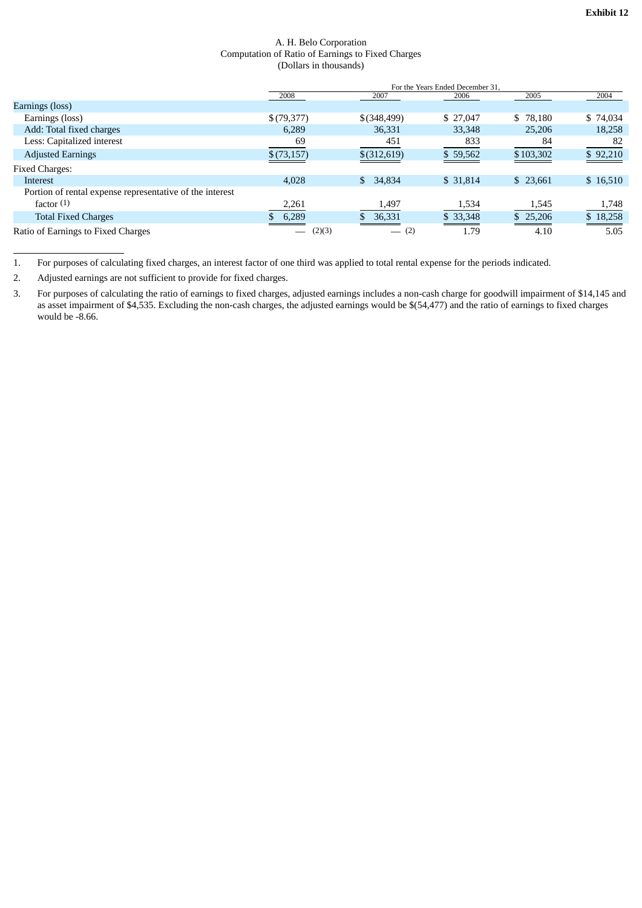**Exhibit 12**

A. H. Belo Corporation
Computation of Ratio of Earnings to Fixed Charges
(Dollars in thousands)

| | For the Years Ended December 31, | | | | |
|---|---|---|---|---|---|
| | 2008 | 2007 | 2006 | 2005 | 2004 |
| Earnings (loss) | | | | | |
| Earnings (loss) | $(79,377) | $(348,499) | $ 27,047 | $ 78,180 | $ 74,034 |
| Add: Total fixed charges | 6,289 | 36,331 | 33,348 | 25,206 | 18,258 |
| Less: Capitalized interest | 69 | 451 | 833 | 84 | 82 |
| Adjusted Earnings | $(73,157) | $(312,619) | $ 59,562 | $103,302 | $ 92,210 |
| Fixed Charges: | | | | | |
| Interest | 4,028 | $ 34,834 | $ 31,814 | $ 23,661 | $ 16,510 |
| Portion of rental expense representative of the interest factor (1) | 2,261 | 1,497 | 1,534 | 1,545 | 1,748 |
| Total Fixed Charges | $ 6,289 | $ 36,331 | $ 33,348 | $ 25,206 | $ 18,258 |
| Ratio of Earnings to Fixed Charges | — (2)(3) | — (2) | 1.79 | 4.10 | 5.05 |

1. For purposes of calculating fixed charges, an interest factor of one third was applied to total rental expense for the periods indicated.
2. Adjusted earnings are not sufficient to provide for fixed charges.
3. For purposes of calculating the ratio of earnings to fixed charges, adjusted earnings includes a non-cash charge for goodwill impairment of $14,145 and as asset impairment of $4,535. Excluding the non-cash charges, the adjusted earnings would be $(54,477) and the ratio of earnings to fixed charges would be -8.66.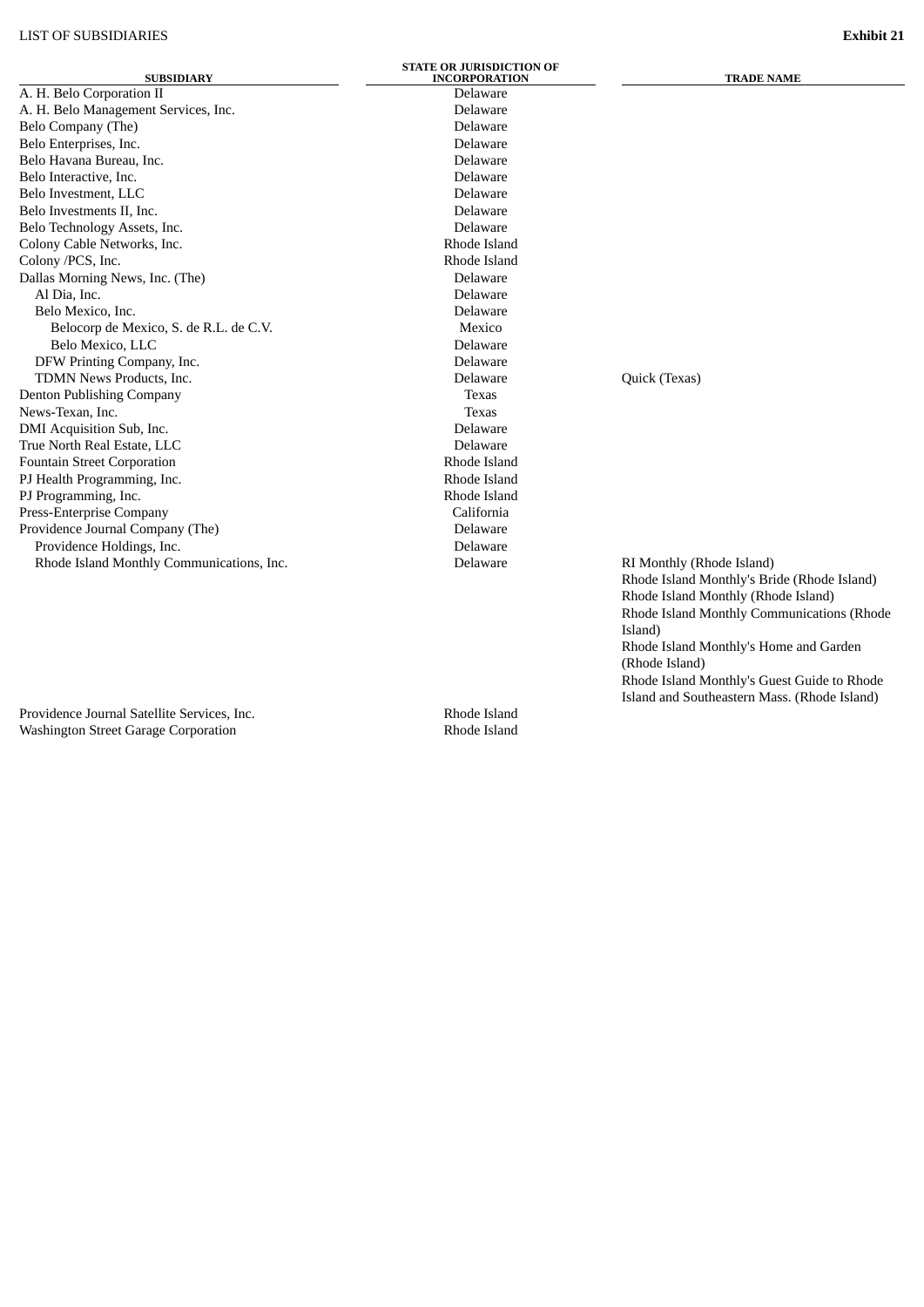LIST OF SUBSIDIARIES **Exhibit 21**

| SUBSIDIARY | STATE OR JURISDICTION OF INCORPORATION | TRADE NAME |
|---|---|---|
| A. H. Belo Corporation II | Delaware | |
| A. H. Belo Management Services, Inc. | Delaware | |
| Belo Company (The) | Delaware | |
| Belo Enterprises, Inc. | Delaware | |
| Belo Havana Bureau, Inc. | Delaware | |
| Belo Interactive, Inc. | Delaware | |
| Belo Investment, LLC | Delaware | |
| Belo Investments II, Inc. | Delaware | |
| Belo Technology Assets, Inc. | Delaware | |
| Colony Cable Networks, Inc. | Rhode Island | |
| Colony /PCS, Inc. | Rhode Island | |
| Dallas Morning News, Inc. (The) | Delaware | |
| Al Dia, Inc. | Delaware | |
| Belo Mexico, Inc. | Delaware | |
| Belocorp de Mexico, S. de R.L. de C.V. | Mexico | |
| Belo Mexico, LLC | Delaware | |
| DFW Printing Company, Inc. | Delaware | |
| TDMN News Products, Inc. | Delaware | Quick (Texas) |
| Denton Publishing Company | Texas | |
| News-Texan, Inc. | Texas | |
| DMI Acquisition Sub, Inc. | Delaware | |
| True North Real Estate, LLC | Delaware | |
| Fountain Street Corporation | Rhode Island | |
| PJ Health Programming, Inc. | Rhode Island | |
| PJ Programming, Inc. | Rhode Island | |
| Press-Enterprise Company | California | |
| Providence Journal Company (The) | Delaware | |
| Providence Holdings, Inc. | Delaware | |
| Rhode Island Monthly Communications, Inc. | Delaware | RI Monthly (Rhode Island)<br>Rhode Island Monthly's Bride (Rhode Island)<br>Rhode Island Monthly (Rhode Island)<br>Rhode Island Monthly Communications (Rhode Island)<br>Rhode Island Monthly's Home and Garden (Rhode Island)<br>Rhode Island Monthly's Guest Guide to Rhode Island and Southeastern Mass. (Rhode Island) |
| Providence Journal Satellite Services, Inc. | Rhode Island | |
| Washington Street Garage Corporation | Rhode Island | |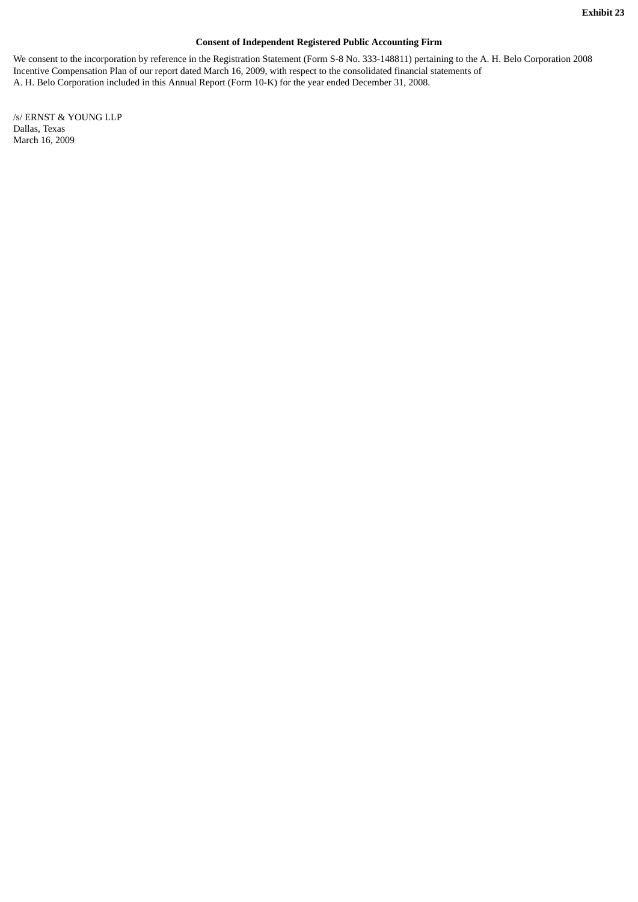**Exhibit 23**

**Consent of Independent Registered Public Accounting Firm**

We consent to the incorporation by reference in the Registration Statement (Form S-8 No. 333-148811) pertaining to the A. H. Belo Corporation 2008 Incentive Compensation Plan of our report dated March 16, 2009, with respect to the consolidated financial statements of A. H. Belo Corporation included in this Annual Report (Form 10-K) for the year ended December 31, 2008.

/s/ ERNST & YOUNG LLP
Dallas, Texas
March 16, 2009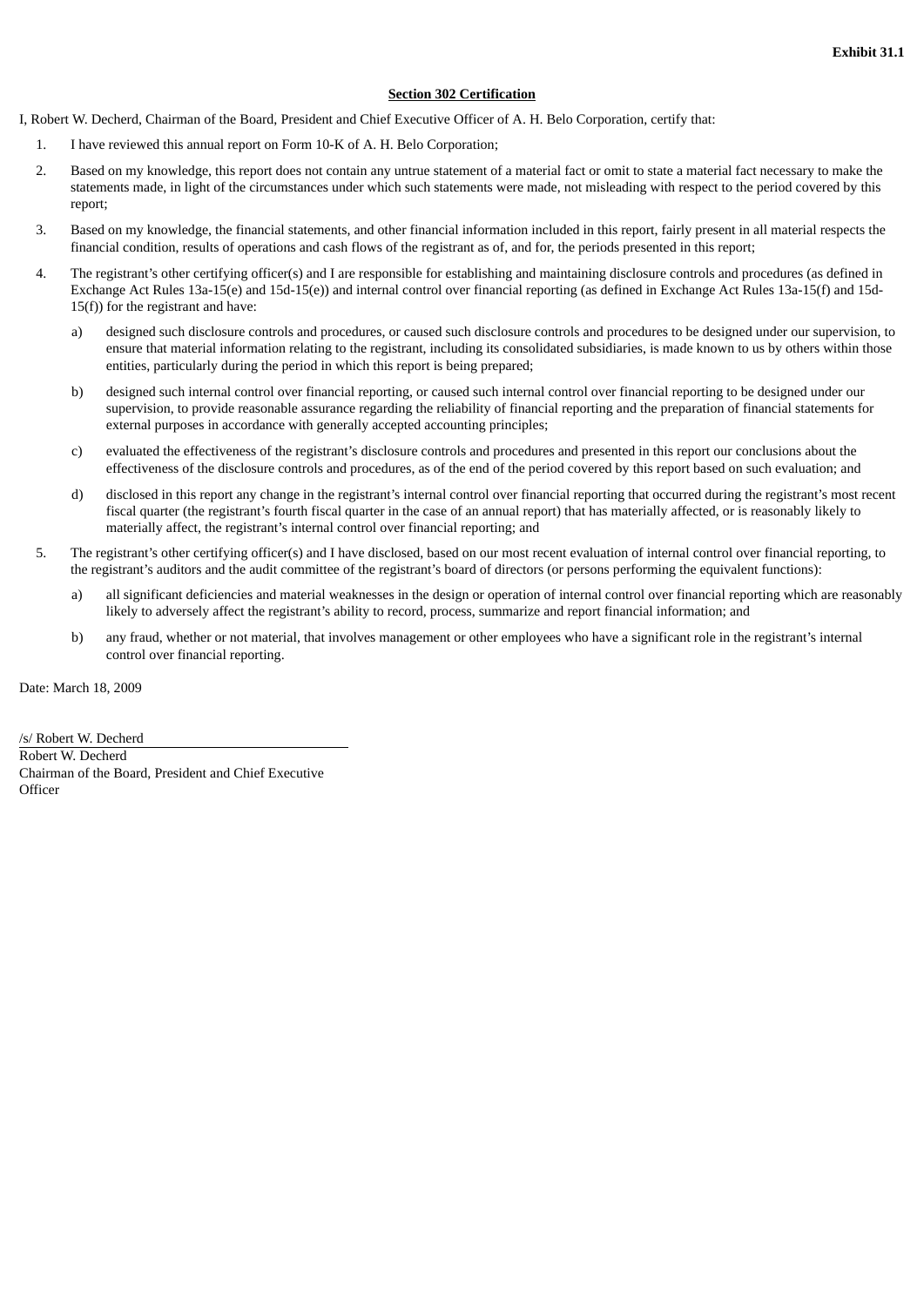**Exhibit 31.1**

**Section 302 Certification**

I, Robert W. Decherd, Chairman of the Board, President and Chief Executive Officer of A. H. Belo Corporation, certify that:

1. I have reviewed this annual report on Form 10-K of A. H. Belo Corporation;
2. Based on my knowledge, this report does not contain any untrue statement of a material fact or omit to state a material fact necessary to make the statements made, in light of the circumstances under which such statements were made, not misleading with respect to the period covered by this report;
3. Based on my knowledge, the financial statements, and other financial information included in this report, fairly present in all material respects the financial condition, results of operations and cash flows of the registrant as of, and for, the periods presented in this report;
4. The registrant's other certifying officer(s) and I are responsible for establishing and maintaining disclosure controls and procedures (as defined in Exchange Act Rules 13a-15(e) and 15d-15(e)) and internal control over financial reporting (as defined in Exchange Act Rules 13a-15(f) and 15d-15(f)) for the registrant and have:
   a) designed such disclosure controls and procedures, or caused such disclosure controls and procedures to be designed under our supervision, to ensure that material information relating to the registrant, including its consolidated subsidiaries, is made known to us by others within those entities, particularly during the period in which this report is being prepared;
   b) designed such internal control over financial reporting, or caused such internal control over financial reporting to be designed under our supervision, to provide reasonable assurance regarding the reliability of financial reporting and the preparation of financial statements for external purposes in accordance with generally accepted accounting principles;
   c) evaluated the effectiveness of the registrant's disclosure controls and procedures and presented in this report our conclusions about the effectiveness of the disclosure controls and procedures, as of the end of the period covered by this report based on such evaluation; and
   d) disclosed in this report any change in the registrant's internal control over financial reporting that occurred during the registrant's most recent fiscal quarter (the registrant's fourth fiscal quarter in the case of an annual report) that has materially affected, or is reasonably likely to materially affect, the registrant's internal control over financial reporting; and
5. The registrant's other certifying officer(s) and I have disclosed, based on our most recent evaluation of internal control over financial reporting, to the registrant's auditors and the audit committee of the registrant's board of directors (or persons performing the equivalent functions):
   a) all significant deficiencies and material weaknesses in the design or operation of internal control over financial reporting which are reasonably likely to adversely affect the registrant's ability to record, process, summarize and report financial information; and
   b) any fraud, whether or not material, that involves management or other employees who have a significant role in the registrant's internal control over financial reporting.

Date: March 18, 2009

/s/ Robert W. Decherd
Robert W. Decherd
Chairman of the Board, President and Chief Executive Officer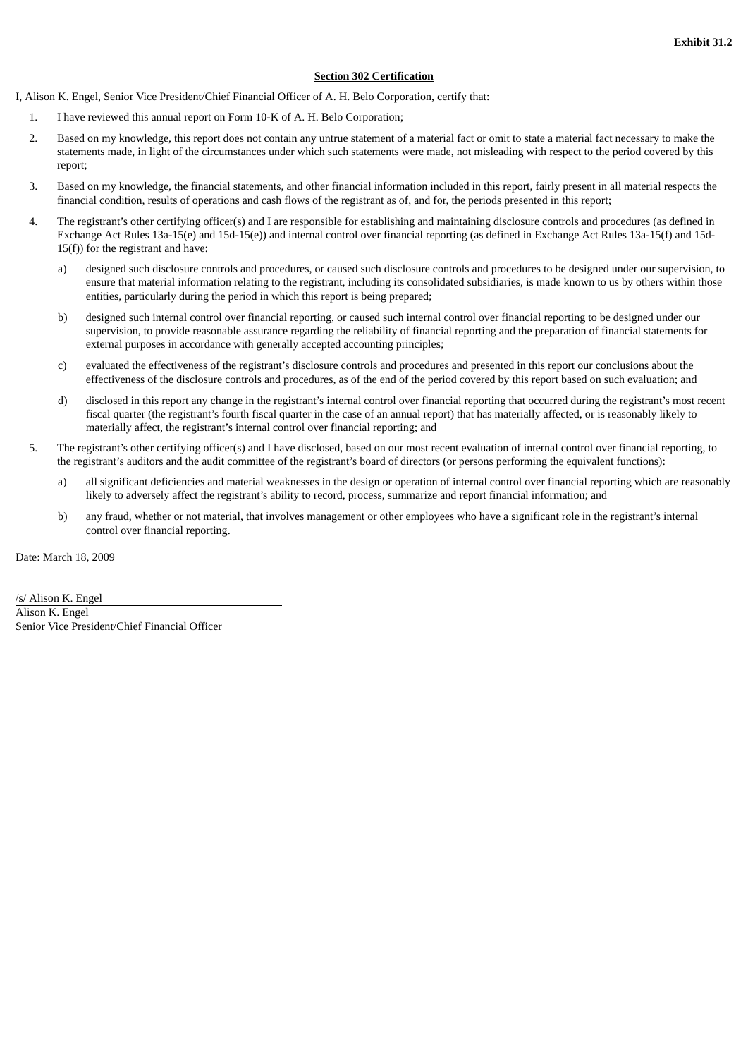**Exhibit 31.2**

**Section 302 Certification**

I, Alison K. Engel, Senior Vice President/Chief Financial Officer of A. H. Belo Corporation, certify that:

1. I have reviewed this annual report on Form 10-K of A. H. Belo Corporation;
2. Based on my knowledge, this report does not contain any untrue statement of a material fact or omit to state a material fact necessary to make the statements made, in light of the circumstances under which such statements were made, not misleading with respect to the period covered by this report;
3. Based on my knowledge, the financial statements, and other financial information included in this report, fairly present in all material respects the financial condition, results of operations and cash flows of the registrant as of, and for, the periods presented in this report;
4. The registrant's other certifying officer(s) and I are responsible for establishing and maintaining disclosure controls and procedures (as defined in Exchange Act Rules 13a-15(e) and 15d-15(e)) and internal control over financial reporting (as defined in Exchange Act Rules 13a-15(f) and 15d-15(f)) for the registrant and have:
   a) designed such disclosure controls and procedures, or caused such disclosure controls and procedures to be designed under our supervision, to ensure that material information relating to the registrant, including its consolidated subsidiaries, is made known to us by others within those entities, particularly during the period in which this report is being prepared;
   b) designed such internal control over financial reporting, or caused such internal control over financial reporting to be designed under our supervision, to provide reasonable assurance regarding the reliability of financial reporting and the preparation of financial statements for external purposes in accordance with generally accepted accounting principles;
   c) evaluated the effectiveness of the registrant's disclosure controls and procedures and presented in this report our conclusions about the effectiveness of the disclosure controls and procedures, as of the end of the period covered by this report based on such evaluation; and
   d) disclosed in this report any change in the registrant's internal control over financial reporting that occurred during the registrant's most recent fiscal quarter (the registrant's fourth fiscal quarter in the case of an annual report) that has materially affected, or is reasonably likely to materially affect, the registrant's internal control over financial reporting; and
5. The registrant's other certifying officer(s) and I have disclosed, based on our most recent evaluation of internal control over financial reporting, to the registrant's auditors and the audit committee of the registrant's board of directors (or persons performing the equivalent functions):
   a) all significant deficiencies and material weaknesses in the design or operation of internal control over financial reporting which are reasonably likely to adversely affect the registrant's ability to record, process, summarize and report financial information; and
   b) any fraud, whether or not material, that involves management or other employees who have a significant role in the registrant's internal control over financial reporting.

Date: March 18, 2009

/s/ Alison K. Engel
Alison K. Engel
Senior Vice President/Chief Financial Officer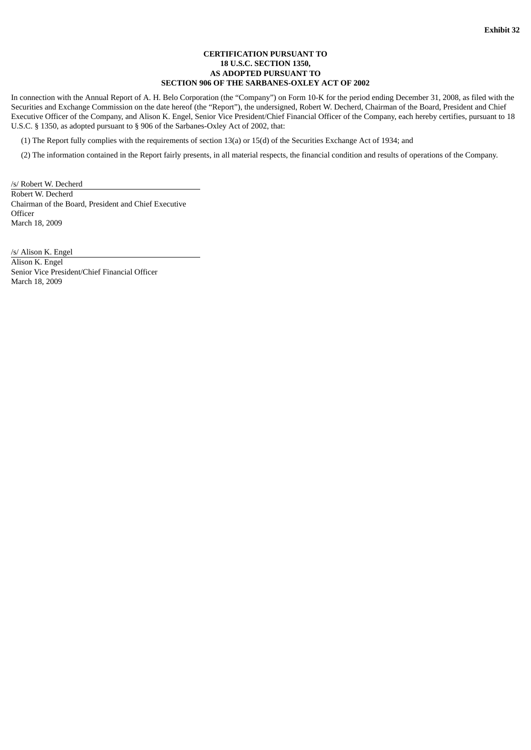**Exhibit 32**

**CERTIFICATION PURSUANT TO
18 U.S.C. SECTION 1350,
AS ADOPTED PURSUANT TO
SECTION 906 OF THE SARBANES-OXLEY ACT OF 2002**

In connection with the Annual Report of A. H. Belo Corporation (the "Company") on Form 10-K for the period ending December 31, 2008, as filed with the Securities and Exchange Commission on the date hereof (the "Report"), the undersigned, Robert W. Decherd, Chairman of the Board, President and Chief Executive Officer of the Company, and Alison K. Engel, Senior Vice President/Chief Financial Officer of the Company, each hereby certifies, pursuant to 18 U.S.C. § 1350, as adopted pursuant to § 906 of the Sarbanes-Oxley Act of 2002, that:

(1) The Report fully complies with the requirements of section 13(a) or 15(d) of the Securities Exchange Act of 1934; and

(2) The information contained in the Report fairly presents, in all material respects, the financial condition and results of operations of the Company.

/s/ Robert W. Decherd
Robert W. Decherd
Chairman of the Board, President and Chief Executive Officer
March 18, 2009

/s/ Alison K. Engel
Alison K. Engel
Senior Vice President/Chief Financial Officer
March 18, 2009